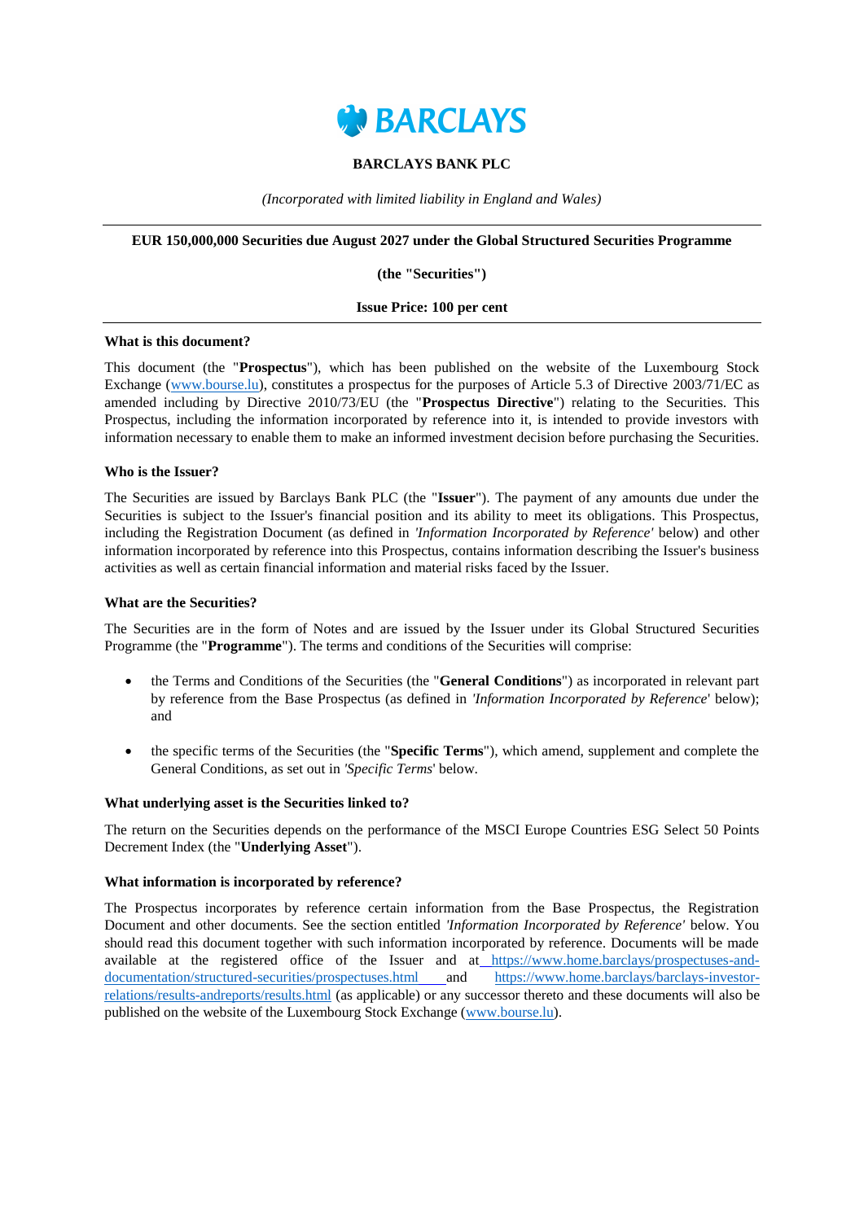# BARCLAYS

**BARCLAYS BANK PLC**

*(Incorporated with limited liability in England and Wales)*

---

**EUR 150,000,000 Securities due August 2027 under the Global Structured Securities Programme**

**(the "Securities")**

**Issue Price: 100 per cent**

---

**What is this document?**

This document (the "**Prospectus**"), which has been published on the website of the Luxembourg Stock Exchange (www.bourse.lu), constitutes a prospectus for the purposes of Article 5.3 of Directive 2003/71/EC as amended including by Directive 2010/73/EU (the "**Prospectus Directive**") relating to the Securities. This Prospectus, including the information incorporated by reference into it, is intended to provide investors with information necessary to enable them to make an informed investment decision before purchasing the Securities.

**Who is the Issuer?**

The Securities are issued by Barclays Bank PLC (the "**Issuer**"). The payment of any amounts due under the Securities is subject to the Issuer's financial position and its ability to meet its obligations. This Prospectus, including the Registration Document (as defined in *'Information Incorporated by Reference'* below) and other information incorporated by reference into this Prospectus, contains information describing the Issuer's business activities as well as certain financial information and material risks faced by the Issuer.

**What are the Securities?**

The Securities are in the form of Notes and are issued by the Issuer under its Global Structured Securities Programme (the "**Programme**"). The terms and conditions of the Securities will comprise:

- the Terms and Conditions of the Securities (the "**General Conditions**") as incorporated in relevant part by reference from the Base Prospectus (as defined in *'Information Incorporated by Reference*' below); and
- the specific terms of the Securities (the "**Specific Terms**"), which amend, supplement and complete the General Conditions, as set out in *'Specific Terms*' below.

**What underlying asset is the Securities linked to?**

The return on the Securities depends on the performance of the MSCI Europe Countries ESG Select 50 Points Decrement Index (the "**Underlying Asset**").

**What information is incorporated by reference?**

The Prospectus incorporates by reference certain information from the Base Prospectus, the Registration Document and other documents. See the section entitled *'Information Incorporated by Reference'* below. You should read this document together with such information incorporated by reference. Documents will be made available at the registered office of the Issuer and at https://www.home.barclays/prospectuses-and-documentation/structured-securities/prospectuses.html and https://www.home.barclays/barclays-investor-relations/results-andreports/results.html (as applicable) or any successor thereto and these documents will also be published on the website of the Luxembourg Stock Exchange (www.bourse.lu).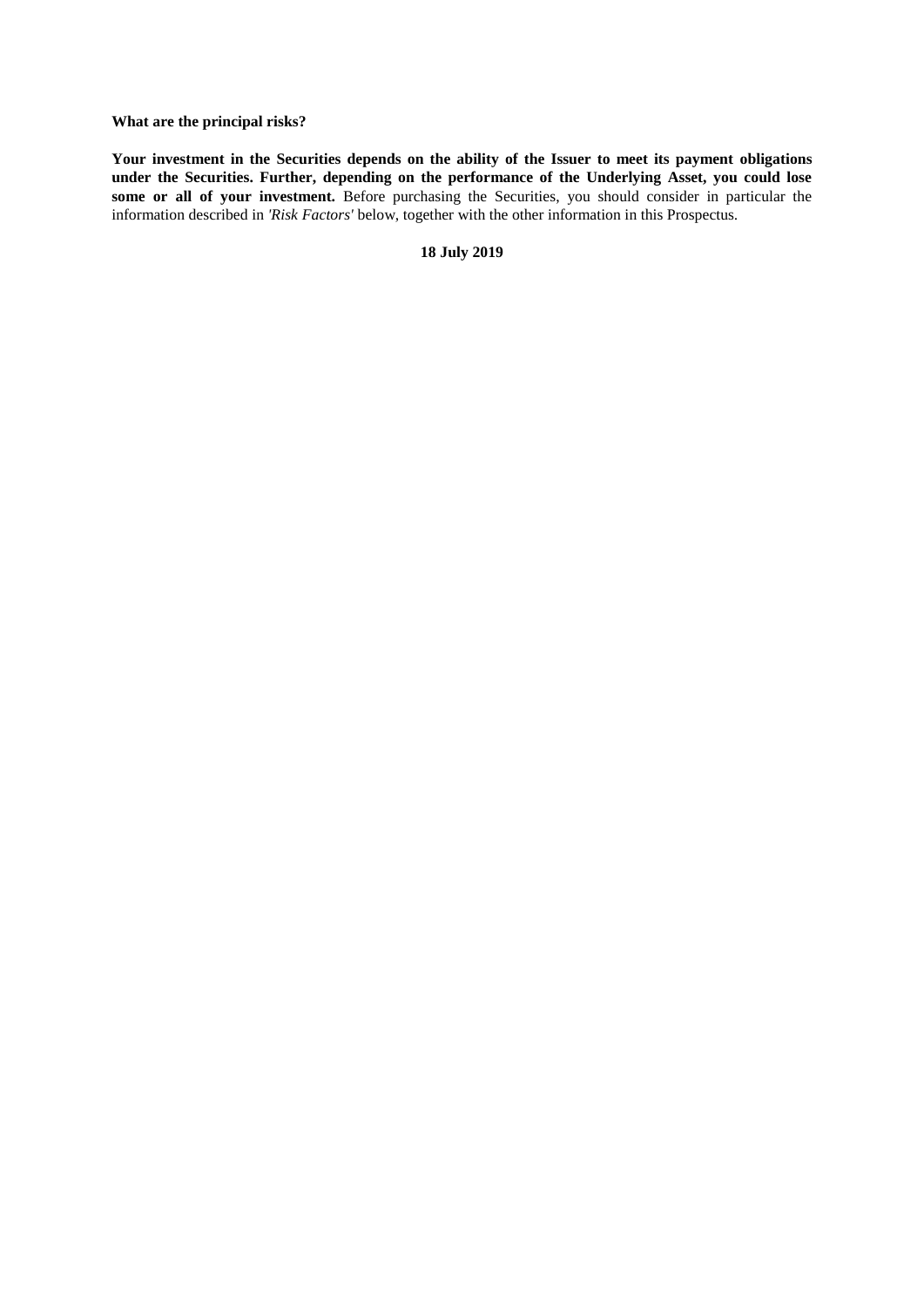**What are the principal risks?**

**Your investment in the Securities depends on the ability of the Issuer to meet its payment obligations under the Securities. Further, depending on the performance of the Underlying Asset, you could lose some or all of your investment.** Before purchasing the Securities, you should consider in particular the information described in *'Risk Factors'* below, together with the other information in this Prospectus.

**18 July 2019**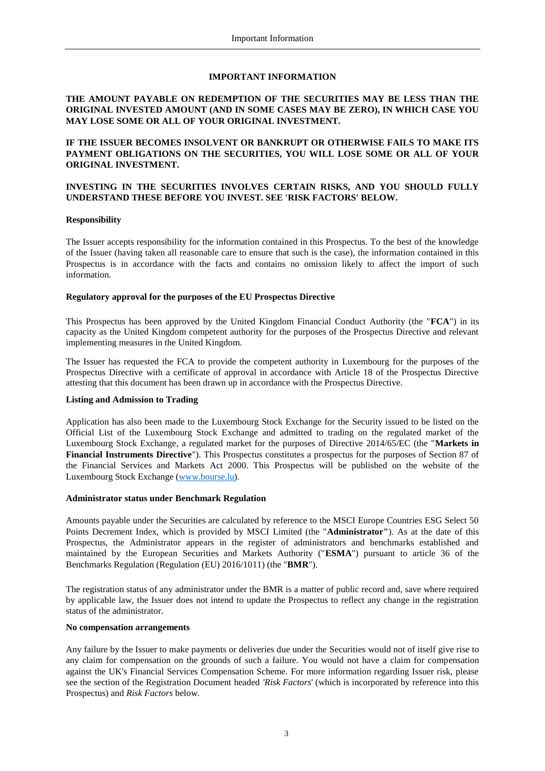# IMPORTANT INFORMATION

**THE AMOUNT PAYABLE ON REDEMPTION OF THE SECURITIES MAY BE LESS THAN THE ORIGINAL INVESTED AMOUNT (AND IN SOME CASES MAY BE ZERO), IN WHICH CASE YOU MAY LOSE SOME OR ALL OF YOUR ORIGINAL INVESTMENT.**

**IF THE ISSUER BECOMES INSOLVENT OR BANKRUPT OR OTHERWISE FAILS TO MAKE ITS PAYMENT OBLIGATIONS ON THE SECURITIES, YOU WILL LOSE SOME OR ALL OF YOUR ORIGINAL INVESTMENT.**

**INVESTING IN THE SECURITIES INVOLVES CERTAIN RISKS, AND YOU SHOULD FULLY UNDERSTAND THESE BEFORE YOU INVEST. SEE 'RISK FACTORS' BELOW.**

**Responsibility**

The Issuer accepts responsibility for the information contained in this Prospectus. To the best of the knowledge of the Issuer (having taken all reasonable care to ensure that such is the case), the information contained in this Prospectus is in accordance with the facts and contains no omission likely to affect the import of such information.

**Regulatory approval for the purposes of the EU Prospectus Directive**

This Prospectus has been approved by the United Kingdom Financial Conduct Authority (the "**FCA**") in its capacity as the United Kingdom competent authority for the purposes of the Prospectus Directive and relevant implementing measures in the United Kingdom.

The Issuer has requested the FCA to provide the competent authority in Luxembourg for the purposes of the Prospectus Directive with a certificate of approval in accordance with Article 18 of the Prospectus Directive attesting that this document has been drawn up in accordance with the Prospectus Directive.

**Listing and Admission to Trading**

Application has also been made to the Luxembourg Stock Exchange for the Security issued to be listed on the Official List of the Luxembourg Stock Exchange and admitted to trading on the regulated market of the Luxembourg Stock Exchange, a regulated market for the purposes of Directive 2014/65/EC (the "**Markets in Financial Instruments Directive**"). This Prospectus constitutes a prospectus for the purposes of Section 87 of the Financial Services and Markets Act 2000. This Prospectus will be published on the website of the Luxembourg Stock Exchange (www.bourse.lu).

**Administrator status under Benchmark Regulation**

Amounts payable under the Securities are calculated by reference to the MSCI Europe Countries ESG Select 50 Points Decrement Index, which is provided by MSCI Limited (the "**Administrator"**). As at the date of this Prospectus, the Administrator appears in the register of administrators and benchmarks established and maintained by the European Securities and Markets Authority ("**ESMA**") pursuant to article 36 of the Benchmarks Regulation (Regulation (EU) 2016/1011) (the "**BMR**").

The registration status of any administrator under the BMR is a matter of public record and, save where required by applicable law, the Issuer does not intend to update the Prospectus to reflect any change in the registration status of the administrator.

**No compensation arrangements**

Any failure by the Issuer to make payments or deliveries due under the Securities would not of itself give rise to any claim for compensation on the grounds of such a failure. You would not have a claim for compensation against the UK's Financial Services Compensation Scheme. For more information regarding Issuer risk, please see the section of the Registration Document headed *'Risk Factors*' (which is incorporated by reference into this Prospectus) and *Risk Factors* below.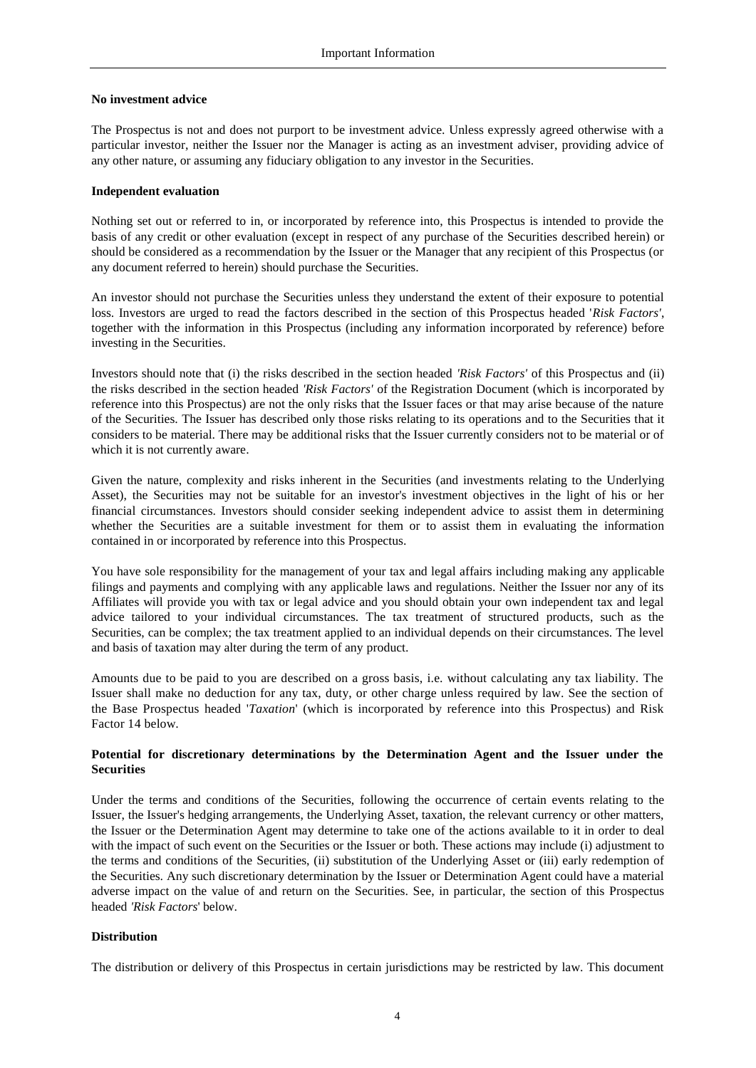**No investment advice**

The Prospectus is not and does not purport to be investment advice. Unless expressly agreed otherwise with a particular investor, neither the Issuer nor the Manager is acting as an investment adviser, providing advice of any other nature, or assuming any fiduciary obligation to any investor in the Securities.

**Independent evaluation**

Nothing set out or referred to in, or incorporated by reference into, this Prospectus is intended to provide the basis of any credit or other evaluation (except in respect of any purchase of the Securities described herein) or should be considered as a recommendation by the Issuer or the Manager that any recipient of this Prospectus (or any document referred to herein) should purchase the Securities.

An investor should not purchase the Securities unless they understand the extent of their exposure to potential loss. Investors are urged to read the factors described in the section of this Prospectus headed '*Risk Factors*', together with the information in this Prospectus (including any information incorporated by reference) before investing in the Securities.

Investors should note that (i) the risks described in the section headed *'Risk Factors'* of this Prospectus and (ii) the risks described in the section headed *'Risk Factors'* of the Registration Document (which is incorporated by reference into this Prospectus) are not the only risks that the Issuer faces or that may arise because of the nature of the Securities. The Issuer has described only those risks relating to its operations and to the Securities that it considers to be material. There may be additional risks that the Issuer currently considers not to be material or of which it is not currently aware.

Given the nature, complexity and risks inherent in the Securities (and investments relating to the Underlying Asset), the Securities may not be suitable for an investor's investment objectives in the light of his or her financial circumstances. Investors should consider seeking independent advice to assist them in determining whether the Securities are a suitable investment for them or to assist them in evaluating the information contained in or incorporated by reference into this Prospectus.

You have sole responsibility for the management of your tax and legal affairs including making any applicable filings and payments and complying with any applicable laws and regulations. Neither the Issuer nor any of its Affiliates will provide you with tax or legal advice and you should obtain your own independent tax and legal advice tailored to your individual circumstances. The tax treatment of structured products, such as the Securities, can be complex; the tax treatment applied to an individual depends on their circumstances. The level and basis of taxation may alter during the term of any product.

Amounts due to be paid to you are described on a gross basis, i.e. without calculating any tax liability. The Issuer shall make no deduction for any tax, duty, or other charge unless required by law. See the section of the Base Prospectus headed '*Taxation*' (which is incorporated by reference into this Prospectus) and Risk Factor 14 below.

**Potential for discretionary determinations by the Determination Agent and the Issuer under the Securities**

Under the terms and conditions of the Securities, following the occurrence of certain events relating to the Issuer, the Issuer's hedging arrangements, the Underlying Asset, taxation, the relevant currency or other matters, the Issuer or the Determination Agent may determine to take one of the actions available to it in order to deal with the impact of such event on the Securities or the Issuer or both. These actions may include (i) adjustment to the terms and conditions of the Securities, (ii) substitution of the Underlying Asset or (iii) early redemption of the Securities. Any such discretionary determination by the Issuer or Determination Agent could have a material adverse impact on the value of and return on the Securities. See, in particular, the section of this Prospectus headed *'Risk Factors*' below.

**Distribution**

The distribution or delivery of this Prospectus in certain jurisdictions may be restricted by law. This document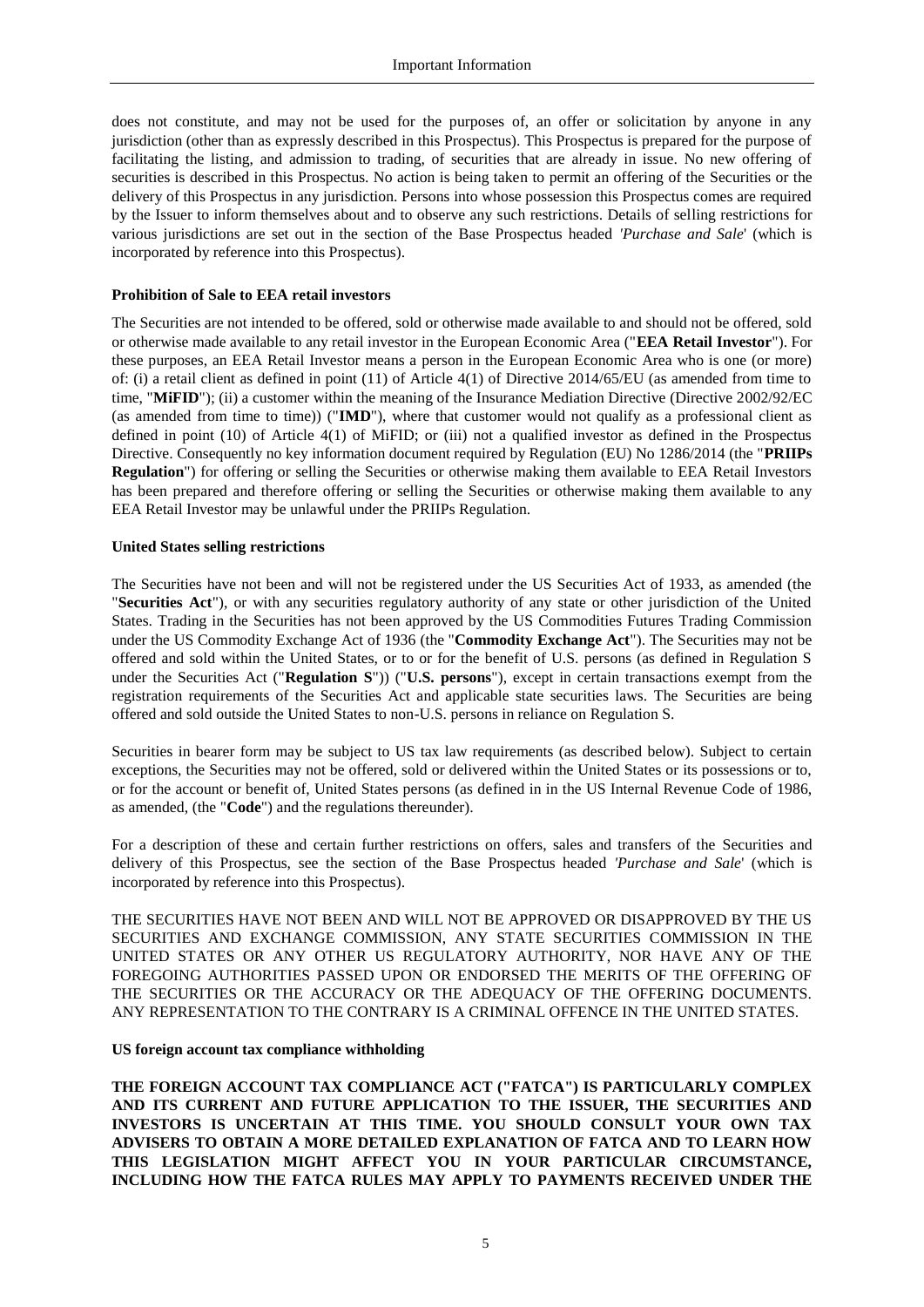does not constitute, and may not be used for the purposes of, an offer or solicitation by anyone in any jurisdiction (other than as expressly described in this Prospectus). This Prospectus is prepared for the purpose of facilitating the listing, and admission to trading, of securities that are already in issue. No new offering of securities is described in this Prospectus. No action is being taken to permit an offering of the Securities or the delivery of this Prospectus in any jurisdiction. Persons into whose possession this Prospectus comes are required by the Issuer to inform themselves about and to observe any such restrictions. Details of selling restrictions for various jurisdictions are set out in the section of the Base Prospectus headed *'Purchase and Sale'* (which is incorporated by reference into this Prospectus).

**Prohibition of Sale to EEA retail investors**

The Securities are not intended to be offered, sold or otherwise made available to and should not be offered, sold or otherwise made available to any retail investor in the European Economic Area ("**EEA Retail Investor**"). For these purposes, an EEA Retail Investor means a person in the European Economic Area who is one (or more) of: (i) a retail client as defined in point (11) of Article 4(1) of Directive 2014/65/EU (as amended from time to time, "**MiFID**"); (ii) a customer within the meaning of the Insurance Mediation Directive (Directive 2002/92/EC (as amended from time to time)) ("**IMD**"), where that customer would not qualify as a professional client as defined in point (10) of Article 4(1) of MiFID; or (iii) not a qualified investor as defined in the Prospectus Directive. Consequently no key information document required by Regulation (EU) No 1286/2014 (the "**PRIIPs Regulation**") for offering or selling the Securities or otherwise making them available to EEA Retail Investors has been prepared and therefore offering or selling the Securities or otherwise making them available to any EEA Retail Investor may be unlawful under the PRIIPs Regulation.

**United States selling restrictions**

The Securities have not been and will not be registered under the US Securities Act of 1933, as amended (the "**Securities Act**"), or with any securities regulatory authority of any state or other jurisdiction of the United States. Trading in the Securities has not been approved by the US Commodities Futures Trading Commission under the US Commodity Exchange Act of 1936 (the "**Commodity Exchange Act**"). The Securities may not be offered and sold within the United States, or to or for the benefit of U.S. persons (as defined in Regulation S under the Securities Act ("**Regulation S**")) ("**U.S. persons**"), except in certain transactions exempt from the registration requirements of the Securities Act and applicable state securities laws. The Securities are being offered and sold outside the United States to non-U.S. persons in reliance on Regulation S.

Securities in bearer form may be subject to US tax law requirements (as described below). Subject to certain exceptions, the Securities may not be offered, sold or delivered within the United States or its possessions or to, or for the account or benefit of, United States persons (as defined in in the US Internal Revenue Code of 1986, as amended, (the "**Code**") and the regulations thereunder).

For a description of these and certain further restrictions on offers, sales and transfers of the Securities and delivery of this Prospectus, see the section of the Base Prospectus headed *'Purchase and Sale'* (which is incorporated by reference into this Prospectus).

THE SECURITIES HAVE NOT BEEN AND WILL NOT BE APPROVED OR DISAPPROVED BY THE US SECURITIES AND EXCHANGE COMMISSION, ANY STATE SECURITIES COMMISSION IN THE UNITED STATES OR ANY OTHER US REGULATORY AUTHORITY, NOR HAVE ANY OF THE FOREGOING AUTHORITIES PASSED UPON OR ENDORSED THE MERITS OF THE OFFERING OF THE SECURITIES OR THE ACCURACY OR THE ADEQUACY OF THE OFFERING DOCUMENTS. ANY REPRESENTATION TO THE CONTRARY IS A CRIMINAL OFFENCE IN THE UNITED STATES.

**US foreign account tax compliance withholding**

**THE FOREIGN ACCOUNT TAX COMPLIANCE ACT ("FATCA") IS PARTICULARLY COMPLEX AND ITS CURRENT AND FUTURE APPLICATION TO THE ISSUER, THE SECURITIES AND INVESTORS IS UNCERTAIN AT THIS TIME. YOU SHOULD CONSULT YOUR OWN TAX ADVISERS TO OBTAIN A MORE DETAILED EXPLANATION OF FATCA AND TO LEARN HOW THIS LEGISLATION MIGHT AFFECT YOU IN YOUR PARTICULAR CIRCUMSTANCE, INCLUDING HOW THE FATCA RULES MAY APPLY TO PAYMENTS RECEIVED UNDER THE**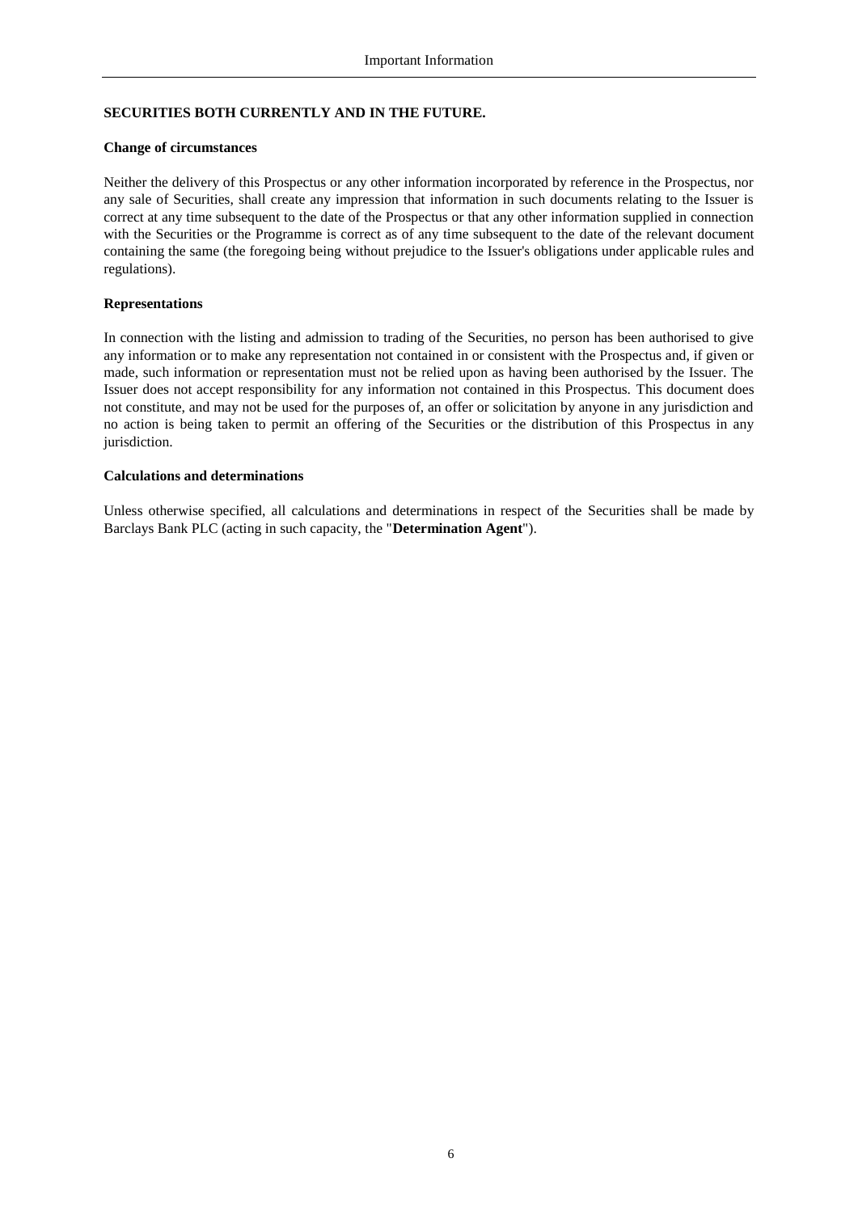**SECURITIES BOTH CURRENTLY AND IN THE FUTURE.**

**Change of circumstances**

Neither the delivery of this Prospectus or any other information incorporated by reference in the Prospectus, nor any sale of Securities, shall create any impression that information in such documents relating to the Issuer is correct at any time subsequent to the date of the Prospectus or that any other information supplied in connection with the Securities or the Programme is correct as of any time subsequent to the date of the relevant document containing the same (the foregoing being without prejudice to the Issuer's obligations under applicable rules and regulations).

**Representations**

In connection with the listing and admission to trading of the Securities, no person has been authorised to give any information or to make any representation not contained in or consistent with the Prospectus and, if given or made, such information or representation must not be relied upon as having been authorised by the Issuer. The Issuer does not accept responsibility for any information not contained in this Prospectus. This document does not constitute, and may not be used for the purposes of, an offer or solicitation by anyone in any jurisdiction and no action is being taken to permit an offering of the Securities or the distribution of this Prospectus in any jurisdiction.

**Calculations and determinations**

Unless otherwise specified, all calculations and determinations in respect of the Securities shall be made by Barclays Bank PLC (acting in such capacity, the "**Determination Agent**").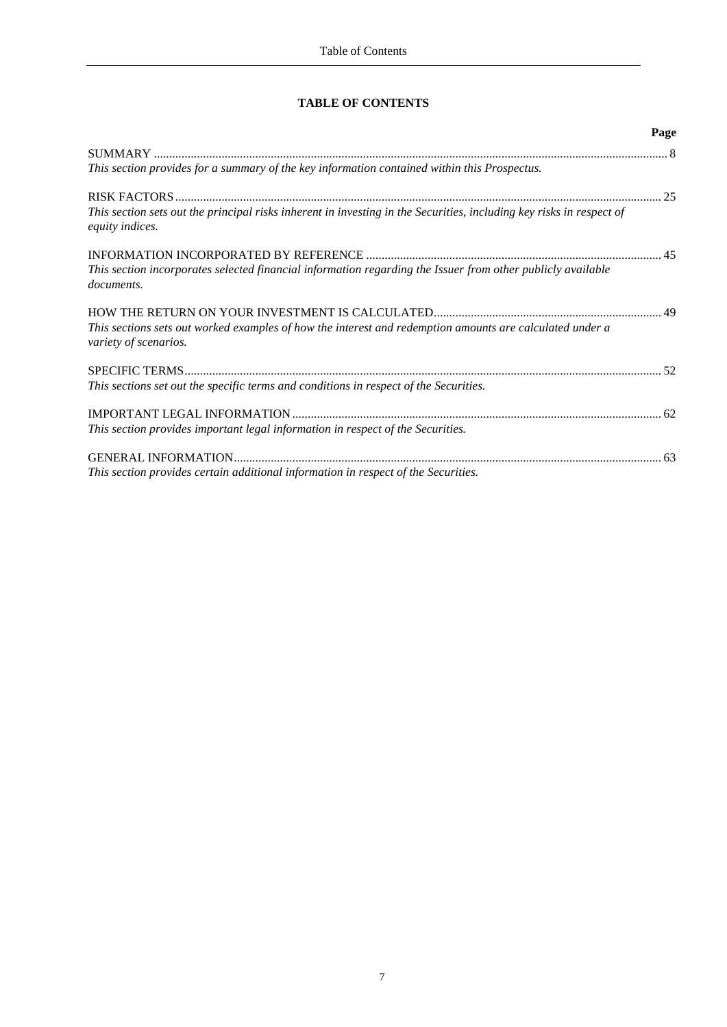# TABLE OF CONTENTS

| | Page |
|---|---|
| SUMMARY | 8 |
| *This section provides for a summary of the key information contained within this Prospectus.* | |
| RISK FACTORS | 25 |
| *This section sets out the principal risks inherent in investing in the Securities, including key risks in respect of equity indices.* | |
| INFORMATION INCORPORATED BY REFERENCE | 45 |
| *This section incorporates selected financial information regarding the Issuer from other publicly available documents.* | |
| HOW THE RETURN ON YOUR INVESTMENT IS CALCULATED | 49 |
| *This sections sets out worked examples of how the interest and redemption amounts are calculated under a variety of scenarios.* | |
| SPECIFIC TERMS | 52 |
| *This sections set out the specific terms and conditions in respect of the Securities.* | |
| IMPORTANT LEGAL INFORMATION | 62 |
| *This section provides important legal information in respect of the Securities.* | |
| GENERAL INFORMATION | 63 |
| *This section provides certain additional information in respect of the Securities.* | |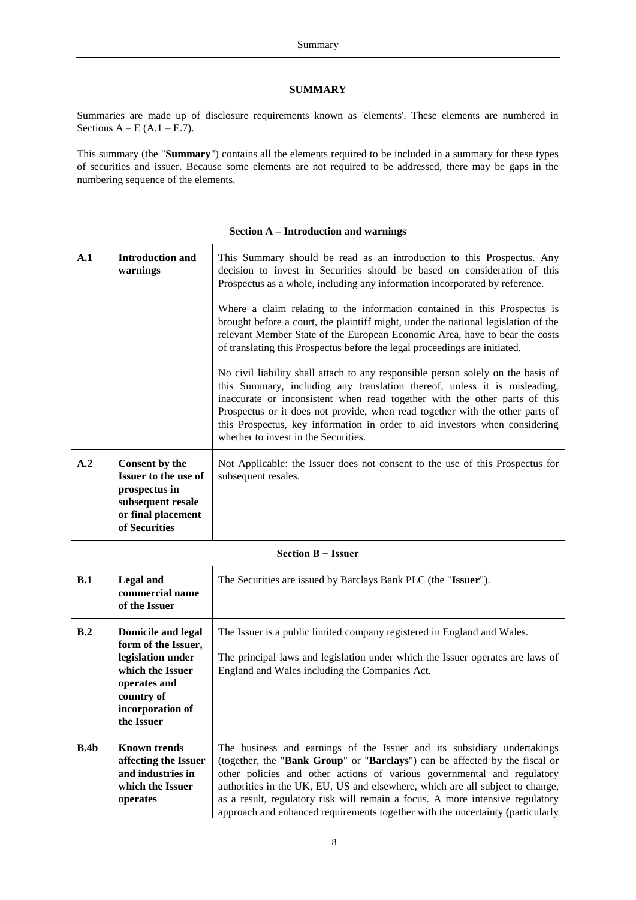# SUMMARY

Summaries are made up of disclosure requirements known as 'elements'. These elements are numbered in Sections A – E (A.1 – E.7).

This summary (the "**Summary**") contains all the elements required to be included in a summary for these types of securities and issuer. Because some elements are not required to be addressed, there may be gaps in the numbering sequence of the elements.

| **Section A – Introduction and warnings** | | |
|---|---|---|
| **A.1** | **Introduction and warnings** | This Summary should be read as an introduction to this Prospectus. Any decision to invest in Securities should be based on consideration of this Prospectus as a whole, including any information incorporated by reference.<br><br>Where a claim relating to the information contained in this Prospectus is brought before a court, the plaintiff might, under the national legislation of the relevant Member State of the European Economic Area, have to bear the costs of translating this Prospectus before the legal proceedings are initiated.<br><br>No civil liability shall attach to any responsible person solely on the basis of this Summary, including any translation thereof, unless it is misleading, inaccurate or inconsistent when read together with the other parts of this Prospectus or it does not provide, when read together with the other parts of this Prospectus, key information in order to aid investors when considering whether to invest in the Securities. |
| **A.2** | **Consent by the Issuer to the use of prospectus in subsequent resale or final placement of Securities** | Not Applicable: the Issuer does not consent to the use of this Prospectus for subsequent resales. |
| **Section B − Issuer** | | |
| **B.1** | **Legal and commercial name of the Issuer** | The Securities are issued by Barclays Bank PLC (the "**Issuer**"). |
| **B.2** | **Domicile and legal form of the Issuer, legislation under which the Issuer operates and country of incorporation of the Issuer** | The Issuer is a public limited company registered in England and Wales.<br><br>The principal laws and legislation under which the Issuer operates are laws of England and Wales including the Companies Act. |
| **B.4b** | **Known trends affecting the Issuer and industries in which the Issuer operates** | The business and earnings of the Issuer and its subsidiary undertakings (together, the "**Bank Group**" or "**Barclays**") can be affected by the fiscal or other policies and other actions of various governmental and regulatory authorities in the UK, EU, US and elsewhere, which are all subject to change, as a result, regulatory risk will remain a focus. A more intensive regulatory approach and enhanced requirements together with the uncertainty (particularly |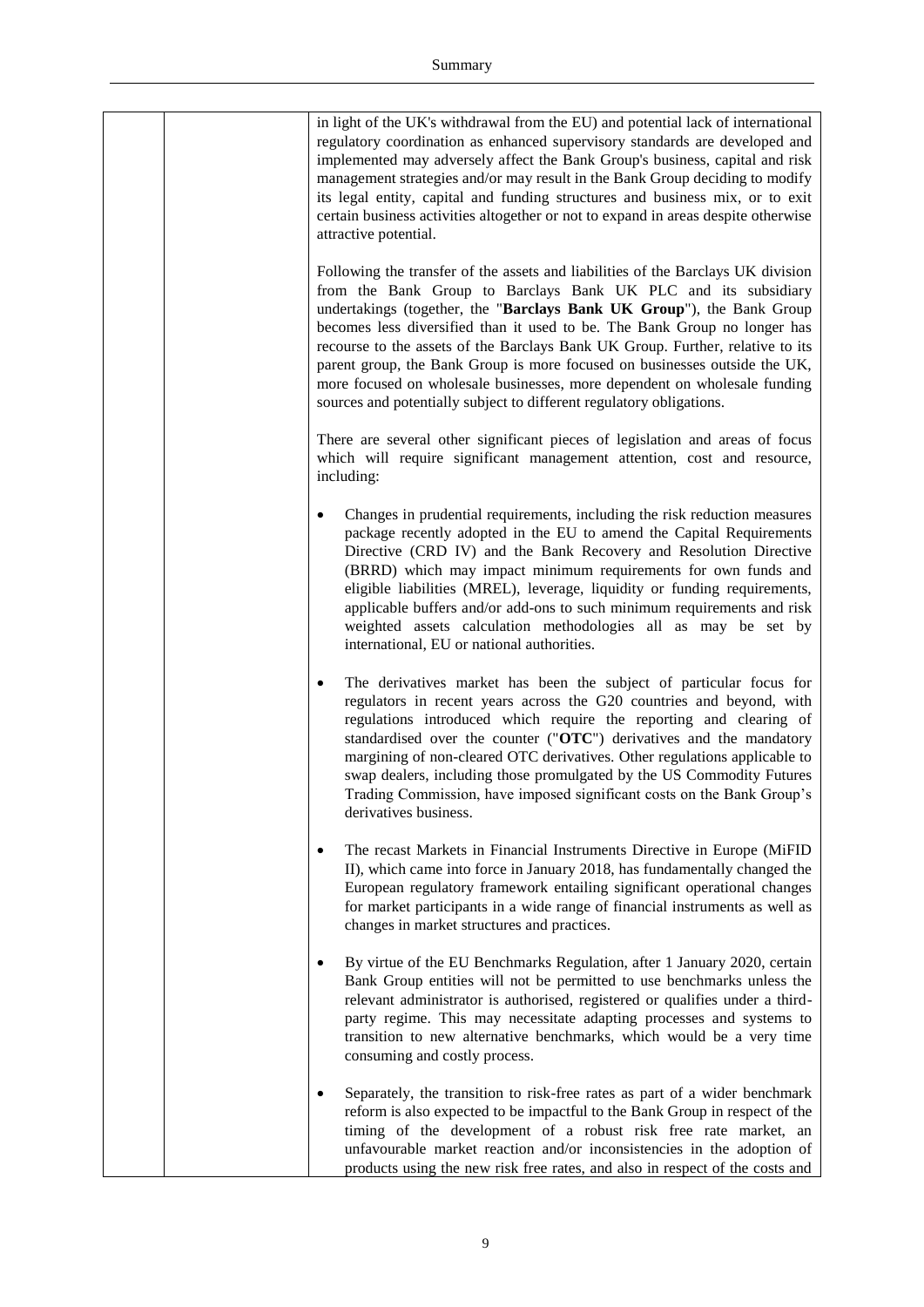|  |  | in light of the UK's withdrawal from the EU) and potential lack of international regulatory coordination as enhanced supervisory standards are developed and implemented may adversely affect the Bank Group's business, capital and risk management strategies and/or may result in the Bank Group deciding to modify its legal entity, capital and funding structures and business mix, or to exit certain business activities altogether or not to expand in areas despite otherwise attractive potential.<br><br>Following the transfer of the assets and liabilities of the Barclays UK division from the Bank Group to Barclays Bank UK PLC and its subsidiary undertakings (together, the "**Barclays Bank UK Group**"), the Bank Group becomes less diversified than it used to be. The Bank Group no longer has recourse to the assets of the Barclays Bank UK Group. Further, relative to its parent group, the Bank Group is more focused on businesses outside the UK, more focused on wholesale businesses, more dependent on wholesale funding sources and potentially subject to different regulatory obligations.<br><br>There are several other significant pieces of legislation and areas of focus which will require significant management attention, cost and resource, including:<br><br>• Changes in prudential requirements, including the risk reduction measures package recently adopted in the EU to amend the Capital Requirements Directive (CRD IV) and the Bank Recovery and Resolution Directive (BRRD) which may impact minimum requirements for own funds and eligible liabilities (MREL), leverage, liquidity or funding requirements, applicable buffers and/or add-ons to such minimum requirements and risk weighted assets calculation methodologies all as may be set by international, EU or national authorities.<br><br>• The derivatives market has been the subject of particular focus for regulators in recent years across the G20 countries and beyond, with regulations introduced which require the reporting and clearing of standardised over the counter ("**OTC**") derivatives and the mandatory margining of non-cleared OTC derivatives. Other regulations applicable to swap dealers, including those promulgated by the US Commodity Futures Trading Commission, have imposed significant costs on the Bank Group's derivatives business.<br><br>• The recast Markets in Financial Instruments Directive in Europe (MiFID II), which came into force in January 2018, has fundamentally changed the European regulatory framework entailing significant operational changes for market participants in a wide range of financial instruments as well as changes in market structures and practices.<br><br>• By virtue of the EU Benchmarks Regulation, after 1 January 2020, certain Bank Group entities will not be permitted to use benchmarks unless the relevant administrator is authorised, registered or qualifies under a third-party regime. This may necessitate adapting processes and systems to transition to new alternative benchmarks, which would be a very time consuming and costly process.<br><br>• Separately, the transition to risk-free rates as part of a wider benchmark reform is also expected to be impactful to the Bank Group in respect of the timing of the development of a robust risk free rate market, an unfavourable market reaction and/or inconsistencies in the adoption of products using the new risk free rates, and also in respect of the costs and |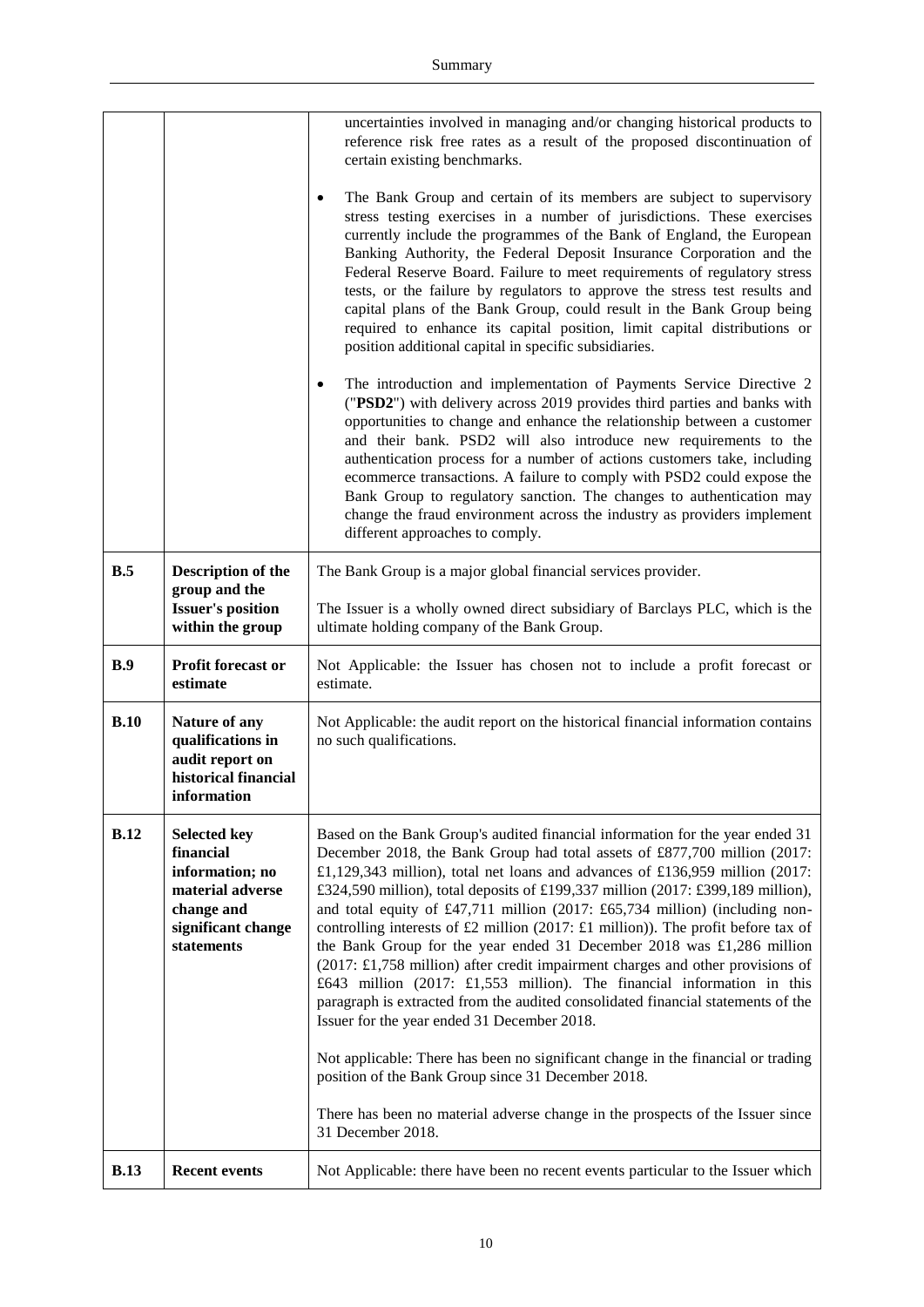| | | |
|---|---|---|
| | | uncertainties involved in managing and/or changing historical products to reference risk free rates as a result of the proposed discontinuation of certain existing benchmarks.<br><br>• The Bank Group and certain of its members are subject to supervisory stress testing exercises in a number of jurisdictions. These exercises currently include the programmes of the Bank of England, the European Banking Authority, the Federal Deposit Insurance Corporation and the Federal Reserve Board. Failure to meet requirements of regulatory stress tests, or the failure by regulators to approve the stress test results and capital plans of the Bank Group, could result in the Bank Group being required to enhance its capital position, limit capital distributions or position additional capital in specific subsidiaries.<br><br>• The introduction and implementation of Payments Service Directive 2 ("**PSD2**") with delivery across 2019 provides third parties and banks with opportunities to change and enhance the relationship between a customer and their bank. PSD2 will also introduce new requirements to the authentication process for a number of actions customers take, including ecommerce transactions. A failure to comply with PSD2 could expose the Bank Group to regulatory sanction. The changes to authentication may change the fraud environment across the industry as providers implement different approaches to comply. |
| **B.5** | **Description of the group and the Issuer's position within the group** | The Bank Group is a major global financial services provider.<br><br>The Issuer is a wholly owned direct subsidiary of Barclays PLC, which is the ultimate holding company of the Bank Group. |
| **B.9** | **Profit forecast or estimate** | Not Applicable: the Issuer has chosen not to include a profit forecast or estimate. |
| **B.10** | **Nature of any qualifications in audit report on historical financial information** | Not Applicable: the audit report on the historical financial information contains no such qualifications. |
| **B.12** | **Selected key financial information; no material adverse change and significant change statements** | Based on the Bank Group's audited financial information for the year ended 31 December 2018, the Bank Group had total assets of £877,700 million (2017: £1,129,343 million), total net loans and advances of £136,959 million (2017: £324,590 million), total deposits of £199,337 million (2017: £399,189 million), and total equity of £47,711 million (2017: £65,734 million) (including non-controlling interests of £2 million (2017: £1 million)). The profit before tax of the Bank Group for the year ended 31 December 2018 was £1,286 million (2017: £1,758 million) after credit impairment charges and other provisions of £643 million (2017: £1,553 million). The financial information in this paragraph is extracted from the audited consolidated financial statements of the Issuer for the year ended 31 December 2018.<br><br>Not applicable: There has been no significant change in the financial or trading position of the Bank Group since 31 December 2018.<br><br>There has been no material adverse change in the prospects of the Issuer since 31 December 2018. |
| **B.13** | **Recent events** | Not Applicable: there have been no recent events particular to the Issuer which |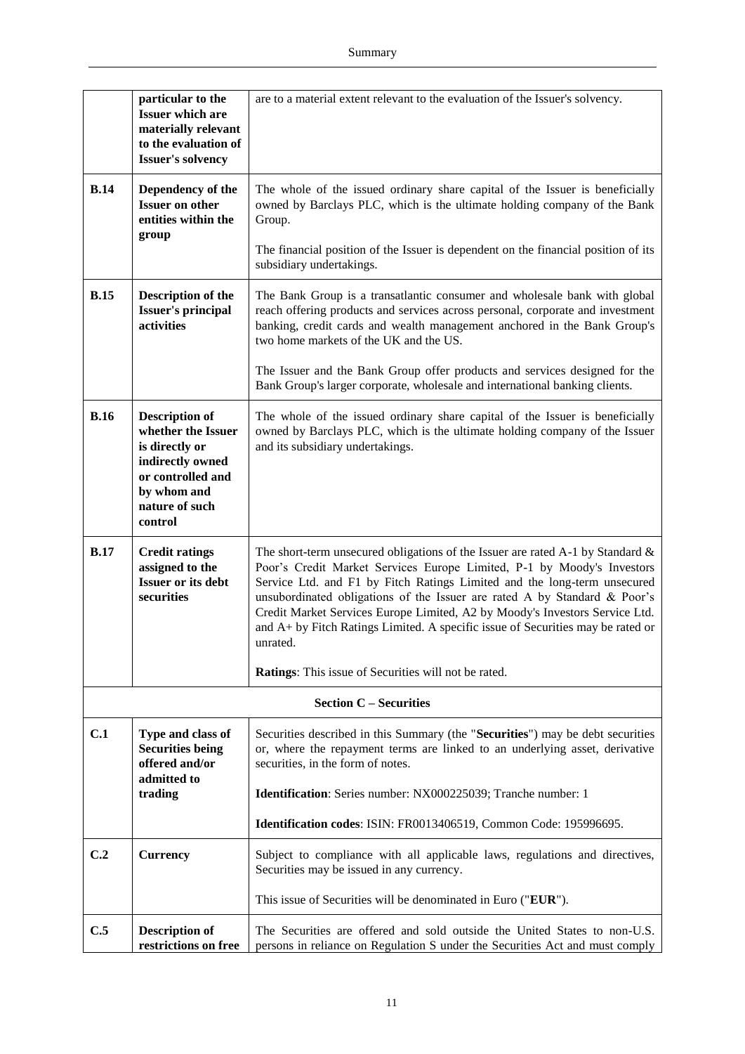| | | |
|---|---|---|
| | **particular to the Issuer which are materially relevant to the evaluation of Issuer's solvency** | are to a material extent relevant to the evaluation of the Issuer's solvency. |
| **B.14** | **Dependency of the Issuer on other entities within the group** | The whole of the issued ordinary share capital of the Issuer is beneficially owned by Barclays PLC, which is the ultimate holding company of the Bank Group.<br><br>The financial position of the Issuer is dependent on the financial position of its subsidiary undertakings. |
| **B.15** | **Description of the Issuer's principal activities** | The Bank Group is a transatlantic consumer and wholesale bank with global reach offering products and services across personal, corporate and investment banking, credit cards and wealth management anchored in the Bank Group's two home markets of the UK and the US.<br><br>The Issuer and the Bank Group offer products and services designed for the Bank Group's larger corporate, wholesale and international banking clients. |
| **B.16** | **Description of whether the Issuer is directly or indirectly owned or controlled and by whom and nature of such control** | The whole of the issued ordinary share capital of the Issuer is beneficially owned by Barclays PLC, which is the ultimate holding company of the Issuer and its subsidiary undertakings. |
| **B.17** | **Credit ratings assigned to the Issuer or its debt securities** | The short-term unsecured obligations of the Issuer are rated A-1 by Standard & Poor's Credit Market Services Europe Limited, P-1 by Moody's Investors Service Ltd. and F1 by Fitch Ratings Limited and the long-term unsecured unsubordinated obligations of the Issuer are rated A by Standard & Poor's Credit Market Services Europe Limited, A2 by Moody's Investors Service Ltd. and A+ by Fitch Ratings Limited. A specific issue of Securities may be rated or unrated.<br><br>**Ratings**: This issue of Securities will not be rated. |
| | | **Section C – Securities** |
| **C.1** | **Type and class of Securities being offered and/or admitted to trading** | Securities described in this Summary (the "**Securities**") may be debt securities or, where the repayment terms are linked to an underlying asset, derivative securities, in the form of notes.<br><br>**Identification**: Series number: NX000225039; Tranche number: 1<br><br>**Identification codes**: ISIN: FR0013406519, Common Code: 195996695. |
| **C.2** | **Currency** | Subject to compliance with all applicable laws, regulations and directives, Securities may be issued in any currency.<br><br>This issue of Securities will be denominated in Euro ("**EUR**"). |
| **C.5** | **Description of restrictions on free** | The Securities are offered and sold outside the United States to non-U.S. persons in reliance on Regulation S under the Securities Act and must comply |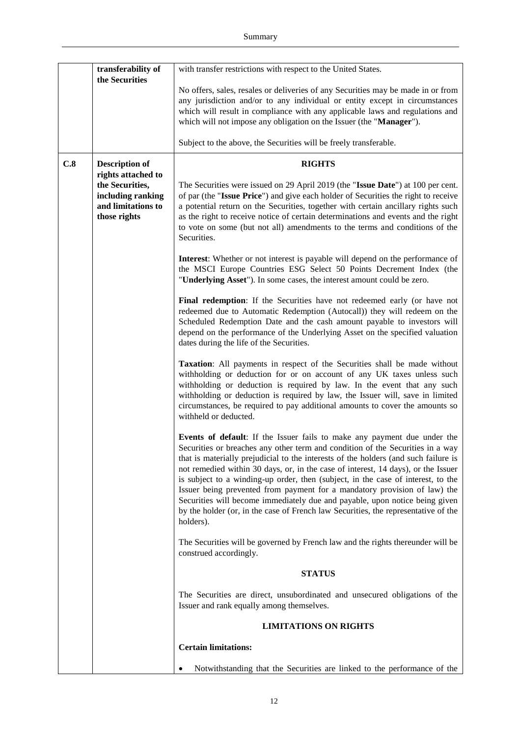| | | |
|---|---|---|
| | **transferability of the Securities** | with transfer restrictions with respect to the United States.<br><br>No offers, sales, resales or deliveries of any Securities may be made in or from any jurisdiction and/or to any individual or entity except in circumstances which will result in compliance with any applicable laws and regulations and which will not impose any obligation on the Issuer (the "**Manager**").<br><br>Subject to the above, the Securities will be freely transferable. |
| **C.8** | **Description of rights attached to the Securities, including ranking and limitations to those rights** | **RIGHTS**<br><br>The Securities were issued on 29 April 2019 (the "**Issue Date**") at 100 per cent. of par (the "**Issue Price**") and give each holder of Securities the right to receive a potential return on the Securities, together with certain ancillary rights such as the right to receive notice of certain determinations and events and the right to vote on some (but not all) amendments to the terms and conditions of the Securities.<br><br>**Interest**: Whether or not interest is payable will depend on the performance of the MSCI Europe Countries ESG Select 50 Points Decrement Index (the "**Underlying Asset**"). In some cases, the interest amount could be zero.<br><br>**Final redemption**: If the Securities have not redeemed early (or have not redeemed due to Automatic Redemption (Autocall)) they will redeem on the Scheduled Redemption Date and the cash amount payable to investors will depend on the performance of the Underlying Asset on the specified valuation dates during the life of the Securities.<br><br>**Taxation**: All payments in respect of the Securities shall be made without withholding or deduction for or on account of any UK taxes unless such withholding or deduction is required by law. In the event that any such withholding or deduction is required by law, the Issuer will, save in limited circumstances, be required to pay additional amounts to cover the amounts so withheld or deducted.<br><br>**Events of default**: If the Issuer fails to make any payment due under the Securities or breaches any other term and condition of the Securities in a way that is materially prejudicial to the interests of the holders (and such failure is not remedied within 30 days, or, in the case of interest, 14 days), or the Issuer is subject to a winding-up order, then (subject, in the case of interest, to the Issuer being prevented from payment for a mandatory provision of law) the Securities will become immediately due and payable, upon notice being given by the holder (or, in the case of French law Securities, the representative of the holders).<br><br>The Securities will be governed by French law and the rights thereunder will be construed accordingly.<br><br>**STATUS**<br><br>The Securities are direct, unsubordinated and unsecured obligations of the Issuer and rank equally among themselves.<br><br>**LIMITATIONS ON RIGHTS**<br><br>**Certain limitations:**<br><br>• Notwithstanding that the Securities are linked to the performance of the |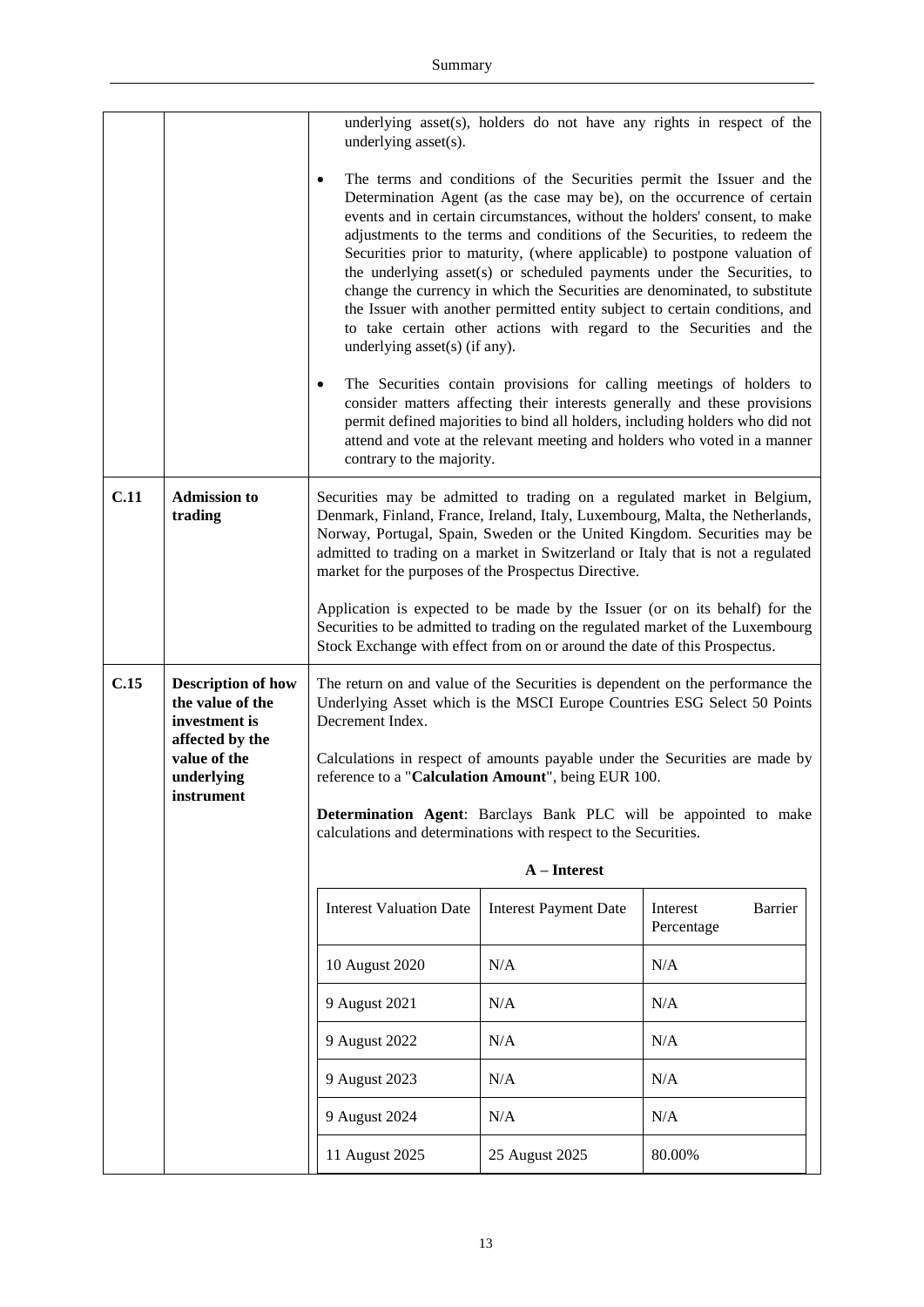| | | |
|---|---|---|
| | | underlying asset(s), holders do not have any rights in respect of the underlying asset(s).<br><br>• The terms and conditions of the Securities permit the Issuer and the Determination Agent (as the case may be), on the occurrence of certain events and in certain circumstances, without the holders' consent, to make adjustments to the terms and conditions of the Securities, to redeem the Securities prior to maturity, (where applicable) to postpone valuation of the underlying asset(s) or scheduled payments under the Securities, to change the currency in which the Securities are denominated, to substitute the Issuer with another permitted entity subject to certain conditions, and to take certain other actions with regard to the Securities and the underlying asset(s) (if any).<br><br>• The Securities contain provisions for calling meetings of holders to consider matters affecting their interests generally and these provisions permit defined majorities to bind all holders, including holders who did not attend and vote at the relevant meeting and holders who voted in a manner contrary to the majority. |
| **C.11** | **Admission to trading** | Securities may be admitted to trading on a regulated market in Belgium, Denmark, Finland, France, Ireland, Italy, Luxembourg, Malta, the Netherlands, Norway, Portugal, Spain, Sweden or the United Kingdom. Securities may be admitted to trading on a market in Switzerland or Italy that is not a regulated market for the purposes of the Prospectus Directive.<br><br>Application is expected to be made by the Issuer (or on its behalf) for the Securities to be admitted to trading on the regulated market of the Luxembourg Stock Exchange with effect from on or around the date of this Prospectus. |
| **C.15** | **Description of how the value of the investment is affected by the value of the underlying instrument** | The return on and value of the Securities is dependent on the performance the Underlying Asset which is the MSCI Europe Countries ESG Select 50 Points Decrement Index.<br><br>Calculations in respect of amounts payable under the Securities are made by reference to a "**Calculation Amount**", being EUR 100.<br><br>**Determination Agent**: Barclays Bank PLC will be appointed to make calculations and determinations with respect to the Securities.<br><br>**A – Interest** |

| Interest Valuation Date | Interest Payment Date | Interest Barrier Percentage |
|---|---|---|
| 10 August 2020 | N/A | N/A |
| 9 August 2021 | N/A | N/A |
| 9 August 2022 | N/A | N/A |
| 9 August 2023 | N/A | N/A |
| 9 August 2024 | N/A | N/A |
| 11 August 2025 | 25 August 2025 | 80.00% |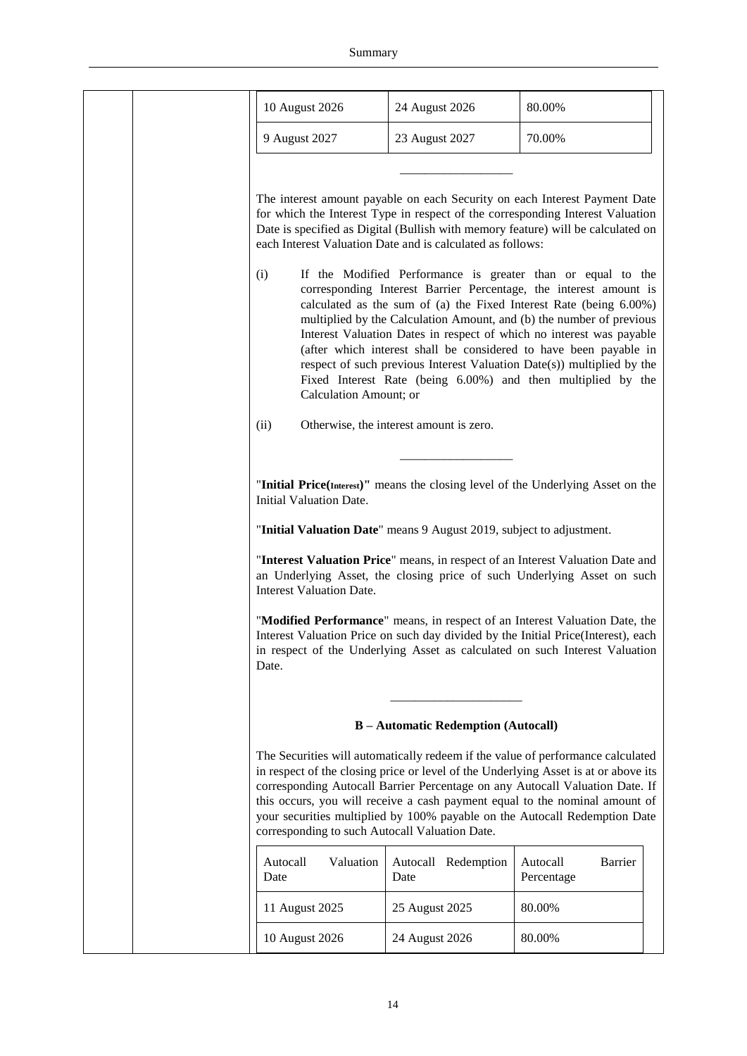| | | |
|---|---|---|
| 10 August 2026 | 24 August 2026 | 80.00% |
| 9 August 2027 | 23 August 2027 | 70.00% |

---

The interest amount payable on each Security on each Interest Payment Date for which the Interest Type in respect of the corresponding Interest Valuation Date is specified as Digital (Bullish with memory feature) will be calculated on each Interest Valuation Date and is calculated as follows:

(i) If the Modified Performance is greater than or equal to the corresponding Interest Barrier Percentage, the interest amount is calculated as the sum of (a) the Fixed Interest Rate (being 6.00%) multiplied by the Calculation Amount, and (b) the number of previous Interest Valuation Dates in respect of which no interest was payable (after which interest shall be considered to have been payable in respect of such previous Interest Valuation Date(s)) multiplied by the Fixed Interest Rate (being 6.00%) and then multiplied by the Calculation Amount; or

(ii) Otherwise, the interest amount is zero.

---

"**Initial Price(Interest)"** means the closing level of the Underlying Asset on the Initial Valuation Date.

"**Initial Valuation Date**" means 9 August 2019, subject to adjustment.

"**Interest Valuation Price**" means, in respect of an Interest Valuation Date and an Underlying Asset, the closing price of such Underlying Asset on such Interest Valuation Date.

"**Modified Performance**" means, in respect of an Interest Valuation Date, the Interest Valuation Price on such day divided by the Initial Price(Interest), each in respect of the Underlying Asset as calculated on such Interest Valuation Date.

---

**B – Automatic Redemption (Autocall)**

The Securities will automatically redeem if the value of performance calculated in respect of the closing price or level of the Underlying Asset is at or above its corresponding Autocall Barrier Percentage on any Autocall Valuation Date. If this occurs, you will receive a cash payment equal to the nominal amount of your securities multiplied by 100% payable on the Autocall Redemption Date corresponding to such Autocall Valuation Date.

| Autocall Valuation Date | Autocall Redemption Date | Autocall Barrier Percentage |
|---|---|---|
| 11 August 2025 | 25 August 2025 | 80.00% |
| 10 August 2026 | 24 August 2026 | 80.00% |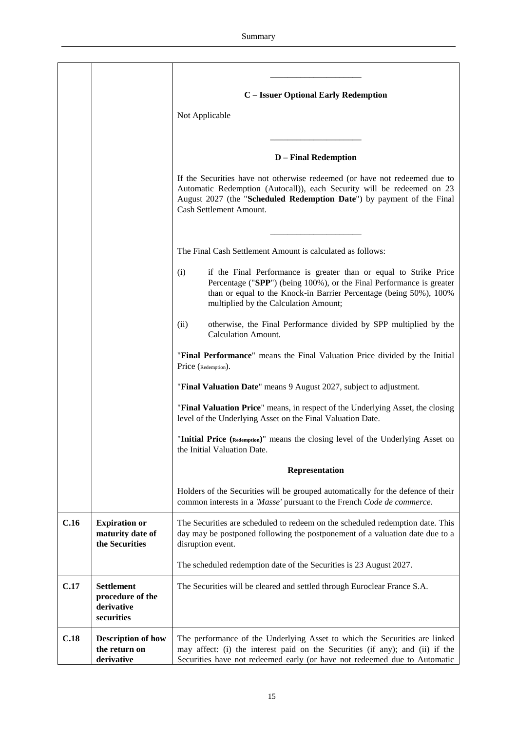| | | |
|---|---|---|
| | | ____________________<br><br>**C – Issuer Optional Early Redemption**<br><br>Not Applicable<br><br>____________________<br><br>**D – Final Redemption**<br><br>If the Securities have not otherwise redeemed (or have not redeemed due to Automatic Redemption (Autocall)), each Security will be redeemed on 23 August 2027 (the "**Scheduled Redemption Date**") by payment of the Final Cash Settlement Amount.<br><br>____________________<br><br>The Final Cash Settlement Amount is calculated as follows:<br><br>(i) if the Final Performance is greater than or equal to Strike Price Percentage ("**SPP**") (being 100%), or the Final Performance is greater than or equal to the Knock-in Barrier Percentage (being 50%), 100% multiplied by the Calculation Amount;<br><br>(ii) otherwise, the Final Performance divided by SPP multiplied by the Calculation Amount.<br><br>"**Final Performance**" means the Final Valuation Price divided by the Initial Price ($_{\text{Redemption}}$).<br><br>"**Final Valuation Date**" means 9 August 2027, subject to adjustment.<br><br>"**Final Valuation Price**" means, in respect of the Underlying Asset, the closing level of the Underlying Asset on the Final Valuation Date.<br><br>"**Initial Price ($_{\text{Redemption}}$)**" means the closing level of the Underlying Asset on the Initial Valuation Date.<br><br>**Representation**<br><br>Holders of the Securities will be grouped automatically for the defence of their common interests in a *'Masse'* pursuant to the French *Code de commerce*. |
| **C.16** | **Expiration or maturity date of the Securities** | The Securities are scheduled to redeem on the scheduled redemption date. This day may be postponed following the postponement of a valuation date due to a disruption event.<br><br>The scheduled redemption date of the Securities is 23 August 2027. |
| **C.17** | **Settlement procedure of the derivative securities** | The Securities will be cleared and settled through Euroclear France S.A. |
| **C.18** | **Description of how the return on derivative** | The performance of the Underlying Asset to which the Securities are linked may affect: (i) the interest paid on the Securities (if any); and (ii) if the Securities have not redeemed early (or have not redeemed due to Automatic |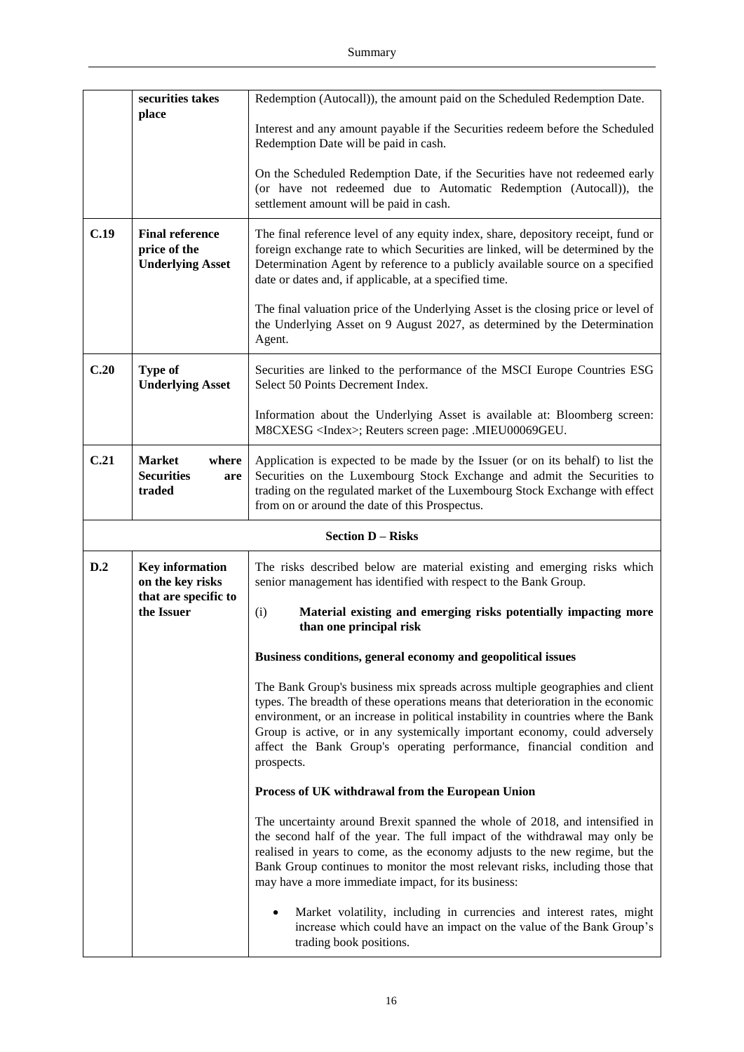| | | |
|---|---|---|
| | **securities takes place** | Redemption (Autocall)), the amount paid on the Scheduled Redemption Date.<br><br>Interest and any amount payable if the Securities redeem before the Scheduled Redemption Date will be paid in cash.<br><br>On the Scheduled Redemption Date, if the Securities have not redeemed early (or have not redeemed due to Automatic Redemption (Autocall)), the settlement amount will be paid in cash. |
| **C.19** | **Final reference price of the Underlying Asset** | The final reference level of any equity index, share, depository receipt, fund or foreign exchange rate to which Securities are linked, will be determined by the Determination Agent by reference to a publicly available source on a specified date or dates and, if applicable, at a specified time.<br><br>The final valuation price of the Underlying Asset is the closing price or level of the Underlying Asset on 9 August 2027, as determined by the Determination Agent. |
| **C.20** | **Type of Underlying Asset** | Securities are linked to the performance of the MSCI Europe Countries ESG Select 50 Points Decrement Index.<br><br>Information about the Underlying Asset is available at: Bloomberg screen: M8CXESG <Index>; Reuters screen page: .MIEU00069GEU. |
| **C.21** | **Market where Securities are traded** | Application is expected to be made by the Issuer (or on its behalf) to list the Securities on the Luxembourg Stock Exchange and admit the Securities to trading on the regulated market of the Luxembourg Stock Exchange with effect from on or around the date of this Prospectus. |
| | | **Section D – Risks** |
| **D.2** | **Key information on the key risks that are specific to the Issuer** | The risks described below are material existing and emerging risks which senior management has identified with respect to the Bank Group.<br><br>(i) **Material existing and emerging risks potentially impacting more than one principal risk**<br><br>**Business conditions, general economy and geopolitical issues**<br><br>The Bank Group's business mix spreads across multiple geographies and client types. The breadth of these operations means that deterioration in the economic environment, or an increase in political instability in countries where the Bank Group is active, or in any systemically important economy, could adversely affect the Bank Group's operating performance, financial condition and prospects.<br><br>**Process of UK withdrawal from the European Union**<br><br>The uncertainty around Brexit spanned the whole of 2018, and intensified in the second half of the year. The full impact of the withdrawal may only be realised in years to come, as the economy adjusts to the new regime, but the Bank Group continues to monitor the most relevant risks, including those that may have a more immediate impact, for its business:<br><br>• Market volatility, including in currencies and interest rates, might increase which could have an impact on the value of the Bank Group's trading book positions. |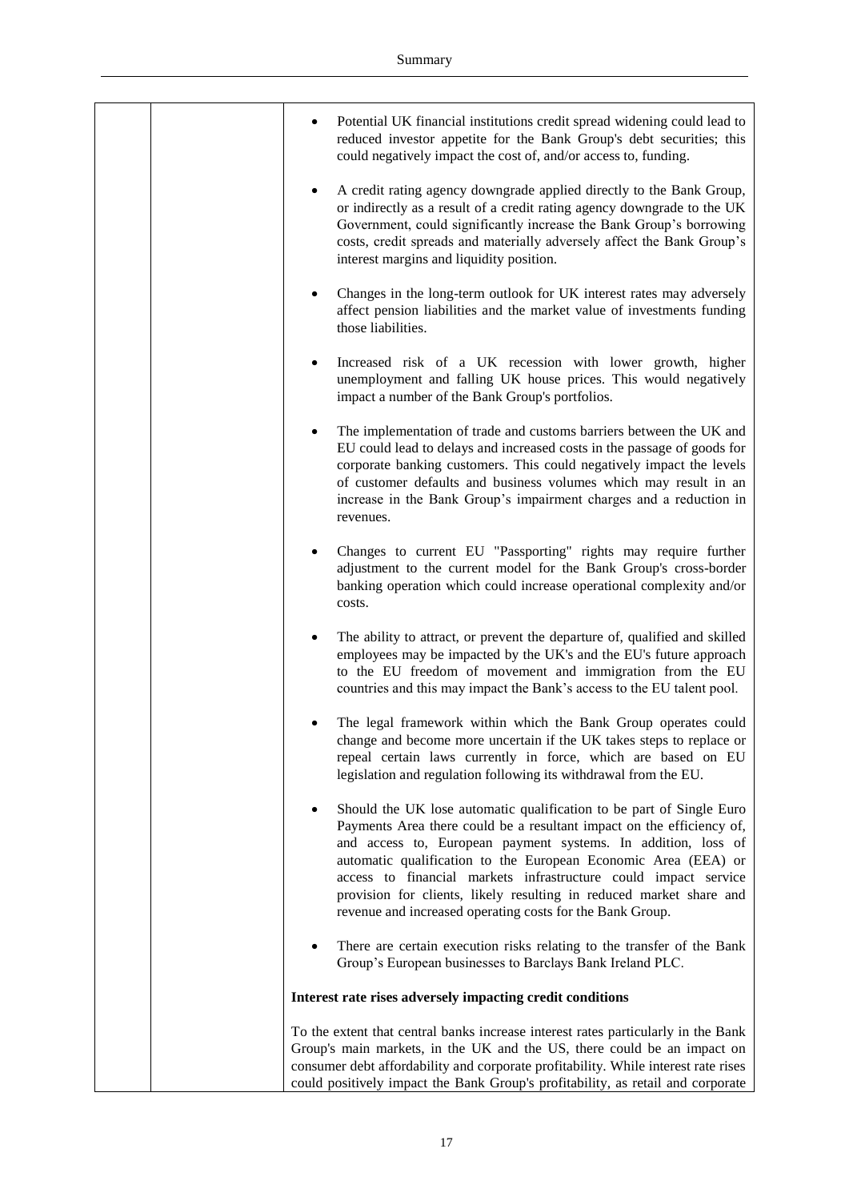- Potential UK financial institutions credit spread widening could lead to reduced investor appetite for the Bank Group's debt securities; this could negatively impact the cost of, and/or access to, funding.
- A credit rating agency downgrade applied directly to the Bank Group, or indirectly as a result of a credit rating agency downgrade to the UK Government, could significantly increase the Bank Group's borrowing costs, credit spreads and materially adversely affect the Bank Group's interest margins and liquidity position.
- Changes in the long-term outlook for UK interest rates may adversely affect pension liabilities and the market value of investments funding those liabilities.
- Increased risk of a UK recession with lower growth, higher unemployment and falling UK house prices. This would negatively impact a number of the Bank Group's portfolios.
- The implementation of trade and customs barriers between the UK and EU could lead to delays and increased costs in the passage of goods for corporate banking customers. This could negatively impact the levels of customer defaults and business volumes which may result in an increase in the Bank Group's impairment charges and a reduction in revenues.
- Changes to current EU "Passporting" rights may require further adjustment to the current model for the Bank Group's cross-border banking operation which could increase operational complexity and/or costs.
- The ability to attract, or prevent the departure of, qualified and skilled employees may be impacted by the UK's and the EU's future approach to the EU freedom of movement and immigration from the EU countries and this may impact the Bank's access to the EU talent pool.
- The legal framework within which the Bank Group operates could change and become more uncertain if the UK takes steps to replace or repeal certain laws currently in force, which are based on EU legislation and regulation following its withdrawal from the EU.
- Should the UK lose automatic qualification to be part of Single Euro Payments Area there could be a resultant impact on the efficiency of, and access to, European payment systems. In addition, loss of automatic qualification to the European Economic Area (EEA) or access to financial markets infrastructure could impact service provision for clients, likely resulting in reduced market share and revenue and increased operating costs for the Bank Group.
- There are certain execution risks relating to the transfer of the Bank Group's European businesses to Barclays Bank Ireland PLC.

**Interest rate rises adversely impacting credit conditions**

To the extent that central banks increase interest rates particularly in the Bank Group's main markets, in the UK and the US, there could be an impact on consumer debt affordability and corporate profitability. While interest rate rises could positively impact the Bank Group's profitability, as retail and corporate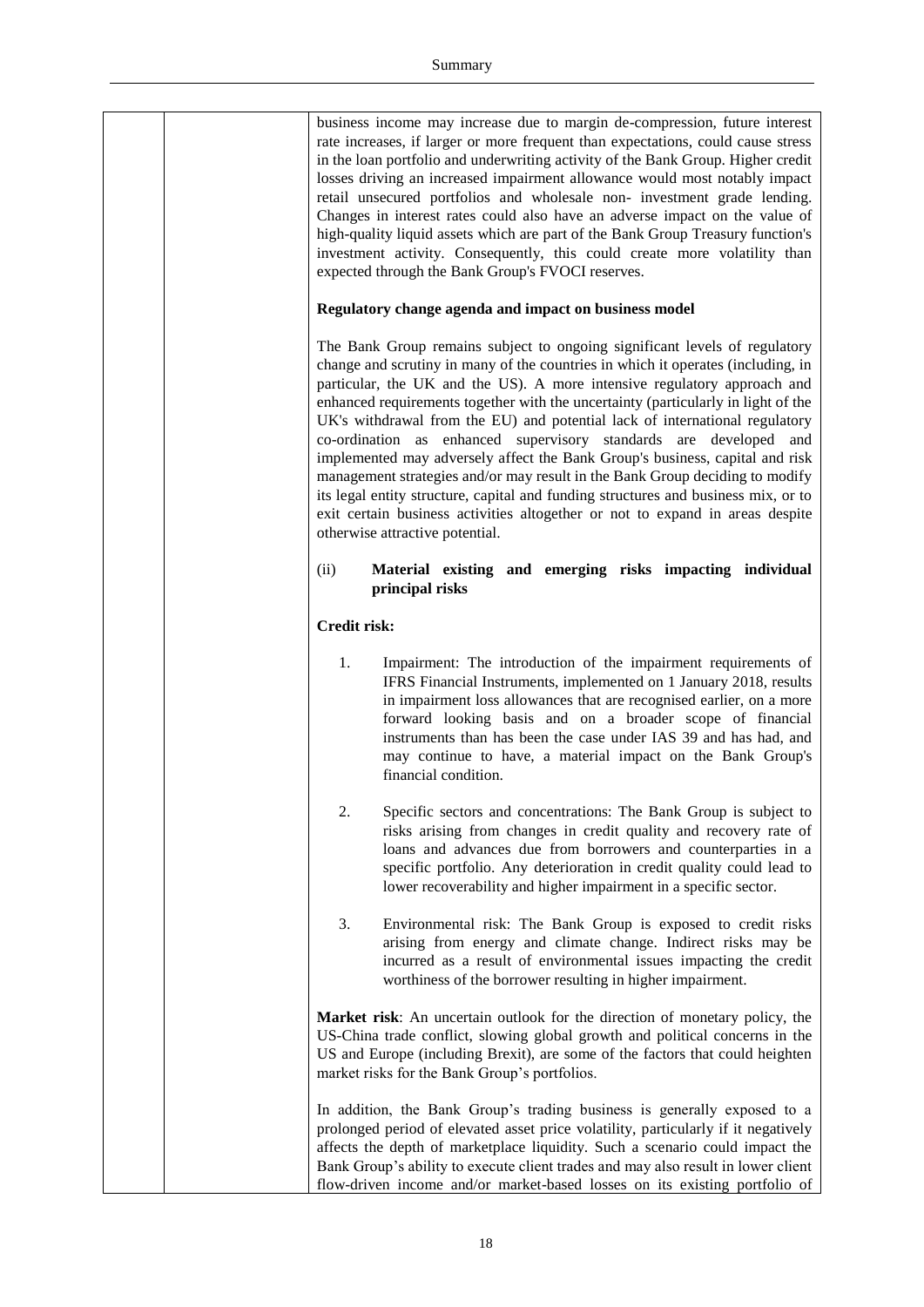business income may increase due to margin de-compression, future interest rate increases, if larger or more frequent than expectations, could cause stress in the loan portfolio and underwriting activity of the Bank Group. Higher credit losses driving an increased impairment allowance would most notably impact retail unsecured portfolios and wholesale non- investment grade lending. Changes in interest rates could also have an adverse impact on the value of high-quality liquid assets which are part of the Bank Group Treasury function's investment activity. Consequently, this could create more volatility than expected through the Bank Group's FVOCI reserves.

**Regulatory change agenda and impact on business model**

The Bank Group remains subject to ongoing significant levels of regulatory change and scrutiny in many of the countries in which it operates (including, in particular, the UK and the US). A more intensive regulatory approach and enhanced requirements together with the uncertainty (particularly in light of the UK's withdrawal from the EU) and potential lack of international regulatory co-ordination as enhanced supervisory standards are developed and implemented may adversely affect the Bank Group's business, capital and risk management strategies and/or may result in the Bank Group deciding to modify its legal entity structure, capital and funding structures and business mix, or to exit certain business activities altogether or not to expand in areas despite otherwise attractive potential.

(ii) **Material existing and emerging risks impacting individual principal risks**

**Credit risk:**

1. Impairment: The introduction of the impairment requirements of IFRS Financial Instruments, implemented on 1 January 2018, results in impairment loss allowances that are recognised earlier, on a more forward looking basis and on a broader scope of financial instruments than has been the case under IAS 39 and has had, and may continue to have, a material impact on the Bank Group's financial condition.

2. Specific sectors and concentrations: The Bank Group is subject to risks arising from changes in credit quality and recovery rate of loans and advances due from borrowers and counterparties in a specific portfolio. Any deterioration in credit quality could lead to lower recoverability and higher impairment in a specific sector.

3. Environmental risk: The Bank Group is exposed to credit risks arising from energy and climate change. Indirect risks may be incurred as a result of environmental issues impacting the credit worthiness of the borrower resulting in higher impairment.

**Market risk**: An uncertain outlook for the direction of monetary policy, the US-China trade conflict, slowing global growth and political concerns in the US and Europe (including Brexit), are some of the factors that could heighten market risks for the Bank Group's portfolios.

In addition, the Bank Group's trading business is generally exposed to a prolonged period of elevated asset price volatility, particularly if it negatively affects the depth of marketplace liquidity. Such a scenario could impact the Bank Group's ability to execute client trades and may also result in lower client flow-driven income and/or market-based losses on its existing portfolio of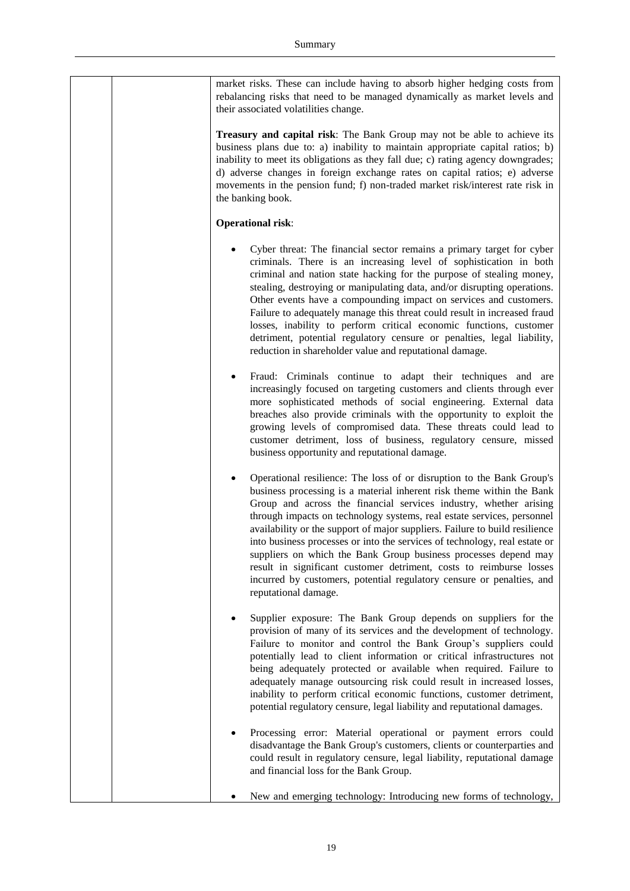| | | market risks. These can include having to absorb higher hedging costs from rebalancing risks that need to be managed dynamically as market levels and their associated volatilities change.<br><br>**Treasury and capital risk**: The Bank Group may not be able to achieve its business plans due to: a) inability to maintain appropriate capital ratios; b) inability to meet its obligations as they fall due; c) rating agency downgrades; d) adverse changes in foreign exchange rates on capital ratios; e) adverse movements in the pension fund; f) non-traded market risk/interest rate risk in the banking book.<br><br>**Operational risk**:<br><br>• Cyber threat: The financial sector remains a primary target for cyber criminals. There is an increasing level of sophistication in both criminal and nation state hacking for the purpose of stealing money, stealing, destroying or manipulating data, and/or disrupting operations. Other events have a compounding impact on services and customers. Failure to adequately manage this threat could result in increased fraud losses, inability to perform critical economic functions, customer detriment, potential regulatory censure or penalties, legal liability, reduction in shareholder value and reputational damage.<br><br>• Fraud: Criminals continue to adapt their techniques and are increasingly focused on targeting customers and clients through ever more sophisticated methods of social engineering. External data breaches also provide criminals with the opportunity to exploit the growing levels of compromised data. These threats could lead to customer detriment, loss of business, regulatory censure, missed business opportunity and reputational damage.<br><br>• Operational resilience: The loss of or disruption to the Bank Group's business processing is a material inherent risk theme within the Bank Group and across the financial services industry, whether arising through impacts on technology systems, real estate services, personnel availability or the support of major suppliers. Failure to build resilience into business processes or into the services of technology, real estate or suppliers on which the Bank Group business processes depend may result in significant customer detriment, costs to reimburse losses incurred by customers, potential regulatory censure or penalties, and reputational damage.<br><br>• Supplier exposure: The Bank Group depends on suppliers for the provision of many of its services and the development of technology. Failure to monitor and control the Bank Group's suppliers could potentially lead to client information or critical infrastructures not being adequately protected or available when required. Failure to adequately manage outsourcing risk could result in increased losses, inability to perform critical economic functions, customer detriment, potential regulatory censure, legal liability and reputational damages.<br><br>• Processing error: Material operational or payment errors could disadvantage the Bank Group's customers, clients or counterparties and could result in regulatory censure, legal liability, reputational damage and financial loss for the Bank Group.<br><br>• New and emerging technology: Introducing new forms of technology, |
|---|---|---|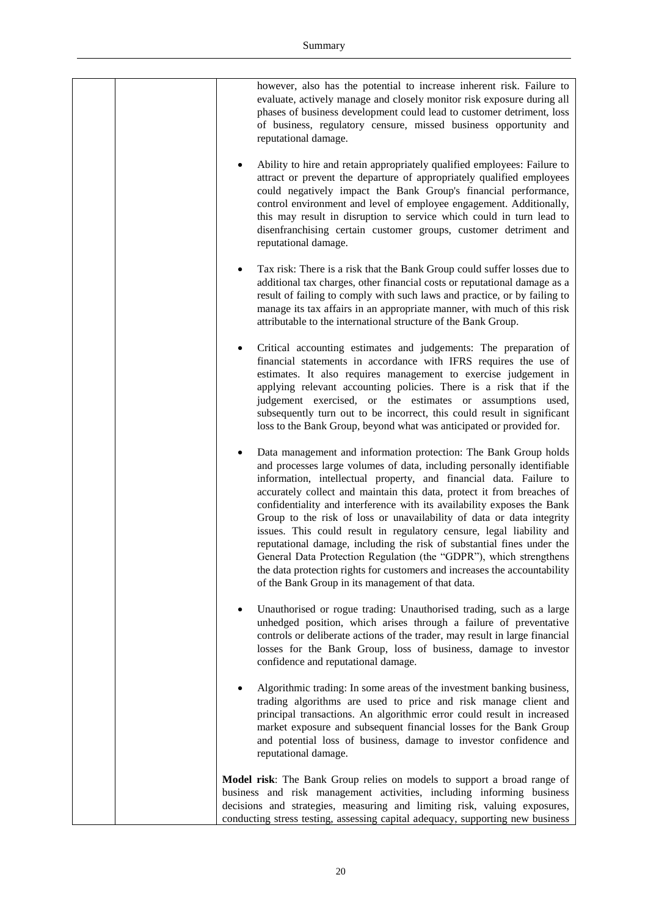however, also has the potential to increase inherent risk. Failure to evaluate, actively manage and closely monitor risk exposure during all phases of business development could lead to customer detriment, loss of business, regulatory censure, missed business opportunity and reputational damage.

- Ability to hire and retain appropriately qualified employees: Failure to attract or prevent the departure of appropriately qualified employees could negatively impact the Bank Group's financial performance, control environment and level of employee engagement. Additionally, this may result in disruption to service which could in turn lead to disenfranchising certain customer groups, customer detriment and reputational damage.

- Tax risk: There is a risk that the Bank Group could suffer losses due to additional tax charges, other financial costs or reputational damage as a result of failing to comply with such laws and practice, or by failing to manage its tax affairs in an appropriate manner, with much of this risk attributable to the international structure of the Bank Group.

- Critical accounting estimates and judgements: The preparation of financial statements in accordance with IFRS requires the use of estimates. It also requires management to exercise judgement in applying relevant accounting policies. There is a risk that if the judgement exercised, or the estimates or assumptions used, subsequently turn out to be incorrect, this could result in significant loss to the Bank Group, beyond what was anticipated or provided for.

- Data management and information protection: The Bank Group holds and processes large volumes of data, including personally identifiable information, intellectual property, and financial data. Failure to accurately collect and maintain this data, protect it from breaches of confidentiality and interference with its availability exposes the Bank Group to the risk of loss or unavailability of data or data integrity issues. This could result in regulatory censure, legal liability and reputational damage, including the risk of substantial fines under the General Data Protection Regulation (the "GDPR"), which strengthens the data protection rights for customers and increases the accountability of the Bank Group in its management of that data.

- Unauthorised or rogue trading: Unauthorised trading, such as a large unhedged position, which arises through a failure of preventative controls or deliberate actions of the trader, may result in large financial losses for the Bank Group, loss of business, damage to investor confidence and reputational damage.

- Algorithmic trading: In some areas of the investment banking business, trading algorithms are used to price and risk manage client and principal transactions. An algorithmic error could result in increased market exposure and subsequent financial losses for the Bank Group and potential loss of business, damage to investor confidence and reputational damage.

**Model risk**: The Bank Group relies on models to support a broad range of business and risk management activities, including informing business decisions and strategies, measuring and limiting risk, valuing exposures, conducting stress testing, assessing capital adequacy, supporting new business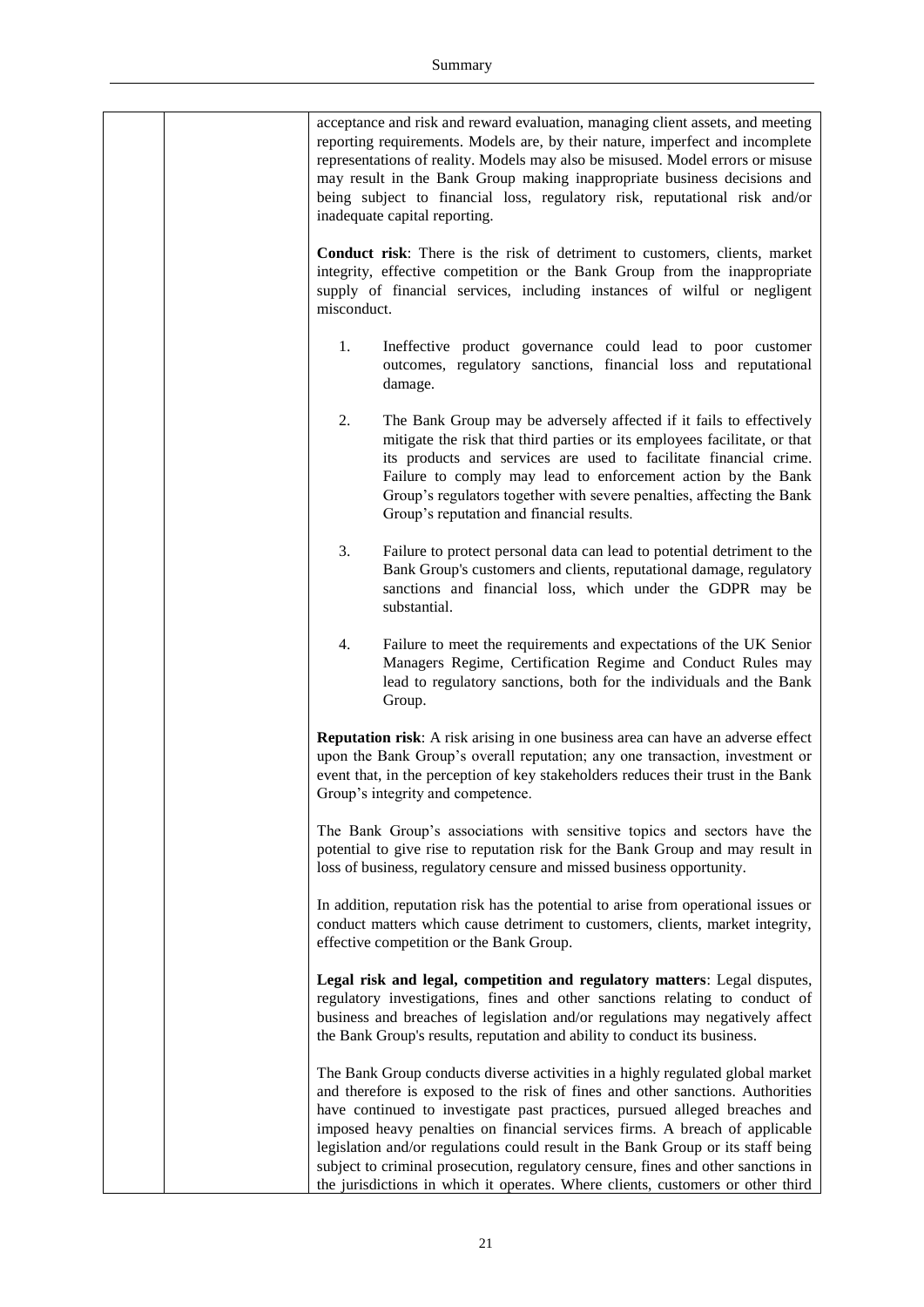acceptance and risk and reward evaluation, managing client assets, and meeting reporting requirements. Models are, by their nature, imperfect and incomplete representations of reality. Models may also be misused. Model errors or misuse may result in the Bank Group making inappropriate business decisions and being subject to financial loss, regulatory risk, reputational risk and/or inadequate capital reporting.

**Conduct risk**: There is the risk of detriment to customers, clients, market integrity, effective competition or the Bank Group from the inappropriate supply of financial services, including instances of wilful or negligent misconduct.

1. Ineffective product governance could lead to poor customer outcomes, regulatory sanctions, financial loss and reputational damage.

2. The Bank Group may be adversely affected if it fails to effectively mitigate the risk that third parties or its employees facilitate, or that its products and services are used to facilitate financial crime. Failure to comply may lead to enforcement action by the Bank Group's regulators together with severe penalties, affecting the Bank Group's reputation and financial results.

3. Failure to protect personal data can lead to potential detriment to the Bank Group's customers and clients, reputational damage, regulatory sanctions and financial loss, which under the GDPR may be substantial.

4. Failure to meet the requirements and expectations of the UK Senior Managers Regime, Certification Regime and Conduct Rules may lead to regulatory sanctions, both for the individuals and the Bank Group.

**Reputation risk**: A risk arising in one business area can have an adverse effect upon the Bank Group's overall reputation; any one transaction, investment or event that, in the perception of key stakeholders reduces their trust in the Bank Group's integrity and competence.

The Bank Group's associations with sensitive topics and sectors have the potential to give rise to reputation risk for the Bank Group and may result in loss of business, regulatory censure and missed business opportunity.

In addition, reputation risk has the potential to arise from operational issues or conduct matters which cause detriment to customers, clients, market integrity, effective competition or the Bank Group.

**Legal risk and legal, competition and regulatory matters**: Legal disputes, regulatory investigations, fines and other sanctions relating to conduct of business and breaches of legislation and/or regulations may negatively affect the Bank Group's results, reputation and ability to conduct its business.

The Bank Group conducts diverse activities in a highly regulated global market and therefore is exposed to the risk of fines and other sanctions. Authorities have continued to investigate past practices, pursued alleged breaches and imposed heavy penalties on financial services firms. A breach of applicable legislation and/or regulations could result in the Bank Group or its staff being subject to criminal prosecution, regulatory censure, fines and other sanctions in the jurisdictions in which it operates. Where clients, customers or other third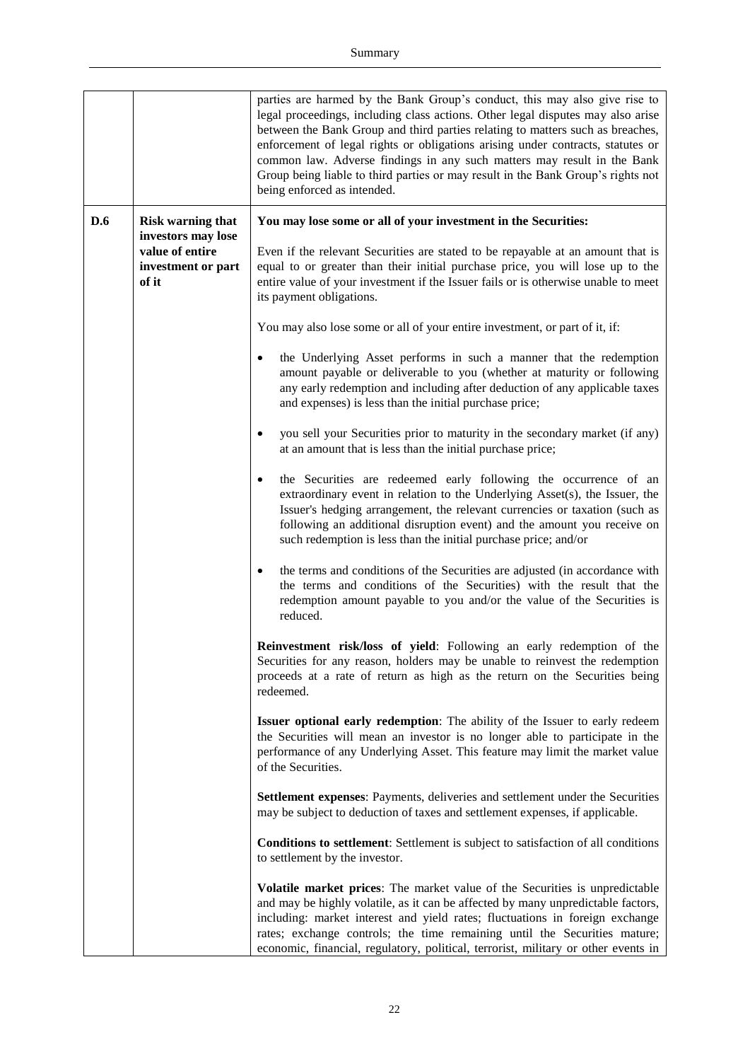| | | |
|---|---|---|
| | | parties are harmed by the Bank Group's conduct, this may also give rise to legal proceedings, including class actions. Other legal disputes may also arise between the Bank Group and third parties relating to matters such as breaches, enforcement of legal rights or obligations arising under contracts, statutes or common law. Adverse findings in any such matters may result in the Bank Group being liable to third parties or may result in the Bank Group's rights not being enforced as intended. |
| **D.6** | **Risk warning that investors may lose value of entire investment or part of it** | **You may lose some or all of your investment in the Securities:**<br><br>Even if the relevant Securities are stated to be repayable at an amount that is equal to or greater than their initial purchase price, you will lose up to the entire value of your investment if the Issuer fails or is otherwise unable to meet its payment obligations.<br><br>You may also lose some or all of your entire investment, or part of it, if:<br><br>• the Underlying Asset performs in such a manner that the redemption amount payable or deliverable to you (whether at maturity or following any early redemption and including after deduction of any applicable taxes and expenses) is less than the initial purchase price;<br><br>• you sell your Securities prior to maturity in the secondary market (if any) at an amount that is less than the initial purchase price;<br><br>• the Securities are redeemed early following the occurrence of an extraordinary event in relation to the Underlying Asset(s), the Issuer, the Issuer's hedging arrangement, the relevant currencies or taxation (such as following an additional disruption event) and the amount you receive on such redemption is less than the initial purchase price; and/or<br><br>• the terms and conditions of the Securities are adjusted (in accordance with the terms and conditions of the Securities) with the result that the redemption amount payable to you and/or the value of the Securities is reduced.<br><br>**Reinvestment risk/loss of yield**: Following an early redemption of the Securities for any reason, holders may be unable to reinvest the redemption proceeds at a rate of return as high as the return on the Securities being redeemed.<br><br>**Issuer optional early redemption**: The ability of the Issuer to early redeem the Securities will mean an investor is no longer able to participate in the performance of any Underlying Asset. This feature may limit the market value of the Securities.<br><br>**Settlement expenses**: Payments, deliveries and settlement under the Securities may be subject to deduction of taxes and settlement expenses, if applicable.<br><br>**Conditions to settlement**: Settlement is subject to satisfaction of all conditions to settlement by the investor.<br><br>**Volatile market prices**: The market value of the Securities is unpredictable and may be highly volatile, as it can be affected by many unpredictable factors, including: market interest and yield rates; fluctuations in foreign exchange rates; exchange controls; the time remaining until the Securities mature; economic, financial, regulatory, political, terrorist, military or other events in |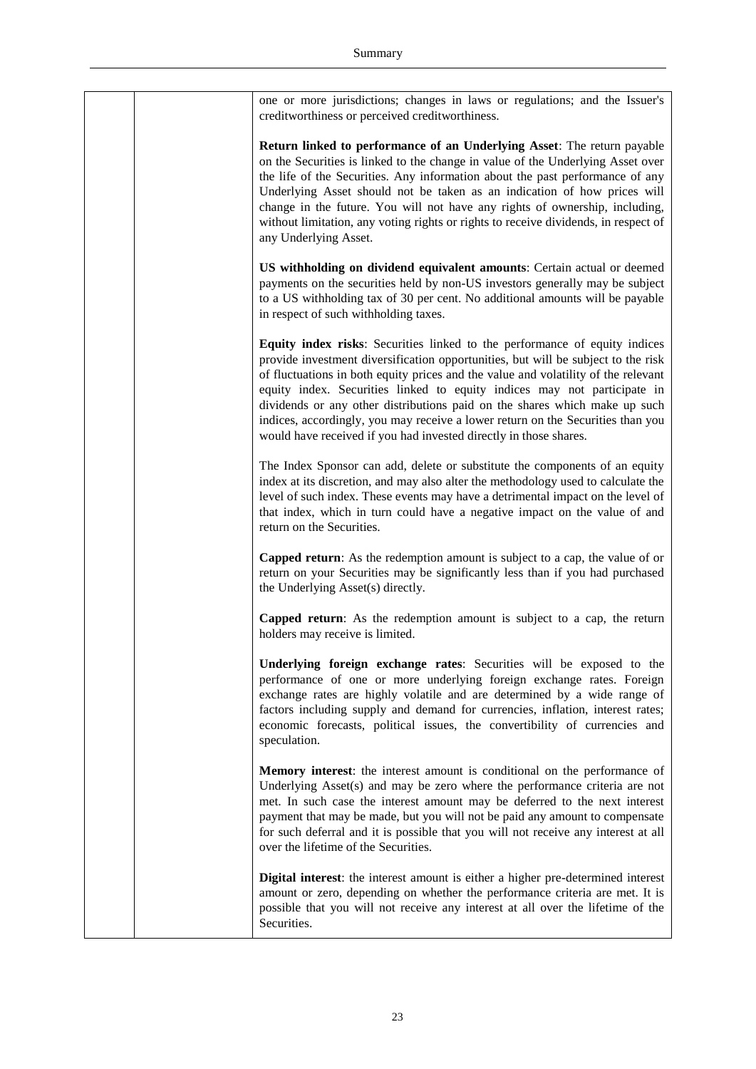| | | one or more jurisdictions; changes in laws or regulations; and the Issuer's creditworthiness or perceived creditworthiness.<br><br>**Return linked to performance of an Underlying Asset**: The return payable on the Securities is linked to the change in value of the Underlying Asset over the life of the Securities. Any information about the past performance of any Underlying Asset should not be taken as an indication of how prices will change in the future. You will not have any rights of ownership, including, without limitation, any voting rights or rights to receive dividends, in respect of any Underlying Asset.<br><br>**US withholding on dividend equivalent amounts**: Certain actual or deemed payments on the securities held by non-US investors generally may be subject to a US withholding tax of 30 per cent. No additional amounts will be payable in respect of such withholding taxes.<br><br>**Equity index risks**: Securities linked to the performance of equity indices provide investment diversification opportunities, but will be subject to the risk of fluctuations in both equity prices and the value and volatility of the relevant equity index. Securities linked to equity indices may not participate in dividends or any other distributions paid on the shares which make up such indices, accordingly, you may receive a lower return on the Securities than you would have received if you had invested directly in those shares.<br><br>The Index Sponsor can add, delete or substitute the components of an equity index at its discretion, and may also alter the methodology used to calculate the level of such index. These events may have a detrimental impact on the level of that index, which in turn could have a negative impact on the value of and return on the Securities.<br><br>**Capped return**: As the redemption amount is subject to a cap, the value of or return on your Securities may be significantly less than if you had purchased the Underlying Asset(s) directly.<br><br>**Capped return**: As the redemption amount is subject to a cap, the return holders may receive is limited.<br><br>**Underlying foreign exchange rates**: Securities will be exposed to the performance of one or more underlying foreign exchange rates. Foreign exchange rates are highly volatile and are determined by a wide range of factors including supply and demand for currencies, inflation, interest rates; economic forecasts, political issues, the convertibility of currencies and speculation.<br><br>**Memory interest**: the interest amount is conditional on the performance of Underlying Asset(s) and may be zero where the performance criteria are not met. In such case the interest amount may be deferred to the next interest payment that may be made, but you will not be paid any amount to compensate for such deferral and it is possible that you will not receive any interest at all over the lifetime of the Securities.<br><br>**Digital interest**: the interest amount is either a higher pre-determined interest amount or zero, depending on whether the performance criteria are met. It is possible that you will not receive any interest at all over the lifetime of the Securities. |
|---|---|---|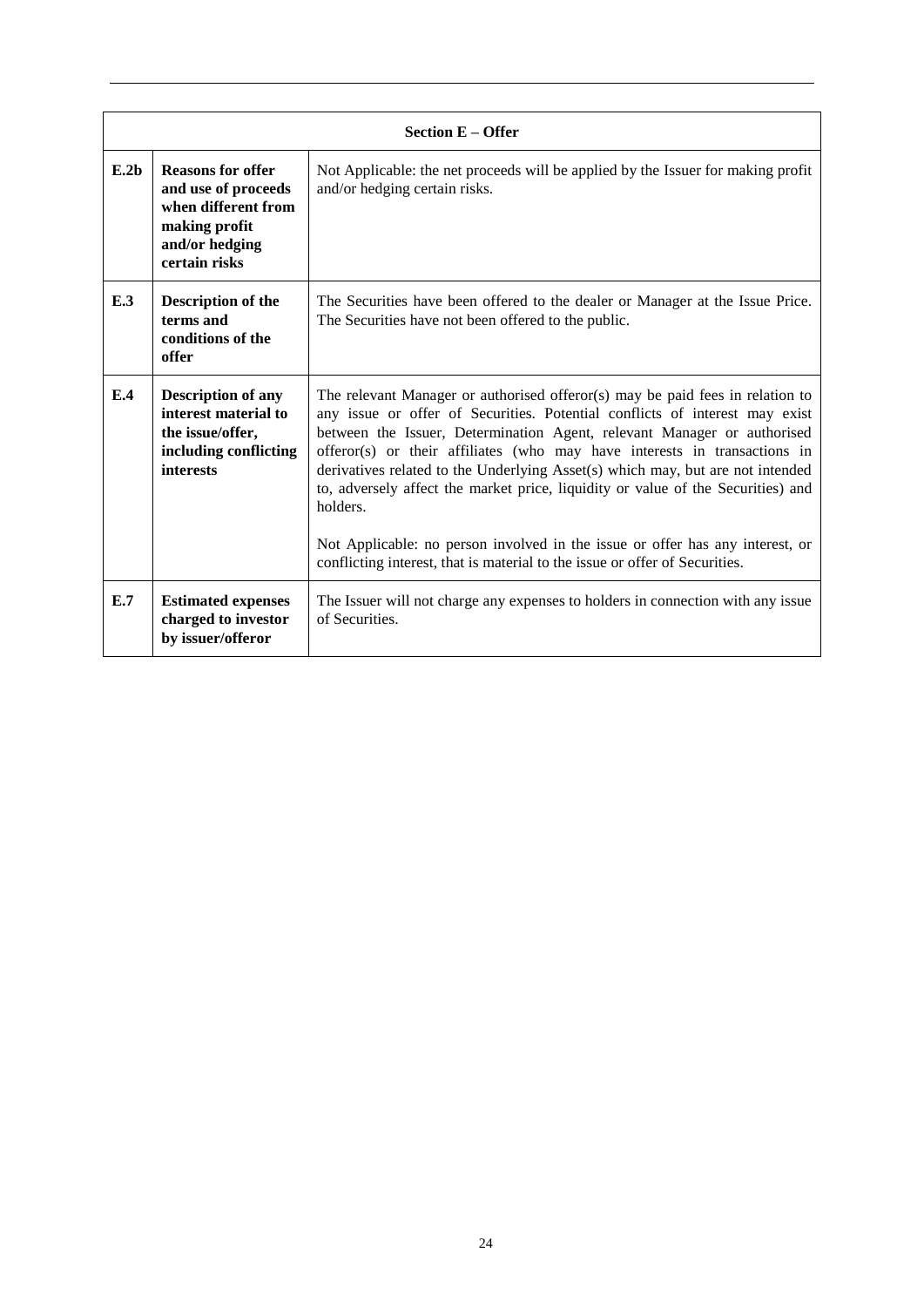| Section E – Offer | | |
|---|---|---|
| **E.2b** | **Reasons for offer and use of proceeds when different from making profit and/or hedging certain risks** | Not Applicable: the net proceeds will be applied by the Issuer for making profit and/or hedging certain risks. |
| **E.3** | **Description of the terms and conditions of the offer** | The Securities have been offered to the dealer or Manager at the Issue Price. The Securities have not been offered to the public. |
| **E.4** | **Description of any interest material to the issue/offer, including conflicting interests** | The relevant Manager or authorised offeror(s) may be paid fees in relation to any issue or offer of Securities. Potential conflicts of interest may exist between the Issuer, Determination Agent, relevant Manager or authorised offeror(s) or their affiliates (who may have interests in transactions in derivatives related to the Underlying Asset(s) which may, but are not intended to, adversely affect the market price, liquidity or value of the Securities) and holders.<br><br>Not Applicable: no person involved in the issue or offer has any interest, or conflicting interest, that is material to the issue or offer of Securities. |
| **E.7** | **Estimated expenses charged to investor by issuer/offeror** | The Issuer will not charge any expenses to holders in connection with any issue of Securities. |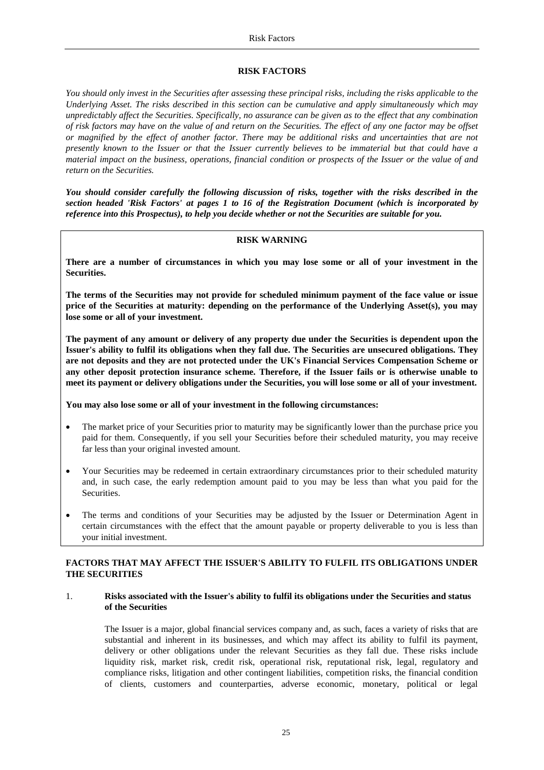# RISK FACTORS

*You should only invest in the Securities after assessing these principal risks, including the risks applicable to the Underlying Asset. The risks described in this section can be cumulative and apply simultaneously which may unpredictably affect the Securities. Specifically, no assurance can be given as to the effect that any combination of risk factors may have on the value of and return on the Securities. The effect of any one factor may be offset or magnified by the effect of another factor. There may be additional risks and uncertainties that are not presently known to the Issuer or that the Issuer currently believes to be immaterial but that could have a material impact on the business, operations, financial condition or prospects of the Issuer or the value of and return on the Securities.*

***You should consider carefully the following discussion of risks, together with the risks described in the section headed 'Risk Factors' at pages 1 to 16 of the Registration Document (which is incorporated by reference into this Prospectus), to help you decide whether or not the Securities are suitable for you.***

**RISK WARNING**

**There are a number of circumstances in which you may lose some or all of your investment in the Securities.**

**The terms of the Securities may not provide for scheduled minimum payment of the face value or issue price of the Securities at maturity: depending on the performance of the Underlying Asset(s), you may lose some or all of your investment.**

**The payment of any amount or delivery of any property due under the Securities is dependent upon the Issuer's ability to fulfil its obligations when they fall due. The Securities are unsecured obligations. They are not deposits and they are not protected under the UK's Financial Services Compensation Scheme or any other deposit protection insurance scheme. Therefore, if the Issuer fails or is otherwise unable to meet its payment or delivery obligations under the Securities, you will lose some or all of your investment.**

**You may also lose some or all of your investment in the following circumstances:**

- The market price of your Securities prior to maturity may be significantly lower than the purchase price you paid for them. Consequently, if you sell your Securities before their scheduled maturity, you may receive far less than your original invested amount.
- Your Securities may be redeemed in certain extraordinary circumstances prior to their scheduled maturity and, in such case, the early redemption amount paid to you may be less than what you paid for the Securities.
- The terms and conditions of your Securities may be adjusted by the Issuer or Determination Agent in certain circumstances with the effect that the amount payable or property deliverable to you is less than your initial investment.

## FACTORS THAT MAY AFFECT THE ISSUER'S ABILITY TO FULFIL ITS OBLIGATIONS UNDER THE SECURITIES

### 1. Risks associated with the Issuer's ability to fulfil its obligations under the Securities and status of the Securities

The Issuer is a major, global financial services company and, as such, faces a variety of risks that are substantial and inherent in its businesses, and which may affect its ability to fulfil its payment, delivery or other obligations under the relevant Securities as they fall due. These risks include liquidity risk, market risk, credit risk, operational risk, reputational risk, legal, regulatory and compliance risks, litigation and other contingent liabilities, competition risks, the financial condition of clients, customers and counterparties, adverse economic, monetary, political or legal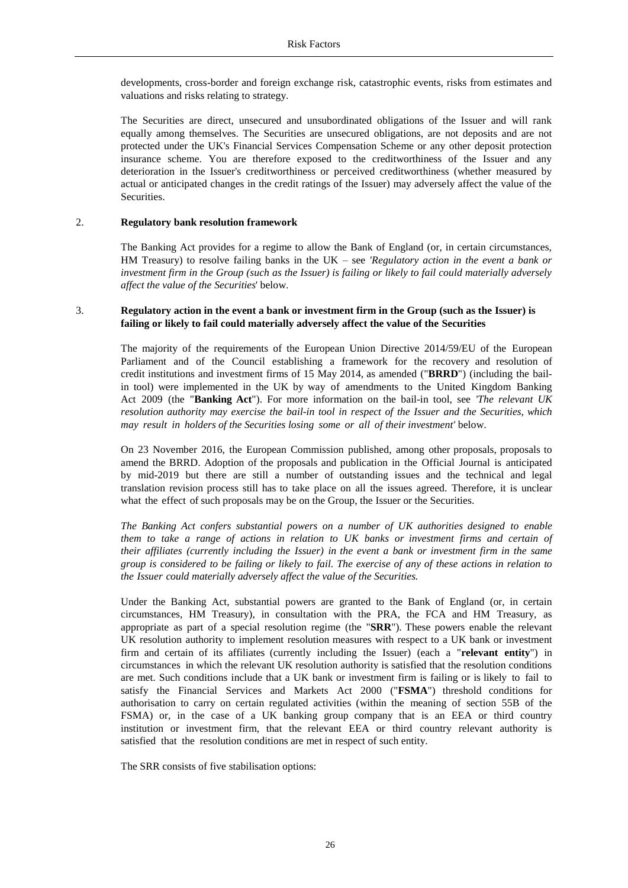developments, cross-border and foreign exchange risk, catastrophic events, risks from estimates and valuations and risks relating to strategy.

The Securities are direct, unsecured and unsubordinated obligations of the Issuer and will rank equally among themselves. The Securities are unsecured obligations, are not deposits and are not protected under the UK's Financial Services Compensation Scheme or any other deposit protection insurance scheme. You are therefore exposed to the creditworthiness of the Issuer and any deterioration in the Issuer's creditworthiness or perceived creditworthiness (whether measured by actual or anticipated changes in the credit ratings of the Issuer) may adversely affect the value of the Securities.

## 2. Regulatory bank resolution framework

The Banking Act provides for a regime to allow the Bank of England (or, in certain circumstances, HM Treasury) to resolve failing banks in the UK – see *'Regulatory action in the event a bank or investment firm in the Group (such as the Issuer) is failing or likely to fail could materially adversely affect the value of the Securities*' below.

## 3. Regulatory action in the event a bank or investment firm in the Group (such as the Issuer) is failing or likely to fail could materially adversely affect the value of the Securities

The majority of the requirements of the European Union Directive 2014/59/EU of the European Parliament and of the Council establishing a framework for the recovery and resolution of credit institutions and investment firms of 15 May 2014, as amended ("**BRRD**") (including the bail-in tool) were implemented in the UK by way of amendments to the United Kingdom Banking Act 2009 (the "**Banking Act**"). For more information on the bail-in tool, see *'The relevant UK resolution authority may exercise the bail-in tool in respect of the Issuer and the Securities, which may result in holders of the Securities losing some or all of their investment'* below.

On 23 November 2016, the European Commission published, among other proposals, proposals to amend the BRRD. Adoption of the proposals and publication in the Official Journal is anticipated by mid-2019 but there are still a number of outstanding issues and the technical and legal translation revision process still has to take place on all the issues agreed. Therefore, it is unclear what the effect of such proposals may be on the Group, the Issuer or the Securities.

*The Banking Act confers substantial powers on a number of UK authorities designed to enable them to take a range of actions in relation to UK banks or investment firms and certain of their affiliates (currently including the Issuer) in the event a bank or investment firm in the same group is considered to be failing or likely to fail. The exercise of any of these actions in relation to the Issuer could materially adversely affect the value of the Securities.*

Under the Banking Act, substantial powers are granted to the Bank of England (or, in certain circumstances, HM Treasury), in consultation with the PRA, the FCA and HM Treasury, as appropriate as part of a special resolution regime (the "**SRR**"). These powers enable the relevant UK resolution authority to implement resolution measures with respect to a UK bank or investment firm and certain of its affiliates (currently including the Issuer) (each a "**relevant entity**") in circumstances in which the relevant UK resolution authority is satisfied that the resolution conditions are met. Such conditions include that a UK bank or investment firm is failing or is likely to fail to satisfy the Financial Services and Markets Act 2000 ("**FSMA**") threshold conditions for authorisation to carry on certain regulated activities (within the meaning of section 55B of the FSMA) or, in the case of a UK banking group company that is an EEA or third country institution or investment firm, that the relevant EEA or third country relevant authority is satisfied that the resolution conditions are met in respect of such entity.

The SRR consists of five stabilisation options: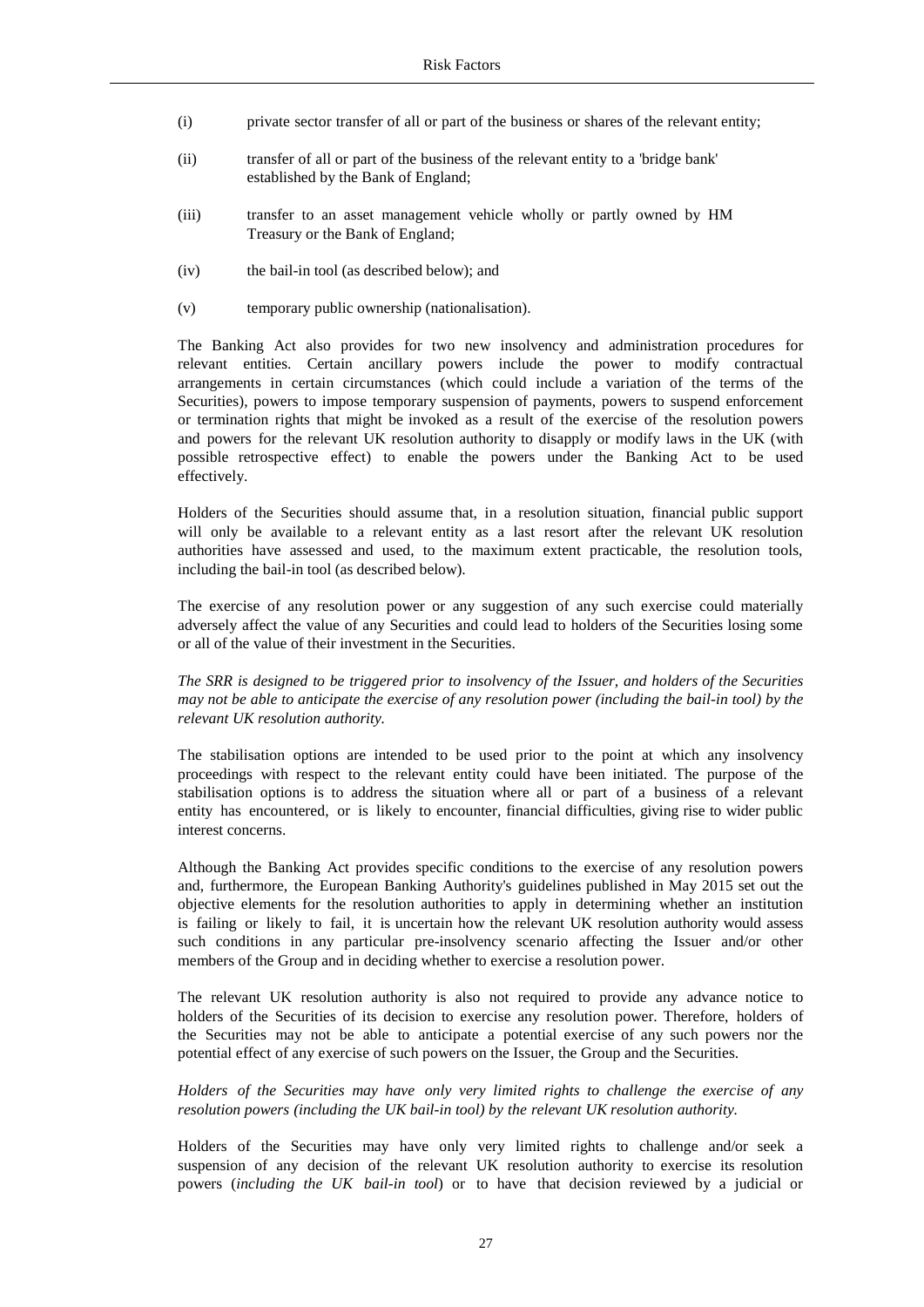(i) private sector transfer of all or part of the business or shares of the relevant entity;

(ii) transfer of all or part of the business of the relevant entity to a 'bridge bank' established by the Bank of England;

(iii) transfer to an asset management vehicle wholly or partly owned by HM Treasury or the Bank of England;

(iv) the bail-in tool (as described below); and

(v) temporary public ownership (nationalisation).

The Banking Act also provides for two new insolvency and administration procedures for relevant entities. Certain ancillary powers include the power to modify contractual arrangements in certain circumstances (which could include a variation of the terms of the Securities), powers to impose temporary suspension of payments, powers to suspend enforcement or termination rights that might be invoked as a result of the exercise of the resolution powers and powers for the relevant UK resolution authority to disapply or modify laws in the UK (with possible retrospective effect) to enable the powers under the Banking Act to be used effectively.

Holders of the Securities should assume that, in a resolution situation, financial public support will only be available to a relevant entity as a last resort after the relevant UK resolution authorities have assessed and used, to the maximum extent practicable, the resolution tools, including the bail-in tool (as described below).

The exercise of any resolution power or any suggestion of any such exercise could materially adversely affect the value of any Securities and could lead to holders of the Securities losing some or all of the value of their investment in the Securities.

*The SRR is designed to be triggered prior to insolvency of the Issuer, and holders of the Securities may not be able to anticipate the exercise of any resolution power (including the bail-in tool) by the relevant UK resolution authority.*

The stabilisation options are intended to be used prior to the point at which any insolvency proceedings with respect to the relevant entity could have been initiated. The purpose of the stabilisation options is to address the situation where all or part of a business of a relevant entity has encountered, or is likely to encounter, financial difficulties, giving rise to wider public interest concerns.

Although the Banking Act provides specific conditions to the exercise of any resolution powers and, furthermore, the European Banking Authority's guidelines published in May 2015 set out the objective elements for the resolution authorities to apply in determining whether an institution is failing or likely to fail, it is uncertain how the relevant UK resolution authority would assess such conditions in any particular pre-insolvency scenario affecting the Issuer and/or other members of the Group and in deciding whether to exercise a resolution power.

The relevant UK resolution authority is also not required to provide any advance notice to holders of the Securities of its decision to exercise any resolution power. Therefore, holders of the Securities may not be able to anticipate a potential exercise of any such powers nor the potential effect of any exercise of such powers on the Issuer, the Group and the Securities.

*Holders of the Securities may have only very limited rights to challenge the exercise of any resolution powers (including the UK bail-in tool) by the relevant UK resolution authority.*

Holders of the Securities may have only very limited rights to challenge and/or seek a suspension of any decision of the relevant UK resolution authority to exercise its resolution powers (*including the UK bail-in tool*) or to have that decision reviewed by a judicial or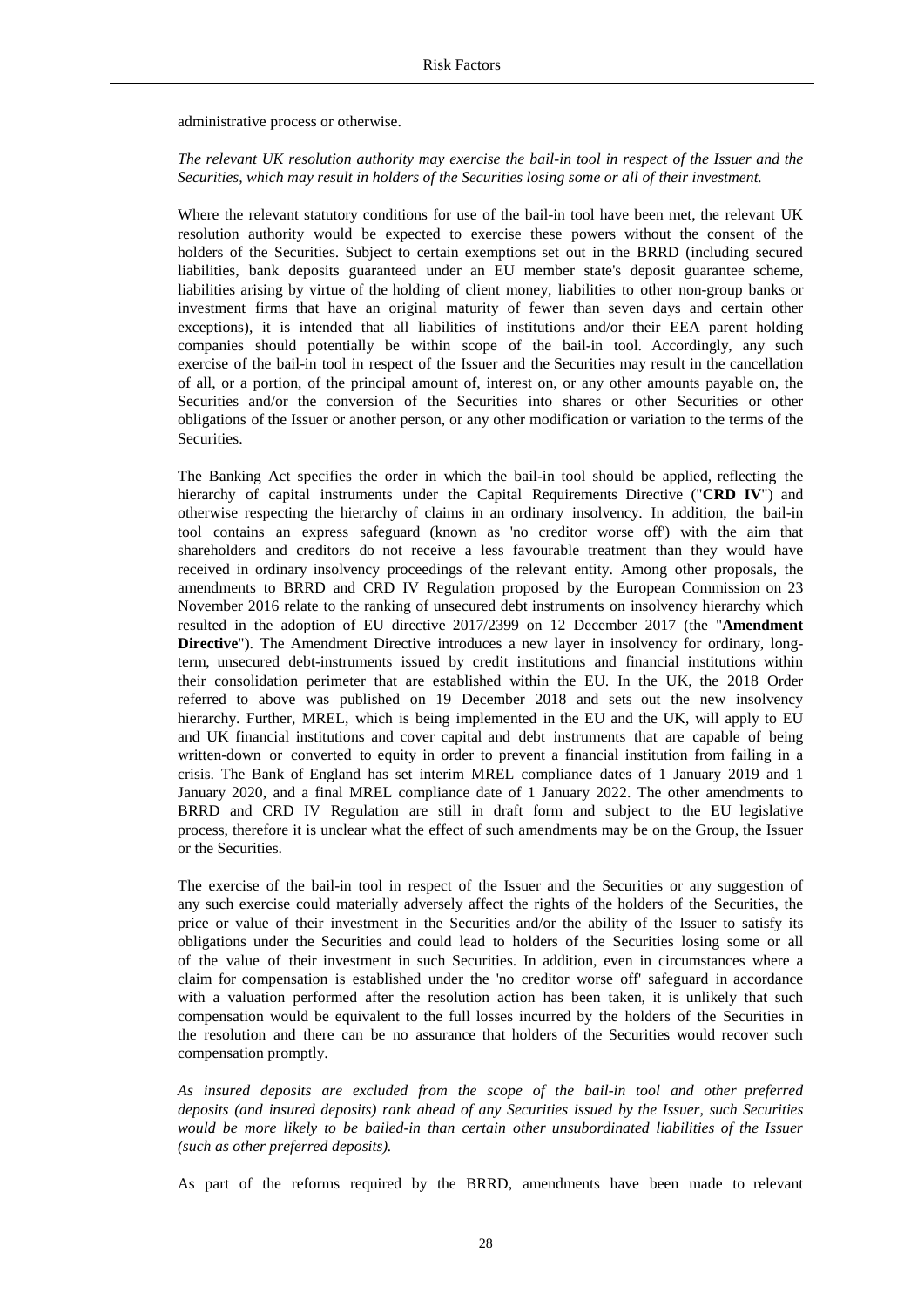administrative process or otherwise.

*The relevant UK resolution authority may exercise the bail-in tool in respect of the Issuer and the Securities, which may result in holders of the Securities losing some or all of their investment.*

Where the relevant statutory conditions for use of the bail-in tool have been met, the relevant UK resolution authority would be expected to exercise these powers without the consent of the holders of the Securities. Subject to certain exemptions set out in the BRRD (including secured liabilities, bank deposits guaranteed under an EU member state's deposit guarantee scheme, liabilities arising by virtue of the holding of client money, liabilities to other non-group banks or investment firms that have an original maturity of fewer than seven days and certain other exceptions), it is intended that all liabilities of institutions and/or their EEA parent holding companies should potentially be within scope of the bail-in tool. Accordingly, any such exercise of the bail-in tool in respect of the Issuer and the Securities may result in the cancellation of all, or a portion, of the principal amount of, interest on, or any other amounts payable on, the Securities and/or the conversion of the Securities into shares or other Securities or other obligations of the Issuer or another person, or any other modification or variation to the terms of the Securities.

The Banking Act specifies the order in which the bail-in tool should be applied, reflecting the hierarchy of capital instruments under the Capital Requirements Directive ("**CRD IV**") and otherwise respecting the hierarchy of claims in an ordinary insolvency. In addition, the bail-in tool contains an express safeguard (known as 'no creditor worse off') with the aim that shareholders and creditors do not receive a less favourable treatment than they would have received in ordinary insolvency proceedings of the relevant entity. Among other proposals, the amendments to BRRD and CRD IV Regulation proposed by the European Commission on 23 November 2016 relate to the ranking of unsecured debt instruments on insolvency hierarchy which resulted in the adoption of EU directive 2017/2399 on 12 December 2017 (the "**Amendment Directive**"). The Amendment Directive introduces a new layer in insolvency for ordinary, long-term, unsecured debt-instruments issued by credit institutions and financial institutions within their consolidation perimeter that are established within the EU. In the UK, the 2018 Order referred to above was published on 19 December 2018 and sets out the new insolvency hierarchy. Further, MREL, which is being implemented in the EU and the UK, will apply to EU and UK financial institutions and cover capital and debt instruments that are capable of being written-down or converted to equity in order to prevent a financial institution from failing in a crisis. The Bank of England has set interim MREL compliance dates of 1 January 2019 and 1 January 2020, and a final MREL compliance date of 1 January 2022. The other amendments to BRRD and CRD IV Regulation are still in draft form and subject to the EU legislative process, therefore it is unclear what the effect of such amendments may be on the Group, the Issuer or the Securities.

The exercise of the bail-in tool in respect of the Issuer and the Securities or any suggestion of any such exercise could materially adversely affect the rights of the holders of the Securities, the price or value of their investment in the Securities and/or the ability of the Issuer to satisfy its obligations under the Securities and could lead to holders of the Securities losing some or all of the value of their investment in such Securities. In addition, even in circumstances where a claim for compensation is established under the 'no creditor worse off' safeguard in accordance with a valuation performed after the resolution action has been taken, it is unlikely that such compensation would be equivalent to the full losses incurred by the holders of the Securities in the resolution and there can be no assurance that holders of the Securities would recover such compensation promptly.

*As insured deposits are excluded from the scope of the bail-in tool and other preferred deposits (and insured deposits) rank ahead of any Securities issued by the Issuer, such Securities would be more likely to be bailed-in than certain other unsubordinated liabilities of the Issuer (such as other preferred deposits).*

As part of the reforms required by the BRRD, amendments have been made to relevant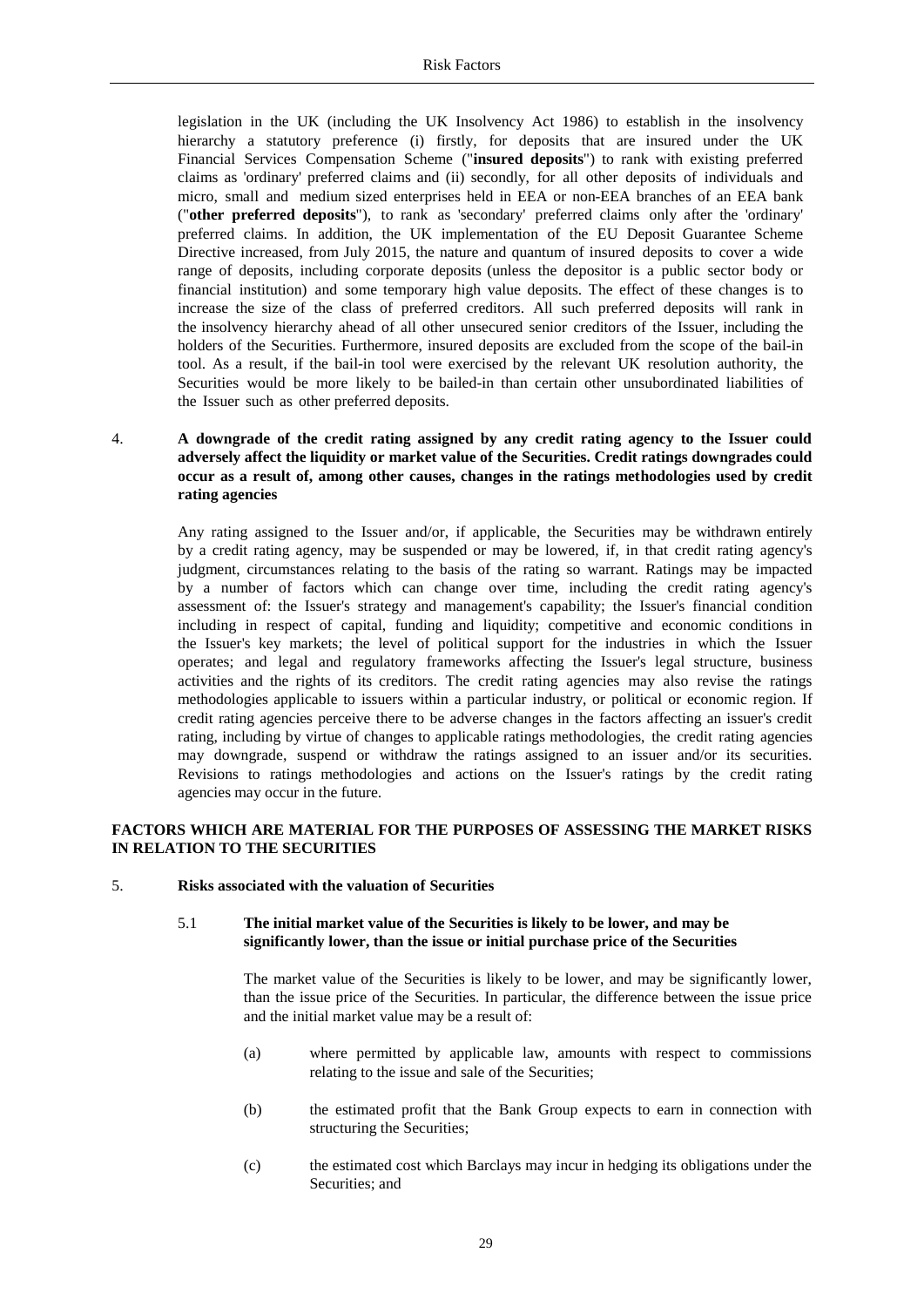legislation in the UK (including the UK Insolvency Act 1986) to establish in the insolvency hierarchy a statutory preference (i) firstly, for deposits that are insured under the UK Financial Services Compensation Scheme ("**insured deposits**") to rank with existing preferred claims as 'ordinary' preferred claims and (ii) secondly, for all other deposits of individuals and micro, small and medium sized enterprises held in EEA or non-EEA branches of an EEA bank ("**other preferred deposits**"), to rank as 'secondary' preferred claims only after the 'ordinary' preferred claims. In addition, the UK implementation of the EU Deposit Guarantee Scheme Directive increased, from July 2015, the nature and quantum of insured deposits to cover a wide range of deposits, including corporate deposits (unless the depositor is a public sector body or financial institution) and some temporary high value deposits. The effect of these changes is to increase the size of the class of preferred creditors. All such preferred deposits will rank in the insolvency hierarchy ahead of all other unsecured senior creditors of the Issuer, including the holders of the Securities. Furthermore, insured deposits are excluded from the scope of the bail-in tool. As a result, if the bail-in tool were exercised by the relevant UK resolution authority, the Securities would be more likely to be bailed-in than certain other unsubordinated liabilities of the Issuer such as other preferred deposits.

4. **A downgrade of the credit rating assigned by any credit rating agency to the Issuer could adversely affect the liquidity or market value of the Securities. Credit ratings downgrades could occur as a result of, among other causes, changes in the ratings methodologies used by credit rating agencies**

Any rating assigned to the Issuer and/or, if applicable, the Securities may be withdrawn entirely by a credit rating agency, may be suspended or may be lowered, if, in that credit rating agency's judgment, circumstances relating to the basis of the rating so warrant. Ratings may be impacted by a number of factors which can change over time, including the credit rating agency's assessment of: the Issuer's strategy and management's capability; the Issuer's financial condition including in respect of capital, funding and liquidity; competitive and economic conditions in the Issuer's key markets; the level of political support for the industries in which the Issuer operates; and legal and regulatory frameworks affecting the Issuer's legal structure, business activities and the rights of its creditors. The credit rating agencies may also revise the ratings methodologies applicable to issuers within a particular industry, or political or economic region. If credit rating agencies perceive there to be adverse changes in the factors affecting an issuer's credit rating, including by virtue of changes to applicable ratings methodologies, the credit rating agencies may downgrade, suspend or withdraw the ratings assigned to an issuer and/or its securities. Revisions to ratings methodologies and actions on the Issuer's ratings by the credit rating agencies may occur in the future.

**FACTORS WHICH ARE MATERIAL FOR THE PURPOSES OF ASSESSING THE MARKET RISKS IN RELATION TO THE SECURITIES**

5. **Risks associated with the valuation of Securities**

5.1 **The initial market value of the Securities is likely to be lower, and may be significantly lower, than the issue or initial purchase price of the Securities**

The market value of the Securities is likely to be lower, and may be significantly lower, than the issue price of the Securities. In particular, the difference between the issue price and the initial market value may be a result of:

(a) where permitted by applicable law, amounts with respect to commissions relating to the issue and sale of the Securities;

(b) the estimated profit that the Bank Group expects to earn in connection with structuring the Securities;

(c) the estimated cost which Barclays may incur in hedging its obligations under the Securities; and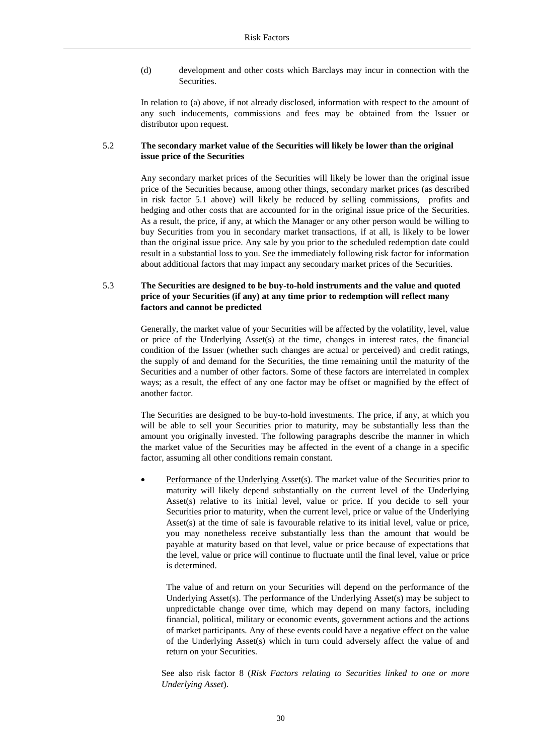(d) development and other costs which Barclays may incur in connection with the Securities.

In relation to (a) above, if not already disclosed, information with respect to the amount of any such inducements, commissions and fees may be obtained from the Issuer or distributor upon request.

### 5.2 The secondary market value of the Securities will likely be lower than the original issue price of the Securities

Any secondary market prices of the Securities will likely be lower than the original issue price of the Securities because, among other things, secondary market prices (as described in risk factor 5.1 above) will likely be reduced by selling commissions, profits and hedging and other costs that are accounted for in the original issue price of the Securities. As a result, the price, if any, at which the Manager or any other person would be willing to buy Securities from you in secondary market transactions, if at all, is likely to be lower than the original issue price. Any sale by you prior to the scheduled redemption date could result in a substantial loss to you. See the immediately following risk factor for information about additional factors that may impact any secondary market prices of the Securities.

### 5.3 The Securities are designed to be buy-to-hold instruments and the value and quoted price of your Securities (if any) at any time prior to redemption will reflect many factors and cannot be predicted

Generally, the market value of your Securities will be affected by the volatility, level, value or price of the Underlying Asset(s) at the time, changes in interest rates, the financial condition of the Issuer (whether such changes are actual or perceived) and credit ratings, the supply of and demand for the Securities, the time remaining until the maturity of the Securities and a number of other factors. Some of these factors are interrelated in complex ways; as a result, the effect of any one factor may be offset or magnified by the effect of another factor.

The Securities are designed to be buy-to-hold investments. The price, if any, at which you will be able to sell your Securities prior to maturity, may be substantially less than the amount you originally invested. The following paragraphs describe the manner in which the market value of the Securities may be affected in the event of a change in a specific factor, assuming all other conditions remain constant.

- Performance of the Underlying Asset(s). The market value of the Securities prior to maturity will likely depend substantially on the current level of the Underlying Asset(s) relative to its initial level, value or price. If you decide to sell your Securities prior to maturity, when the current level, price or value of the Underlying Asset(s) at the time of sale is favourable relative to its initial level, value or price, you may nonetheless receive substantially less than the amount that would be payable at maturity based on that level, value or price because of expectations that the level, value or price will continue to fluctuate until the final level, value or price is determined.

  The value of and return on your Securities will depend on the performance of the Underlying Asset(s). The performance of the Underlying Asset(s) may be subject to unpredictable change over time, which may depend on many factors, including financial, political, military or economic events, government actions and the actions of market participants. Any of these events could have a negative effect on the value of the Underlying Asset(s) which in turn could adversely affect the value of and return on your Securities.

  See also risk factor 8 (*Risk Factors relating to Securities linked to one or more Underlying Asset*).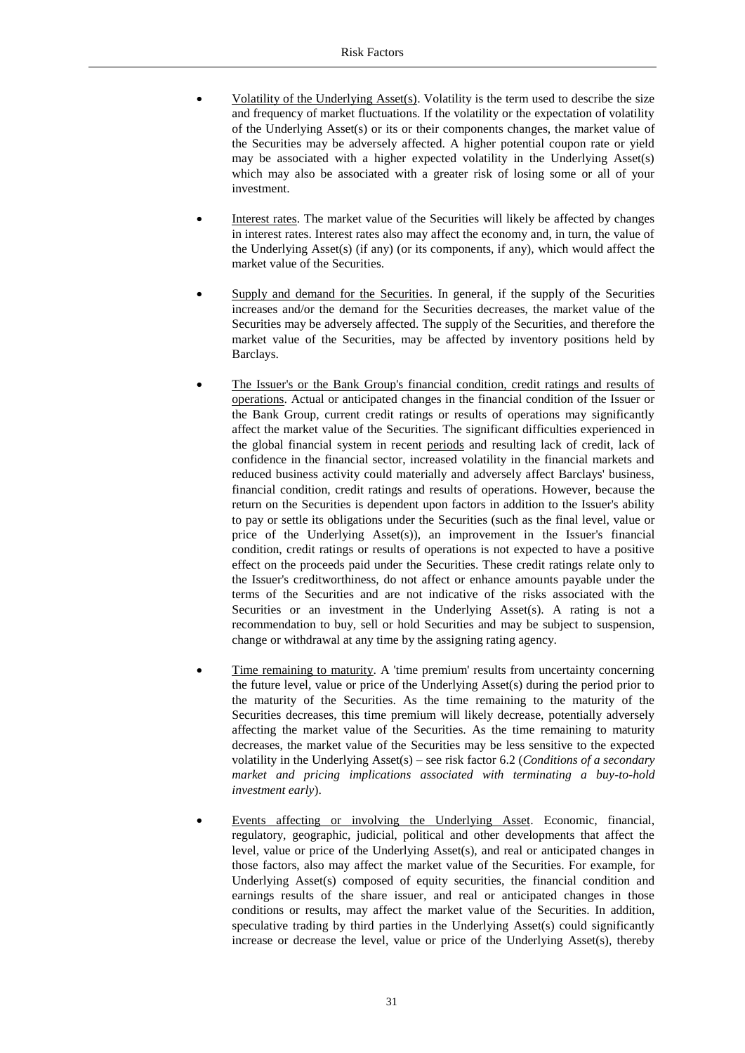- Volatility of the Underlying Asset(s). Volatility is the term used to describe the size and frequency of market fluctuations. If the volatility or the expectation of volatility of the Underlying Asset(s) or its or their components changes, the market value of the Securities may be adversely affected. A higher potential coupon rate or yield may be associated with a higher expected volatility in the Underlying Asset(s) which may also be associated with a greater risk of losing some or all of your investment.

- Interest rates. The market value of the Securities will likely be affected by changes in interest rates. Interest rates also may affect the economy and, in turn, the value of the Underlying Asset(s) (if any) (or its components, if any), which would affect the market value of the Securities.

- Supply and demand for the Securities. In general, if the supply of the Securities increases and/or the demand for the Securities decreases, the market value of the Securities may be adversely affected. The supply of the Securities, and therefore the market value of the Securities, may be affected by inventory positions held by Barclays.

- The Issuer's or the Bank Group's financial condition, credit ratings and results of operations. Actual or anticipated changes in the financial condition of the Issuer or the Bank Group, current credit ratings or results of operations may significantly affect the market value of the Securities. The significant difficulties experienced in the global financial system in recent periods and resulting lack of credit, lack of confidence in the financial sector, increased volatility in the financial markets and reduced business activity could materially and adversely affect Barclays' business, financial condition, credit ratings and results of operations. However, because the return on the Securities is dependent upon factors in addition to the Issuer's ability to pay or settle its obligations under the Securities (such as the final level, value or price of the Underlying Asset(s)), an improvement in the Issuer's financial condition, credit ratings or results of operations is not expected to have a positive effect on the proceeds paid under the Securities. These credit ratings relate only to the Issuer's creditworthiness, do not affect or enhance amounts payable under the terms of the Securities and are not indicative of the risks associated with the Securities or an investment in the Underlying Asset(s). A rating is not a recommendation to buy, sell or hold Securities and may be subject to suspension, change or withdrawal at any time by the assigning rating agency.

- Time remaining to maturity. A 'time premium' results from uncertainty concerning the future level, value or price of the Underlying Asset(s) during the period prior to the maturity of the Securities. As the time remaining to the maturity of the Securities decreases, this time premium will likely decrease, potentially adversely affecting the market value of the Securities. As the time remaining to maturity decreases, the market value of the Securities may be less sensitive to the expected volatility in the Underlying Asset(s) – see risk factor 6.2 (*Conditions of a secondary market and pricing implications associated with terminating a buy-to-hold investment early*).

- Events affecting or involving the Underlying Asset. Economic, financial, regulatory, geographic, judicial, political and other developments that affect the level, value or price of the Underlying Asset(s), and real or anticipated changes in those factors, also may affect the market value of the Securities. For example, for Underlying Asset(s) composed of equity securities, the financial condition and earnings results of the share issuer, and real or anticipated changes in those conditions or results, may affect the market value of the Securities. In addition, speculative trading by third parties in the Underlying Asset(s) could significantly increase or decrease the level, value or price of the Underlying Asset(s), thereby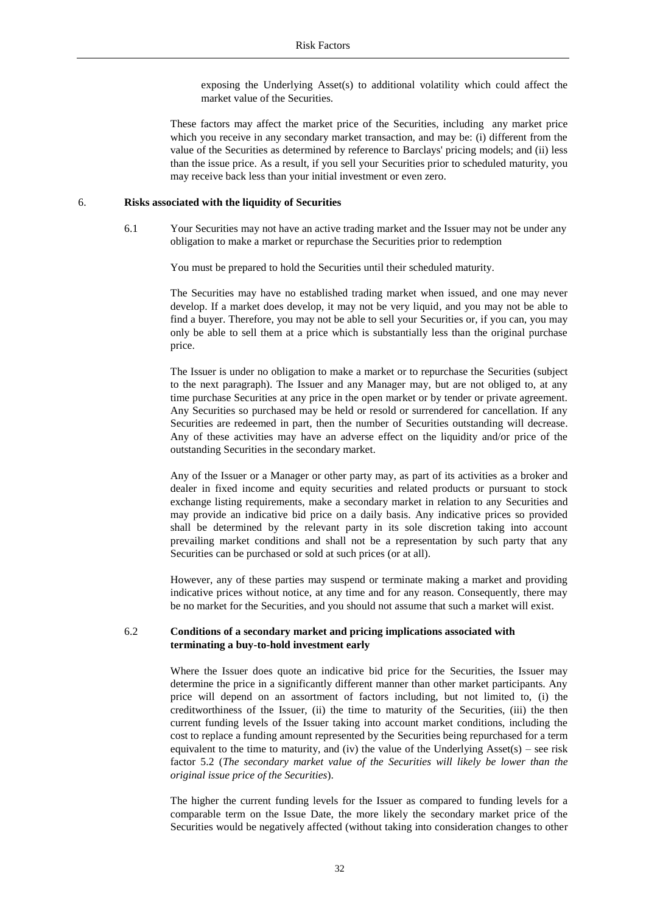exposing the Underlying Asset(s) to additional volatility which could affect the market value of the Securities.

These factors may affect the market price of the Securities, including any market price which you receive in any secondary market transaction, and may be: (i) different from the value of the Securities as determined by reference to Barclays' pricing models; and (ii) less than the issue price. As a result, if you sell your Securities prior to scheduled maturity, you may receive back less than your initial investment or even zero.

## 6. Risks associated with the liquidity of Securities

6.1 Your Securities may not have an active trading market and the Issuer may not be under any obligation to make a market or repurchase the Securities prior to redemption

You must be prepared to hold the Securities until their scheduled maturity.

The Securities may have no established trading market when issued, and one may never develop. If a market does develop, it may not be very liquid, and you may not be able to find a buyer. Therefore, you may not be able to sell your Securities or, if you can, you may only be able to sell them at a price which is substantially less than the original purchase price.

The Issuer is under no obligation to make a market or to repurchase the Securities (subject to the next paragraph). The Issuer and any Manager may, but are not obliged to, at any time purchase Securities at any price in the open market or by tender or private agreement. Any Securities so purchased may be held or resold or surrendered for cancellation. If any Securities are redeemed in part, then the number of Securities outstanding will decrease. Any of these activities may have an adverse effect on the liquidity and/or price of the outstanding Securities in the secondary market.

Any of the Issuer or a Manager or other party may, as part of its activities as a broker and dealer in fixed income and equity securities and related products or pursuant to stock exchange listing requirements, make a secondary market in relation to any Securities and may provide an indicative bid price on a daily basis. Any indicative prices so provided shall be determined by the relevant party in its sole discretion taking into account prevailing market conditions and shall not be a representation by such party that any Securities can be purchased or sold at such prices (or at all).

However, any of these parties may suspend or terminate making a market and providing indicative prices without notice, at any time and for any reason. Consequently, there may be no market for the Securities, and you should not assume that such a market will exist.

### 6.2 Conditions of a secondary market and pricing implications associated with terminating a buy-to-hold investment early

Where the Issuer does quote an indicative bid price for the Securities, the Issuer may determine the price in a significantly different manner than other market participants. Any price will depend on an assortment of factors including, but not limited to, (i) the creditworthiness of the Issuer, (ii) the time to maturity of the Securities, (iii) the then current funding levels of the Issuer taking into account market conditions, including the cost to replace a funding amount represented by the Securities being repurchased for a term equivalent to the time to maturity, and (iv) the value of the Underlying Asset(s) – see risk factor 5.2 (*The secondary market value of the Securities will likely be lower than the original issue price of the Securities*).

The higher the current funding levels for the Issuer as compared to funding levels for a comparable term on the Issue Date, the more likely the secondary market price of the Securities would be negatively affected (without taking into consideration changes to other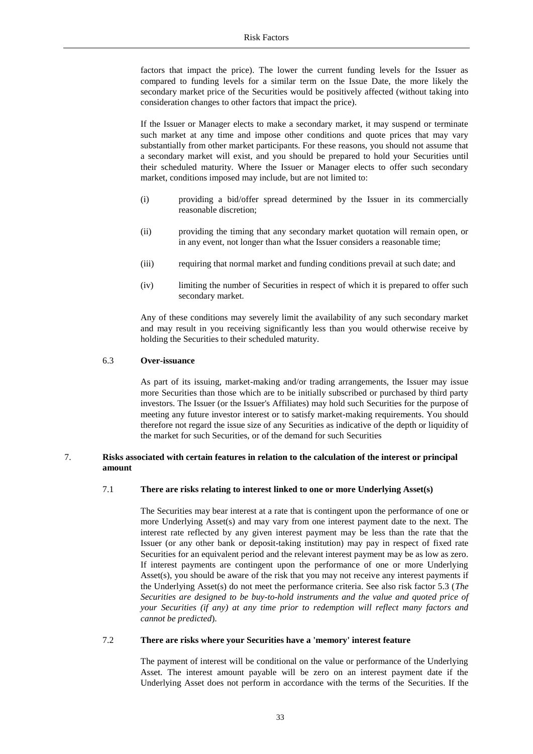factors that impact the price). The lower the current funding levels for the Issuer as compared to funding levels for a similar term on the Issue Date, the more likely the secondary market price of the Securities would be positively affected (without taking into consideration changes to other factors that impact the price).

If the Issuer or Manager elects to make a secondary market, it may suspend or terminate such market at any time and impose other conditions and quote prices that may vary substantially from other market participants. For these reasons, you should not assume that a secondary market will exist, and you should be prepared to hold your Securities until their scheduled maturity. Where the Issuer or Manager elects to offer such secondary market, conditions imposed may include, but are not limited to:

(i) providing a bid/offer spread determined by the Issuer in its commercially reasonable discretion;

(ii) providing the timing that any secondary market quotation will remain open, or in any event, not longer than what the Issuer considers a reasonable time;

(iii) requiring that normal market and funding conditions prevail at such date; and

(iv) limiting the number of Securities in respect of which it is prepared to offer such secondary market.

Any of these conditions may severely limit the availability of any such secondary market and may result in you receiving significantly less than you would otherwise receive by holding the Securities to their scheduled maturity.

### 6.3 Over-issuance

As part of its issuing, market-making and/or trading arrangements, the Issuer may issue more Securities than those which are to be initially subscribed or purchased by third party investors. The Issuer (or the Issuer's Affiliates) may hold such Securities for the purpose of meeting any future investor interest or to satisfy market-making requirements. You should therefore not regard the issue size of any Securities as indicative of the depth or liquidity of the market for such Securities, or of the demand for such Securities

## 7. Risks associated with certain features in relation to the calculation of the interest or principal amount

### 7.1 There are risks relating to interest linked to one or more Underlying Asset(s)

The Securities may bear interest at a rate that is contingent upon the performance of one or more Underlying Asset(s) and may vary from one interest payment date to the next. The interest rate reflected by any given interest payment may be less than the rate that the Issuer (or any other bank or deposit-taking institution) may pay in respect of fixed rate Securities for an equivalent period and the relevant interest payment may be as low as zero. If interest payments are contingent upon the performance of one or more Underlying Asset(s), you should be aware of the risk that you may not receive any interest payments if the Underlying Asset(s) do not meet the performance criteria. See also risk factor 5.3 (*The Securities are designed to be buy-to-hold instruments and the value and quoted price of your Securities (if any) at any time prior to redemption will reflect many factors and cannot be predicted*).

### 7.2 There are risks where your Securities have a 'memory' interest feature

The payment of interest will be conditional on the value or performance of the Underlying Asset. The interest amount payable will be zero on an interest payment date if the Underlying Asset does not perform in accordance with the terms of the Securities. If the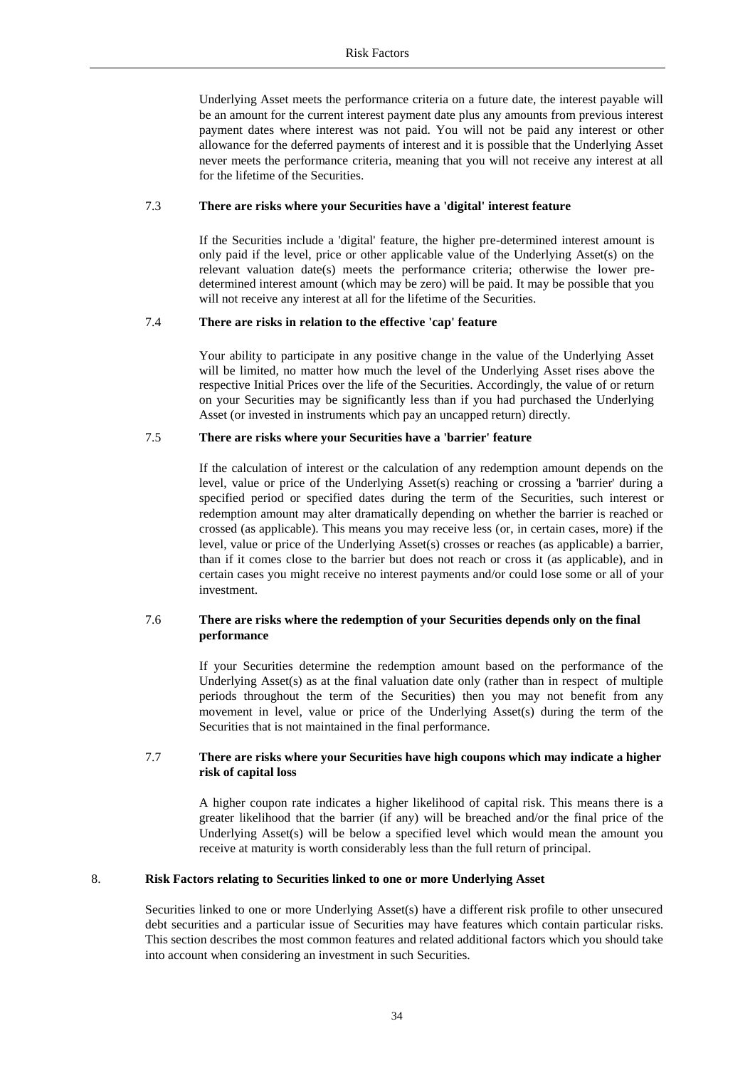Underlying Asset meets the performance criteria on a future date, the interest payable will be an amount for the current interest payment date plus any amounts from previous interest payment dates where interest was not paid. You will not be paid any interest or other allowance for the deferred payments of interest and it is possible that the Underlying Asset never meets the performance criteria, meaning that you will not receive any interest at all for the lifetime of the Securities.

### 7.3 There are risks where your Securities have a 'digital' interest feature

If the Securities include a 'digital' feature, the higher pre-determined interest amount is only paid if the level, price or other applicable value of the Underlying Asset(s) on the relevant valuation date(s) meets the performance criteria; otherwise the lower pre-determined interest amount (which may be zero) will be paid. It may be possible that you will not receive any interest at all for the lifetime of the Securities.

### 7.4 There are risks in relation to the effective 'cap' feature

Your ability to participate in any positive change in the value of the Underlying Asset will be limited, no matter how much the level of the Underlying Asset rises above the respective Initial Prices over the life of the Securities. Accordingly, the value of or return on your Securities may be significantly less than if you had purchased the Underlying Asset (or invested in instruments which pay an uncapped return) directly.

### 7.5 There are risks where your Securities have a 'barrier' feature

If the calculation of interest or the calculation of any redemption amount depends on the level, value or price of the Underlying Asset(s) reaching or crossing a 'barrier' during a specified period or specified dates during the term of the Securities, such interest or redemption amount may alter dramatically depending on whether the barrier is reached or crossed (as applicable). This means you may receive less (or, in certain cases, more) if the level, value or price of the Underlying Asset(s) crosses or reaches (as applicable) a barrier, than if it comes close to the barrier but does not reach or cross it (as applicable), and in certain cases you might receive no interest payments and/or could lose some or all of your investment.

### 7.6 There are risks where the redemption of your Securities depends only on the final performance

If your Securities determine the redemption amount based on the performance of the Underlying Asset(s) as at the final valuation date only (rather than in respect of multiple periods throughout the term of the Securities) then you may not benefit from any movement in level, value or price of the Underlying Asset(s) during the term of the Securities that is not maintained in the final performance.

### 7.7 There are risks where your Securities have high coupons which may indicate a higher risk of capital loss

A higher coupon rate indicates a higher likelihood of capital risk. This means there is a greater likelihood that the barrier (if any) will be breached and/or the final price of the Underlying Asset(s) will be below a specified level which would mean the amount you receive at maturity is worth considerably less than the full return of principal.

## 8. Risk Factors relating to Securities linked to one or more Underlying Asset

Securities linked to one or more Underlying Asset(s) have a different risk profile to other unsecured debt securities and a particular issue of Securities may have features which contain particular risks. This section describes the most common features and related additional factors which you should take into account when considering an investment in such Securities.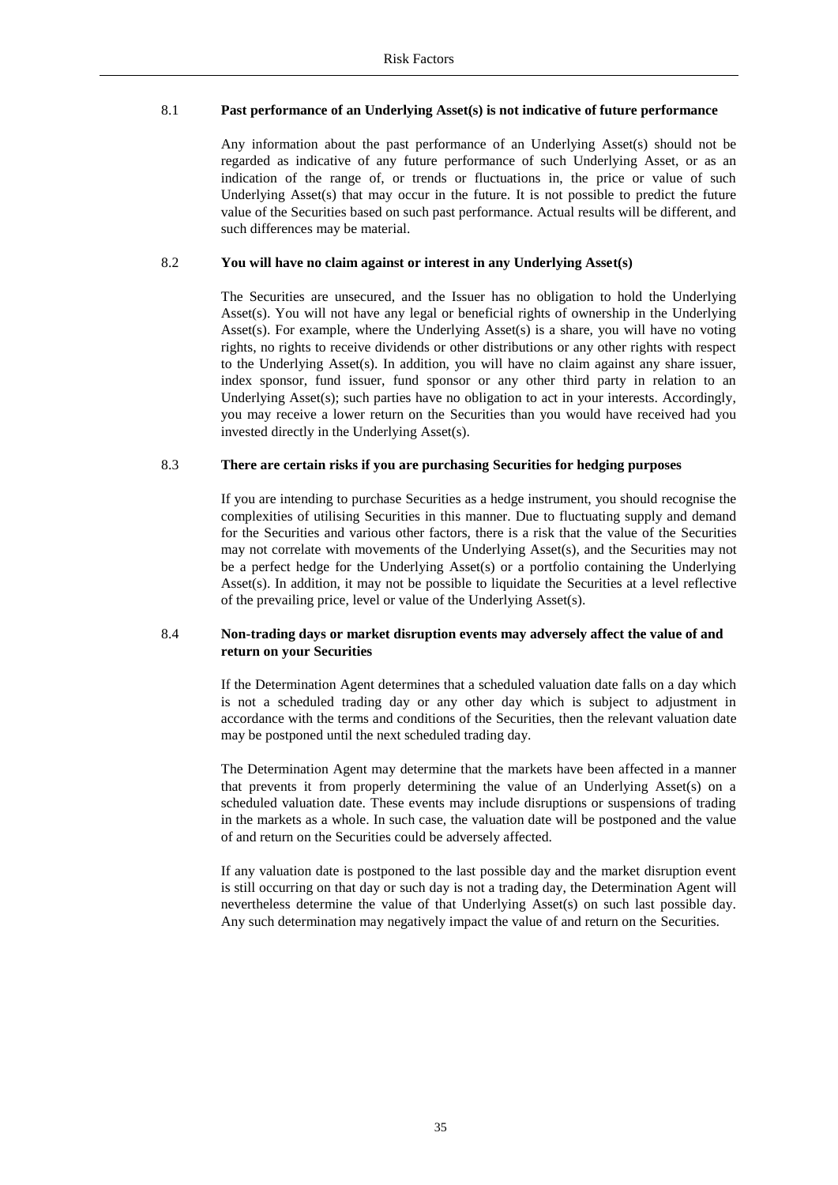### 8.1 Past performance of an Underlying Asset(s) is not indicative of future performance

Any information about the past performance of an Underlying Asset(s) should not be regarded as indicative of any future performance of such Underlying Asset, or as an indication of the range of, or trends or fluctuations in, the price or value of such Underlying Asset(s) that may occur in the future. It is not possible to predict the future value of the Securities based on such past performance. Actual results will be different, and such differences may be material.

### 8.2 You will have no claim against or interest in any Underlying Asset(s)

The Securities are unsecured, and the Issuer has no obligation to hold the Underlying Asset(s). You will not have any legal or beneficial rights of ownership in the Underlying Asset(s). For example, where the Underlying Asset(s) is a share, you will have no voting rights, no rights to receive dividends or other distributions or any other rights with respect to the Underlying Asset(s). In addition, you will have no claim against any share issuer, index sponsor, fund issuer, fund sponsor or any other third party in relation to an Underlying Asset(s); such parties have no obligation to act in your interests. Accordingly, you may receive a lower return on the Securities than you would have received had you invested directly in the Underlying Asset(s).

### 8.3 There are certain risks if you are purchasing Securities for hedging purposes

If you are intending to purchase Securities as a hedge instrument, you should recognise the complexities of utilising Securities in this manner. Due to fluctuating supply and demand for the Securities and various other factors, there is a risk that the value of the Securities may not correlate with movements of the Underlying Asset(s), and the Securities may not be a perfect hedge for the Underlying Asset(s) or a portfolio containing the Underlying Asset(s). In addition, it may not be possible to liquidate the Securities at a level reflective of the prevailing price, level or value of the Underlying Asset(s).

### 8.4 Non-trading days or market disruption events may adversely affect the value of and return on your Securities

If the Determination Agent determines that a scheduled valuation date falls on a day which is not a scheduled trading day or any other day which is subject to adjustment in accordance with the terms and conditions of the Securities, then the relevant valuation date may be postponed until the next scheduled trading day.

The Determination Agent may determine that the markets have been affected in a manner that prevents it from properly determining the value of an Underlying Asset(s) on a scheduled valuation date. These events may include disruptions or suspensions of trading in the markets as a whole. In such case, the valuation date will be postponed and the value of and return on the Securities could be adversely affected.

If any valuation date is postponed to the last possible day and the market disruption event is still occurring on that day or such day is not a trading day, the Determination Agent will nevertheless determine the value of that Underlying Asset(s) on such last possible day. Any such determination may negatively impact the value of and return on the Securities.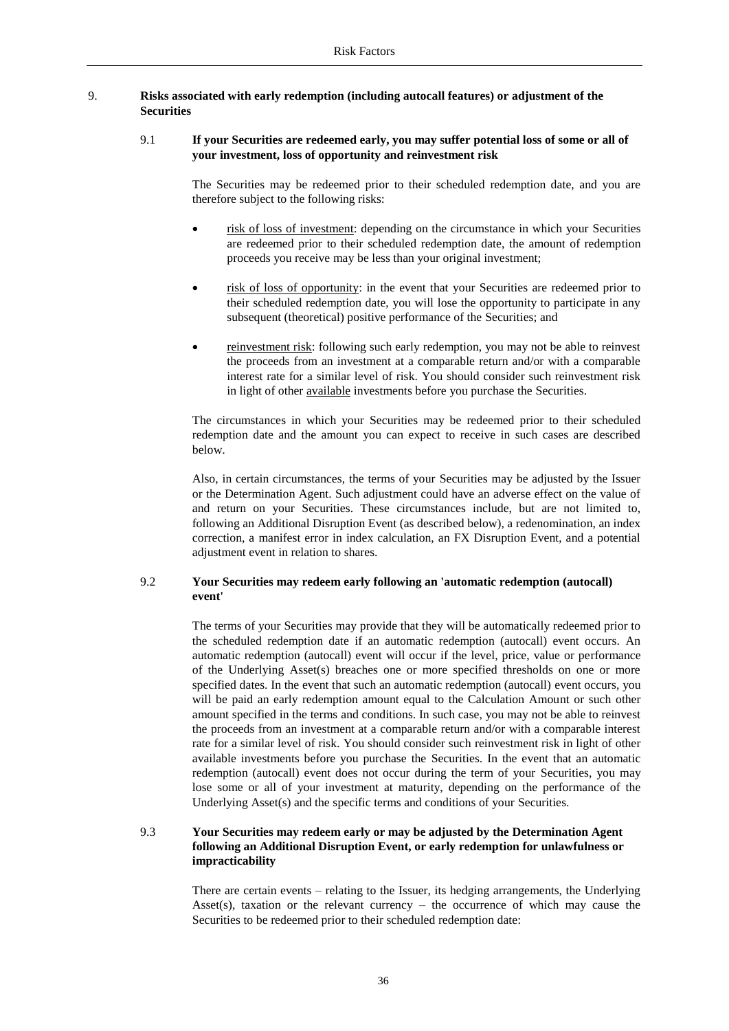## 9. Risks associated with early redemption (including autocall features) or adjustment of the Securities

### 9.1 If your Securities are redeemed early, you may suffer potential loss of some or all of your investment, loss of opportunity and reinvestment risk

The Securities may be redeemed prior to their scheduled redemption date, and you are therefore subject to the following risks:

- risk of loss of investment: depending on the circumstance in which your Securities are redeemed prior to their scheduled redemption date, the amount of redemption proceeds you receive may be less than your original investment;
- risk of loss of opportunity: in the event that your Securities are redeemed prior to their scheduled redemption date, you will lose the opportunity to participate in any subsequent (theoretical) positive performance of the Securities; and
- reinvestment risk: following such early redemption, you may not be able to reinvest the proceeds from an investment at a comparable return and/or with a comparable interest rate for a similar level of risk. You should consider such reinvestment risk in light of other available investments before you purchase the Securities.

The circumstances in which your Securities may be redeemed prior to their scheduled redemption date and the amount you can expect to receive in such cases are described below.

Also, in certain circumstances, the terms of your Securities may be adjusted by the Issuer or the Determination Agent. Such adjustment could have an adverse effect on the value of and return on your Securities. These circumstances include, but are not limited to, following an Additional Disruption Event (as described below), a redenomination, an index correction, a manifest error in index calculation, an FX Disruption Event, and a potential adjustment event in relation to shares.

### 9.2 Your Securities may redeem early following an 'automatic redemption (autocall) event'

The terms of your Securities may provide that they will be automatically redeemed prior to the scheduled redemption date if an automatic redemption (autocall) event occurs. An automatic redemption (autocall) event will occur if the level, price, value or performance of the Underlying Asset(s) breaches one or more specified thresholds on one or more specified dates. In the event that such an automatic redemption (autocall) event occurs, you will be paid an early redemption amount equal to the Calculation Amount or such other amount specified in the terms and conditions. In such case, you may not be able to reinvest the proceeds from an investment at a comparable return and/or with a comparable interest rate for a similar level of risk. You should consider such reinvestment risk in light of other available investments before you purchase the Securities. In the event that an automatic redemption (autocall) event does not occur during the term of your Securities, you may lose some or all of your investment at maturity, depending on the performance of the Underlying Asset(s) and the specific terms and conditions of your Securities.

### 9.3 Your Securities may redeem early or may be adjusted by the Determination Agent following an Additional Disruption Event, or early redemption for unlawfulness or impracticability

There are certain events – relating to the Issuer, its hedging arrangements, the Underlying Asset(s), taxation or the relevant currency – the occurrence of which may cause the Securities to be redeemed prior to their scheduled redemption date: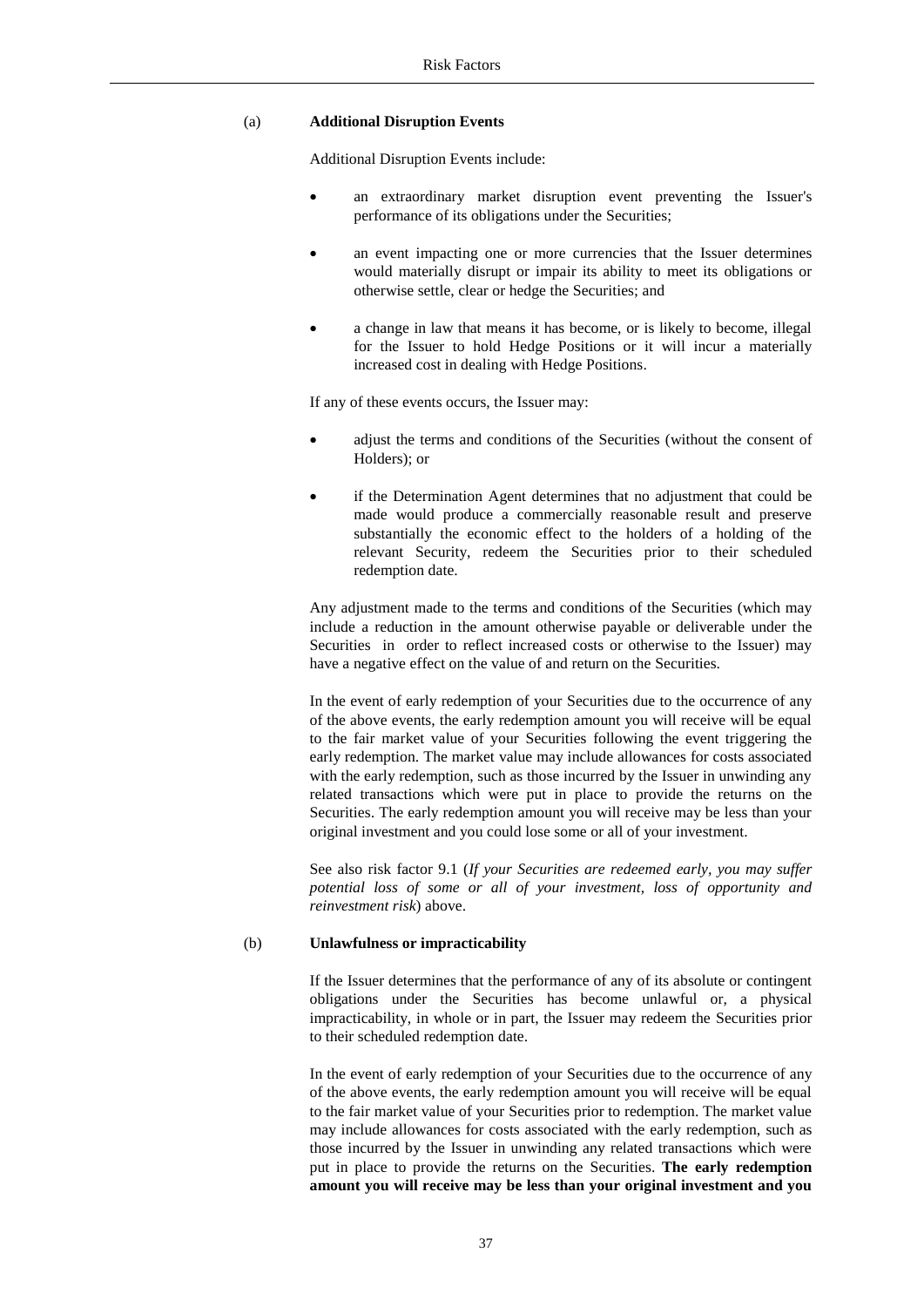### (a) **Additional Disruption Events**

Additional Disruption Events include:

- an extraordinary market disruption event preventing the Issuer's performance of its obligations under the Securities;
- an event impacting one or more currencies that the Issuer determines would materially disrupt or impair its ability to meet its obligations or otherwise settle, clear or hedge the Securities; and
- a change in law that means it has become, or is likely to become, illegal for the Issuer to hold Hedge Positions or it will incur a materially increased cost in dealing with Hedge Positions.

If any of these events occurs, the Issuer may:

- adjust the terms and conditions of the Securities (without the consent of Holders); or
- if the Determination Agent determines that no adjustment that could be made would produce a commercially reasonable result and preserve substantially the economic effect to the holders of a holding of the relevant Security, redeem the Securities prior to their scheduled redemption date.

Any adjustment made to the terms and conditions of the Securities (which may include a reduction in the amount otherwise payable or deliverable under the Securities in order to reflect increased costs or otherwise to the Issuer) may have a negative effect on the value of and return on the Securities.

In the event of early redemption of your Securities due to the occurrence of any of the above events, the early redemption amount you will receive will be equal to the fair market value of your Securities following the event triggering the early redemption. The market value may include allowances for costs associated with the early redemption, such as those incurred by the Issuer in unwinding any related transactions which were put in place to provide the returns on the Securities. The early redemption amount you will receive may be less than your original investment and you could lose some or all of your investment.

See also risk factor 9.1 (*If your Securities are redeemed early, you may suffer potential loss of some or all of your investment, loss of opportunity and reinvestment risk*) above.

### (b) **Unlawfulness or impracticability**

If the Issuer determines that the performance of any of its absolute or contingent obligations under the Securities has become unlawful or, a physical impracticability, in whole or in part, the Issuer may redeem the Securities prior to their scheduled redemption date.

In the event of early redemption of your Securities due to the occurrence of any of the above events, the early redemption amount you will receive will be equal to the fair market value of your Securities prior to redemption. The market value may include allowances for costs associated with the early redemption, such as those incurred by the Issuer in unwinding any related transactions which were put in place to provide the returns on the Securities. **The early redemption amount you will receive may be less than your original investment and you**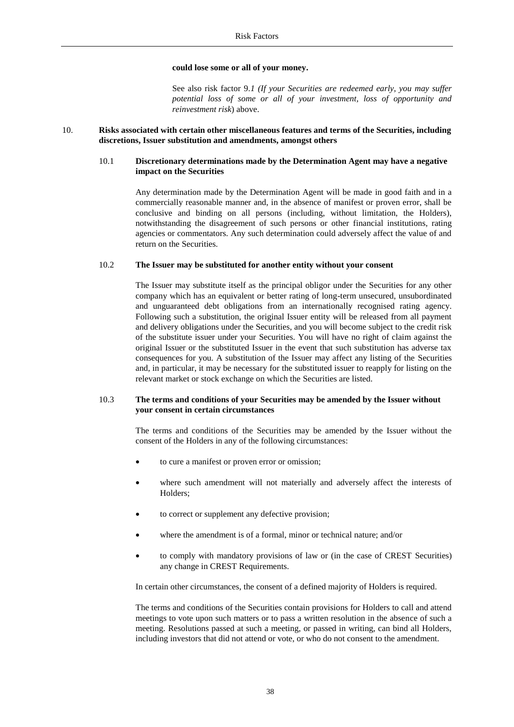**could lose some or all of your money.**

See also risk factor 9*.1 (If your Securities are redeemed early, you may suffer potential loss of some or all of your investment, loss of opportunity and reinvestment risk*) above.

## 10. Risks associated with certain other miscellaneous features and terms of the Securities, including discretions, Issuer substitution and amendments, amongst others

### 10.1 Discretionary determinations made by the Determination Agent may have a negative impact on the Securities

Any determination made by the Determination Agent will be made in good faith and in a commercially reasonable manner and, in the absence of manifest or proven error, shall be conclusive and binding on all persons (including, without limitation, the Holders), notwithstanding the disagreement of such persons or other financial institutions, rating agencies or commentators. Any such determination could adversely affect the value of and return on the Securities.

### 10.2 The Issuer may be substituted for another entity without your consent

The Issuer may substitute itself as the principal obligor under the Securities for any other company which has an equivalent or better rating of long-term unsecured, unsubordinated and unguaranteed debt obligations from an internationally recognised rating agency. Following such a substitution, the original Issuer entity will be released from all payment and delivery obligations under the Securities, and you will become subject to the credit risk of the substitute issuer under your Securities. You will have no right of claim against the original Issuer or the substituted Issuer in the event that such substitution has adverse tax consequences for you. A substitution of the Issuer may affect any listing of the Securities and, in particular, it may be necessary for the substituted issuer to reapply for listing on the relevant market or stock exchange on which the Securities are listed.

### 10.3 The terms and conditions of your Securities may be amended by the Issuer without your consent in certain circumstances

The terms and conditions of the Securities may be amended by the Issuer without the consent of the Holders in any of the following circumstances:

- to cure a manifest or proven error or omission;
- where such amendment will not materially and adversely affect the interests of Holders;
- to correct or supplement any defective provision;
- where the amendment is of a formal, minor or technical nature; and/or
- to comply with mandatory provisions of law or (in the case of CREST Securities) any change in CREST Requirements.

In certain other circumstances, the consent of a defined majority of Holders is required.

The terms and conditions of the Securities contain provisions for Holders to call and attend meetings to vote upon such matters or to pass a written resolution in the absence of such a meeting. Resolutions passed at such a meeting, or passed in writing, can bind all Holders, including investors that did not attend or vote, or who do not consent to the amendment.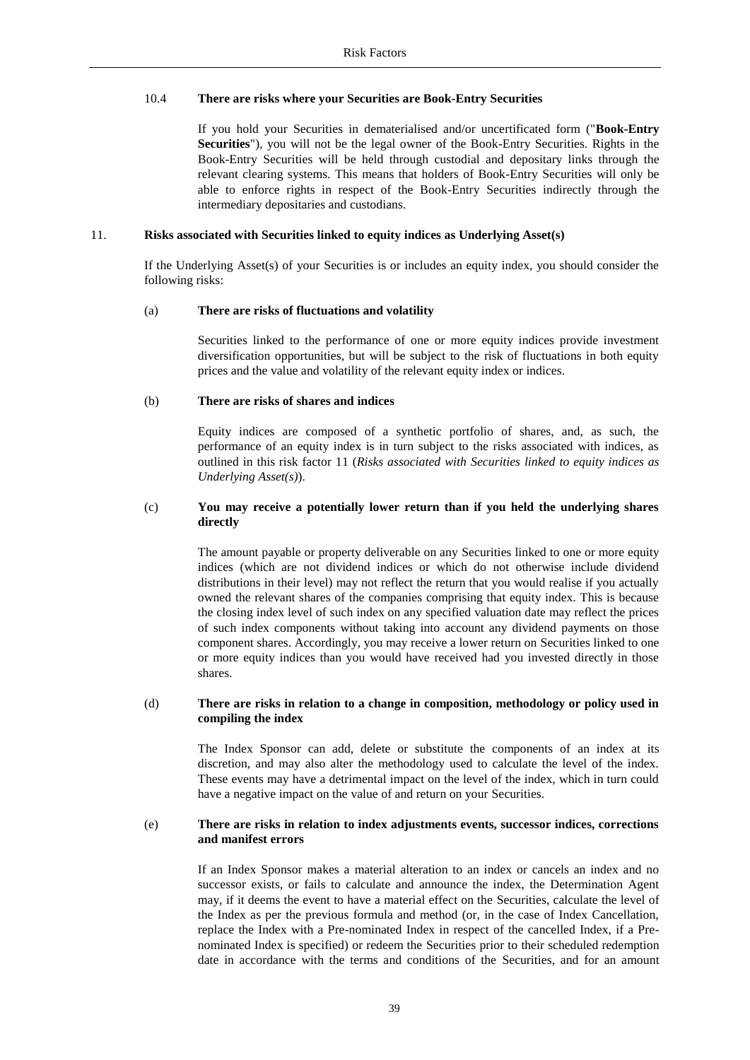### 10.4 There are risks where your Securities are Book-Entry Securities

If you hold your Securities in dematerialised and/or uncertificated form ("**Book-Entry Securities**"), you will not be the legal owner of the Book-Entry Securities. Rights in the Book-Entry Securities will be held through custodial and depositary links through the relevant clearing systems. This means that holders of Book-Entry Securities will only be able to enforce rights in respect of the Book-Entry Securities indirectly through the intermediary depositaries and custodians.

## 11. Risks associated with Securities linked to equity indices as Underlying Asset(s)

If the Underlying Asset(s) of your Securities is or includes an equity index, you should consider the following risks:

### (a) There are risks of fluctuations and volatility

Securities linked to the performance of one or more equity indices provide investment diversification opportunities, but will be subject to the risk of fluctuations in both equity prices and the value and volatility of the relevant equity index or indices.

### (b) There are risks of shares and indices

Equity indices are composed of a synthetic portfolio of shares, and, as such, the performance of an equity index is in turn subject to the risks associated with indices, as outlined in this risk factor 11 (*Risks associated with Securities linked to equity indices as Underlying Asset(s)*).

### (c) You may receive a potentially lower return than if you held the underlying shares directly

The amount payable or property deliverable on any Securities linked to one or more equity indices (which are not dividend indices or which do not otherwise include dividend distributions in their level) may not reflect the return that you would realise if you actually owned the relevant shares of the companies comprising that equity index. This is because the closing index level of such index on any specified valuation date may reflect the prices of such index components without taking into account any dividend payments on those component shares. Accordingly, you may receive a lower return on Securities linked to one or more equity indices than you would have received had you invested directly in those shares.

### (d) There are risks in relation to a change in composition, methodology or policy used in compiling the index

The Index Sponsor can add, delete or substitute the components of an index at its discretion, and may also alter the methodology used to calculate the level of the index. These events may have a detrimental impact on the level of the index, which in turn could have a negative impact on the value of and return on your Securities.

### (e) There are risks in relation to index adjustments events, successor indices, corrections and manifest errors

If an Index Sponsor makes a material alteration to an index or cancels an index and no successor exists, or fails to calculate and announce the index, the Determination Agent may, if it deems the event to have a material effect on the Securities, calculate the level of the Index as per the previous formula and method (or, in the case of Index Cancellation, replace the Index with a Pre-nominated Index in respect of the cancelled Index, if a Pre-nominated Index is specified) or redeem the Securities prior to their scheduled redemption date in accordance with the terms and conditions of the Securities, and for an amount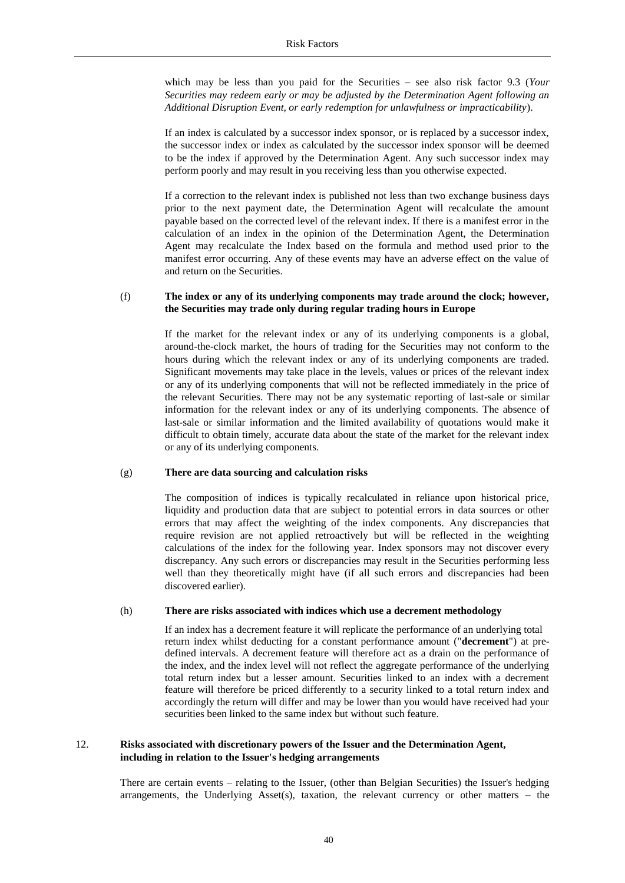which may be less than you paid for the Securities – see also risk factor 9.3 (*Your Securities may redeem early or may be adjusted by the Determination Agent following an Additional Disruption Event, or early redemption for unlawfulness or impracticability*).

If an index is calculated by a successor index sponsor, or is replaced by a successor index, the successor index or index as calculated by the successor index sponsor will be deemed to be the index if approved by the Determination Agent. Any such successor index may perform poorly and may result in you receiving less than you otherwise expected.

If a correction to the relevant index is published not less than two exchange business days prior to the next payment date, the Determination Agent will recalculate the amount payable based on the corrected level of the relevant index. If there is a manifest error in the calculation of an index in the opinion of the Determination Agent, the Determination Agent may recalculate the Index based on the formula and method used prior to the manifest error occurring. Any of these events may have an adverse effect on the value of and return on the Securities.

(f) **The index or any of its underlying components may trade around the clock; however, the Securities may trade only during regular trading hours in Europe**

If the market for the relevant index or any of its underlying components is a global, around-the-clock market, the hours of trading for the Securities may not conform to the hours during which the relevant index or any of its underlying components are traded. Significant movements may take place in the levels, values or prices of the relevant index or any of its underlying components that will not be reflected immediately in the price of the relevant Securities. There may not be any systematic reporting of last-sale or similar information for the relevant index or any of its underlying components. The absence of last-sale or similar information and the limited availability of quotations would make it difficult to obtain timely, accurate data about the state of the market for the relevant index or any of its underlying components.

(g) **There are data sourcing and calculation risks**

The composition of indices is typically recalculated in reliance upon historical price, liquidity and production data that are subject to potential errors in data sources or other errors that may affect the weighting of the index components. Any discrepancies that require revision are not applied retroactively but will be reflected in the weighting calculations of the index for the following year. Index sponsors may not discover every discrepancy. Any such errors or discrepancies may result in the Securities performing less well than they theoretically might have (if all such errors and discrepancies had been discovered earlier).

(h) **There are risks associated with indices which use a decrement methodology**

If an index has a decrement feature it will replicate the performance of an underlying total return index whilst deducting for a constant performance amount ("**decrement**") at pre-defined intervals. A decrement feature will therefore act as a drain on the performance of the index, and the index level will not reflect the aggregate performance of the underlying total return index but a lesser amount. Securities linked to an index with a decrement feature will therefore be priced differently to a security linked to a total return index and accordingly the return will differ and may be lower than you would have received had your securities been linked to the same index but without such feature.

12. **Risks associated with discretionary powers of the Issuer and the Determination Agent, including in relation to the Issuer's hedging arrangements**

There are certain events – relating to the Issuer, (other than Belgian Securities) the Issuer's hedging arrangements, the Underlying Asset(s), taxation, the relevant currency or other matters – the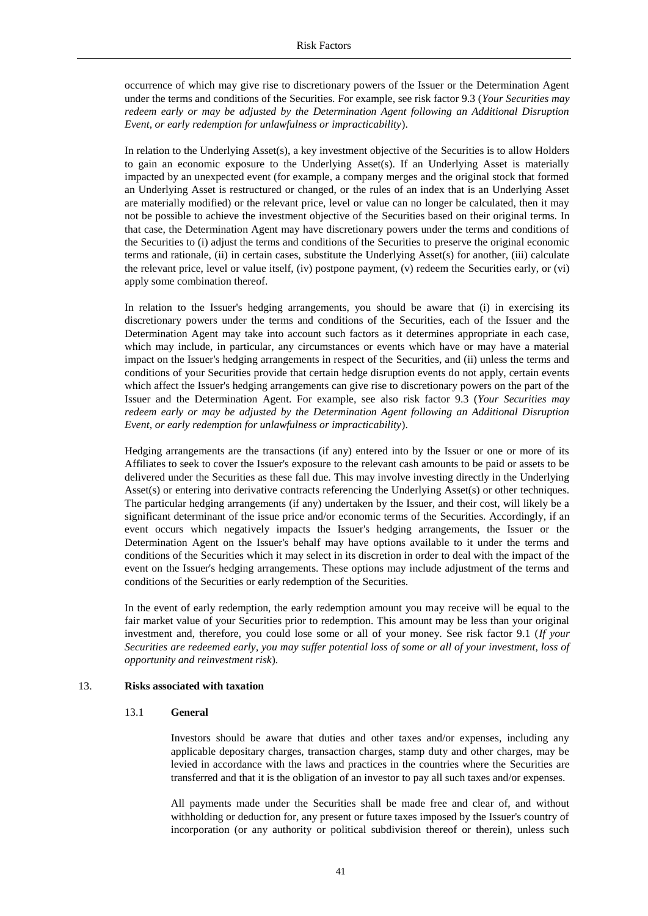occurrence of which may give rise to discretionary powers of the Issuer or the Determination Agent under the terms and conditions of the Securities. For example, see risk factor 9.3 (*Your Securities may redeem early or may be adjusted by the Determination Agent following an Additional Disruption Event, or early redemption for unlawfulness or impracticability*).

In relation to the Underlying Asset(s), a key investment objective of the Securities is to allow Holders to gain an economic exposure to the Underlying Asset(s). If an Underlying Asset is materially impacted by an unexpected event (for example, a company merges and the original stock that formed an Underlying Asset is restructured or changed, or the rules of an index that is an Underlying Asset are materially modified) or the relevant price, level or value can no longer be calculated, then it may not be possible to achieve the investment objective of the Securities based on their original terms. In that case, the Determination Agent may have discretionary powers under the terms and conditions of the Securities to (i) adjust the terms and conditions of the Securities to preserve the original economic terms and rationale, (ii) in certain cases, substitute the Underlying Asset(s) for another, (iii) calculate the relevant price, level or value itself, (iv) postpone payment, (v) redeem the Securities early, or (vi) apply some combination thereof.

In relation to the Issuer's hedging arrangements, you should be aware that (i) in exercising its discretionary powers under the terms and conditions of the Securities, each of the Issuer and the Determination Agent may take into account such factors as it determines appropriate in each case, which may include, in particular, any circumstances or events which have or may have a material impact on the Issuer's hedging arrangements in respect of the Securities, and (ii) unless the terms and conditions of your Securities provide that certain hedge disruption events do not apply, certain events which affect the Issuer's hedging arrangements can give rise to discretionary powers on the part of the Issuer and the Determination Agent. For example, see also risk factor 9.3 (*Your Securities may redeem early or may be adjusted by the Determination Agent following an Additional Disruption Event, or early redemption for unlawfulness or impracticability*).

Hedging arrangements are the transactions (if any) entered into by the Issuer or one or more of its Affiliates to seek to cover the Issuer's exposure to the relevant cash amounts to be paid or assets to be delivered under the Securities as these fall due. This may involve investing directly in the Underlying Asset(s) or entering into derivative contracts referencing the Underlying Asset(s) or other techniques. The particular hedging arrangements (if any) undertaken by the Issuer, and their cost, will likely be a significant determinant of the issue price and/or economic terms of the Securities. Accordingly, if an event occurs which negatively impacts the Issuer's hedging arrangements, the Issuer or the Determination Agent on the Issuer's behalf may have options available to it under the terms and conditions of the Securities which it may select in its discretion in order to deal with the impact of the event on the Issuer's hedging arrangements. These options may include adjustment of the terms and conditions of the Securities or early redemption of the Securities.

In the event of early redemption, the early redemption amount you may receive will be equal to the fair market value of your Securities prior to redemption. This amount may be less than your original investment and, therefore, you could lose some or all of your money. See risk factor 9.1 (*If your Securities are redeemed early, you may suffer potential loss of some or all of your investment, loss of opportunity and reinvestment risk*).

## 13. Risks associated with taxation

### 13.1 General

Investors should be aware that duties and other taxes and/or expenses, including any applicable depositary charges, transaction charges, stamp duty and other charges, may be levied in accordance with the laws and practices in the countries where the Securities are transferred and that it is the obligation of an investor to pay all such taxes and/or expenses.

All payments made under the Securities shall be made free and clear of, and without withholding or deduction for, any present or future taxes imposed by the Issuer's country of incorporation (or any authority or political subdivision thereof or therein), unless such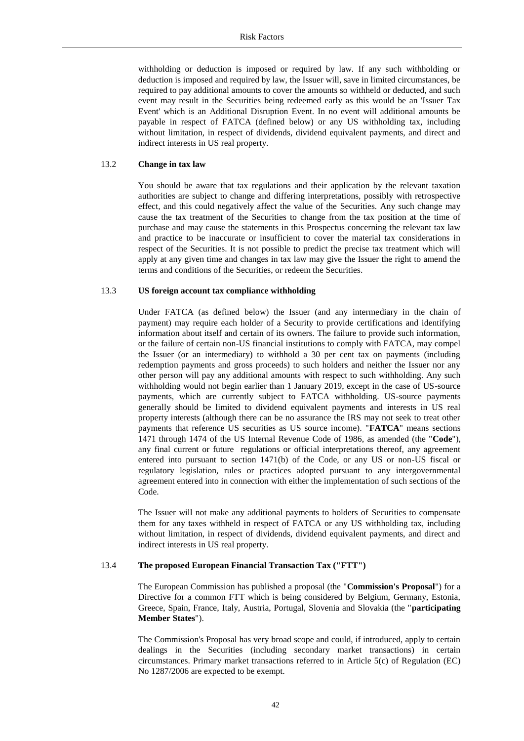withholding or deduction is imposed or required by law. If any such withholding or deduction is imposed and required by law, the Issuer will, save in limited circumstances, be required to pay additional amounts to cover the amounts so withheld or deducted, and such event may result in the Securities being redeemed early as this would be an 'Issuer Tax Event' which is an Additional Disruption Event. In no event will additional amounts be payable in respect of FATCA (defined below) or any US withholding tax, including without limitation, in respect of dividends, dividend equivalent payments, and direct and indirect interests in US real property.

### 13.2 **Change in tax law**

You should be aware that tax regulations and their application by the relevant taxation authorities are subject to change and differing interpretations, possibly with retrospective effect, and this could negatively affect the value of the Securities. Any such change may cause the tax treatment of the Securities to change from the tax position at the time of purchase and may cause the statements in this Prospectus concerning the relevant tax law and practice to be inaccurate or insufficient to cover the material tax considerations in respect of the Securities. It is not possible to predict the precise tax treatment which will apply at any given time and changes in tax law may give the Issuer the right to amend the terms and conditions of the Securities, or redeem the Securities.

### 13.3 **US foreign account tax compliance withholding**

Under FATCA (as defined below) the Issuer (and any intermediary in the chain of payment) may require each holder of a Security to provide certifications and identifying information about itself and certain of its owners. The failure to provide such information, or the failure of certain non-US financial institutions to comply with FATCA, may compel the Issuer (or an intermediary) to withhold a 30 per cent tax on payments (including redemption payments and gross proceeds) to such holders and neither the Issuer nor any other person will pay any additional amounts with respect to such withholding. Any such withholding would not begin earlier than 1 January 2019, except in the case of US-source payments, which are currently subject to FATCA withholding. US-source payments generally should be limited to dividend equivalent payments and interests in US real property interests (although there can be no assurance the IRS may not seek to treat other payments that reference US securities as US source income). "**FATCA**" means sections 1471 through 1474 of the US Internal Revenue Code of 1986, as amended (the "**Code**"), any final current or future regulations or official interpretations thereof, any agreement entered into pursuant to section 1471(b) of the Code, or any US or non-US fiscal or regulatory legislation, rules or practices adopted pursuant to any intergovernmental agreement entered into in connection with either the implementation of such sections of the Code.

The Issuer will not make any additional payments to holders of Securities to compensate them for any taxes withheld in respect of FATCA or any US withholding tax, including without limitation, in respect of dividends, dividend equivalent payments, and direct and indirect interests in US real property.

### 13.4 **The proposed European Financial Transaction Tax ("FTT")**

The European Commission has published a proposal (the "**Commission's Proposal**") for a Directive for a common FTT which is being considered by Belgium, Germany, Estonia, Greece, Spain, France, Italy, Austria, Portugal, Slovenia and Slovakia (the "**participating Member States**").

The Commission's Proposal has very broad scope and could, if introduced, apply to certain dealings in the Securities (including secondary market transactions) in certain circumstances. Primary market transactions referred to in Article 5(c) of Regulation (EC) No 1287/2006 are expected to be exempt.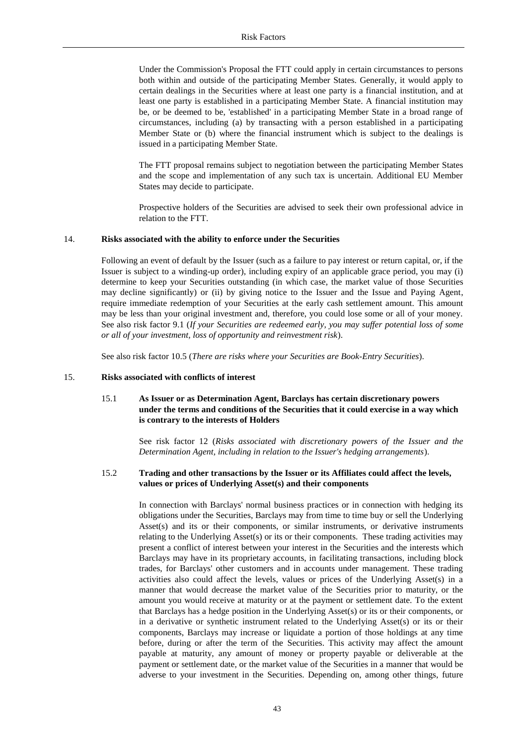Under the Commission's Proposal the FTT could apply in certain circumstances to persons both within and outside of the participating Member States. Generally, it would apply to certain dealings in the Securities where at least one party is a financial institution, and at least one party is established in a participating Member State. A financial institution may be, or be deemed to be, 'established' in a participating Member State in a broad range of circumstances, including (a) by transacting with a person established in a participating Member State or (b) where the financial instrument which is subject to the dealings is issued in a participating Member State.

The FTT proposal remains subject to negotiation between the participating Member States and the scope and implementation of any such tax is uncertain. Additional EU Member States may decide to participate.

Prospective holders of the Securities are advised to seek their own professional advice in relation to the FTT.

## 14. Risks associated with the ability to enforce under the Securities

Following an event of default by the Issuer (such as a failure to pay interest or return capital, or, if the Issuer is subject to a winding-up order), including expiry of an applicable grace period, you may (i) determine to keep your Securities outstanding (in which case, the market value of those Securities may decline significantly) or (ii) by giving notice to the Issuer and the Issue and Paying Agent, require immediate redemption of your Securities at the early cash settlement amount. This amount may be less than your original investment and, therefore, you could lose some or all of your money. See also risk factor 9.1 (*If your Securities are redeemed early, you may suffer potential loss of some or all of your investment, loss of opportunity and reinvestment risk*).

See also risk factor 10.5 (*There are risks where your Securities are Book-Entry Securities*).

## 15. Risks associated with conflicts of interest

### 15.1 As Issuer or as Determination Agent, Barclays has certain discretionary powers under the terms and conditions of the Securities that it could exercise in a way which is contrary to the interests of Holders

See risk factor 12 (*Risks associated with discretionary powers of the Issuer and the Determination Agent, including in relation to the Issuer's hedging arrangements*).

### 15.2 Trading and other transactions by the Issuer or its Affiliates could affect the levels, values or prices of Underlying Asset(s) and their components

In connection with Barclays' normal business practices or in connection with hedging its obligations under the Securities, Barclays may from time to time buy or sell the Underlying Asset(s) and its or their components, or similar instruments, or derivative instruments relating to the Underlying Asset(s) or its or their components. These trading activities may present a conflict of interest between your interest in the Securities and the interests which Barclays may have in its proprietary accounts, in facilitating transactions, including block trades, for Barclays' other customers and in accounts under management. These trading activities also could affect the levels, values or prices of the Underlying Asset(s) in a manner that would decrease the market value of the Securities prior to maturity, or the amount you would receive at maturity or at the payment or settlement date. To the extent that Barclays has a hedge position in the Underlying Asset(s) or its or their components, or in a derivative or synthetic instrument related to the Underlying Asset(s) or its or their components, Barclays may increase or liquidate a portion of those holdings at any time before, during or after the term of the Securities. This activity may affect the amount payable at maturity, any amount of money or property payable or deliverable at the payment or settlement date, or the market value of the Securities in a manner that would be adverse to your investment in the Securities. Depending on, among other things, future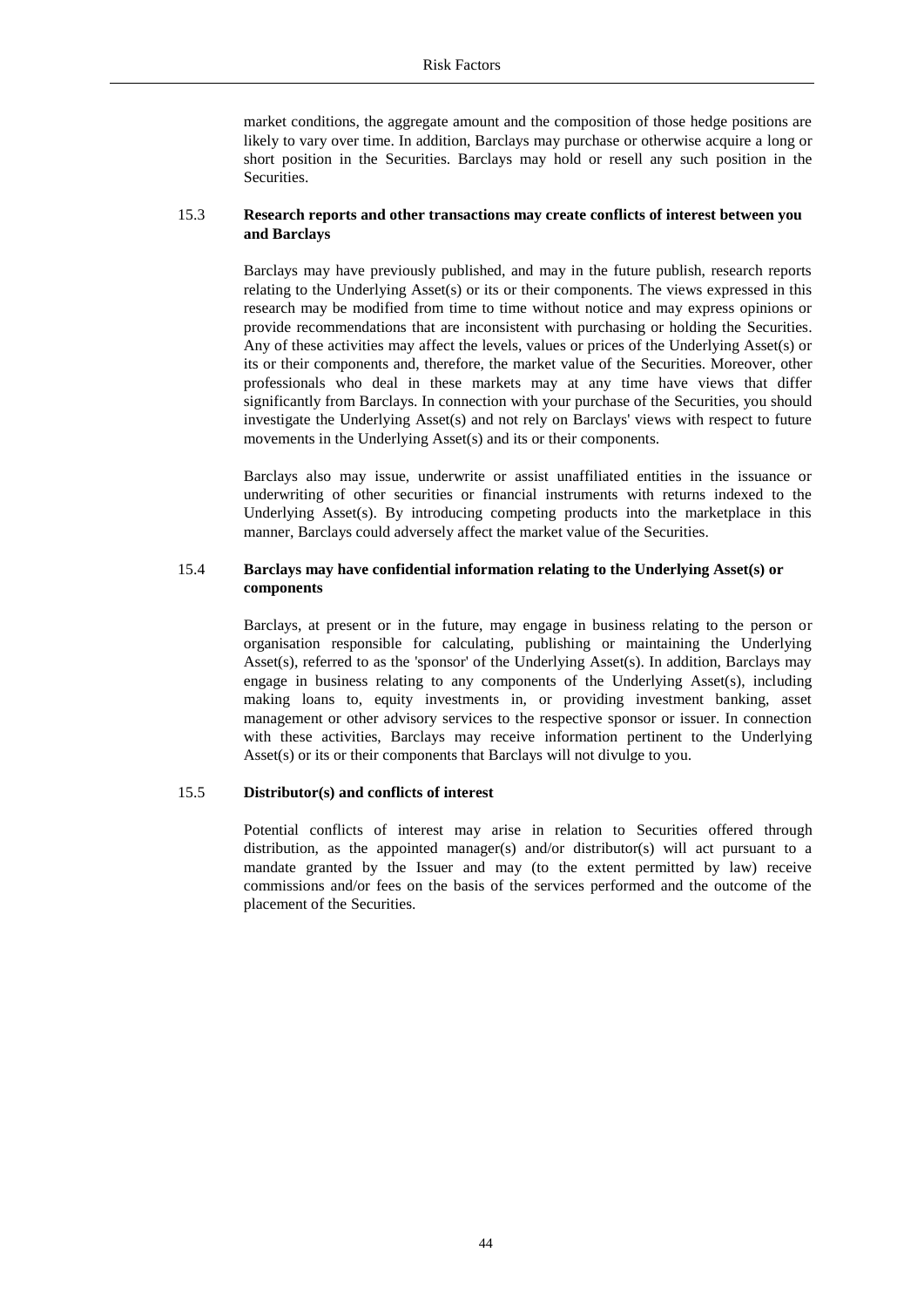market conditions, the aggregate amount and the composition of those hedge positions are likely to vary over time. In addition, Barclays may purchase or otherwise acquire a long or short position in the Securities. Barclays may hold or resell any such position in the Securities.

### 15.3 Research reports and other transactions may create conflicts of interest between you and Barclays

Barclays may have previously published, and may in the future publish, research reports relating to the Underlying Asset(s) or its or their components. The views expressed in this research may be modified from time to time without notice and may express opinions or provide recommendations that are inconsistent with purchasing or holding the Securities. Any of these activities may affect the levels, values or prices of the Underlying Asset(s) or its or their components and, therefore, the market value of the Securities. Moreover, other professionals who deal in these markets may at any time have views that differ significantly from Barclays. In connection with your purchase of the Securities, you should investigate the Underlying Asset(s) and not rely on Barclays' views with respect to future movements in the Underlying Asset(s) and its or their components.

Barclays also may issue, underwrite or assist unaffiliated entities in the issuance or underwriting of other securities or financial instruments with returns indexed to the Underlying Asset(s). By introducing competing products into the marketplace in this manner, Barclays could adversely affect the market value of the Securities.

### 15.4 Barclays may have confidential information relating to the Underlying Asset(s) or components

Barclays, at present or in the future, may engage in business relating to the person or organisation responsible for calculating, publishing or maintaining the Underlying Asset(s), referred to as the 'sponsor' of the Underlying Asset(s). In addition, Barclays may engage in business relating to any components of the Underlying Asset(s), including making loans to, equity investments in, or providing investment banking, asset management or other advisory services to the respective sponsor or issuer. In connection with these activities, Barclays may receive information pertinent to the Underlying Asset(s) or its or their components that Barclays will not divulge to you.

### 15.5 Distributor(s) and conflicts of interest

Potential conflicts of interest may arise in relation to Securities offered through distribution, as the appointed manager(s) and/or distributor(s) will act pursuant to a mandate granted by the Issuer and may (to the extent permitted by law) receive commissions and/or fees on the basis of the services performed and the outcome of the placement of the Securities.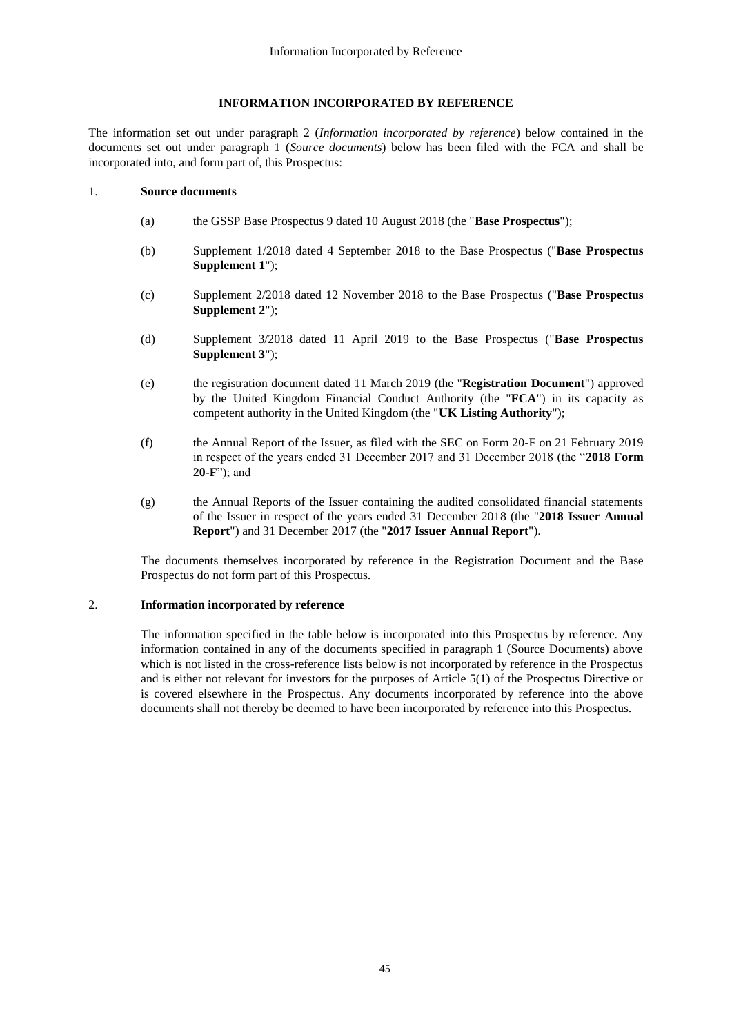# INFORMATION INCORPORATED BY REFERENCE

The information set out under paragraph 2 (*Information incorporated by reference*) below contained in the documents set out under paragraph 1 (*Source documents*) below has been filed with the FCA and shall be incorporated into, and form part of, this Prospectus:

## 1. Source documents

(a) the GSSP Base Prospectus 9 dated 10 August 2018 (the "**Base Prospectus**");

(b) Supplement 1/2018 dated 4 September 2018 to the Base Prospectus ("**Base Prospectus Supplement 1**");

(c) Supplement 2/2018 dated 12 November 2018 to the Base Prospectus ("**Base Prospectus Supplement 2**");

(d) Supplement 3/2018 dated 11 April 2019 to the Base Prospectus ("**Base Prospectus Supplement 3**");

(e) the registration document dated 11 March 2019 (the "**Registration Document**") approved by the United Kingdom Financial Conduct Authority (the "**FCA**") in its capacity as competent authority in the United Kingdom (the "**UK Listing Authority**");

(f) the Annual Report of the Issuer, as filed with the SEC on Form 20-F on 21 February 2019 in respect of the years ended 31 December 2017 and 31 December 2018 (the "**2018 Form 20-F**"); and

(g) the Annual Reports of the Issuer containing the audited consolidated financial statements of the Issuer in respect of the years ended 31 December 2018 (the "**2018 Issuer Annual Report**") and 31 December 2017 (the "**2017 Issuer Annual Report**").

The documents themselves incorporated by reference in the Registration Document and the Base Prospectus do not form part of this Prospectus.

## 2. Information incorporated by reference

The information specified in the table below is incorporated into this Prospectus by reference. Any information contained in any of the documents specified in paragraph 1 (Source Documents) above which is not listed in the cross-reference lists below is not incorporated by reference in the Prospectus and is either not relevant for investors for the purposes of Article 5(1) of the Prospectus Directive or is covered elsewhere in the Prospectus. Any documents incorporated by reference into the above documents shall not thereby be deemed to have been incorporated by reference into this Prospectus.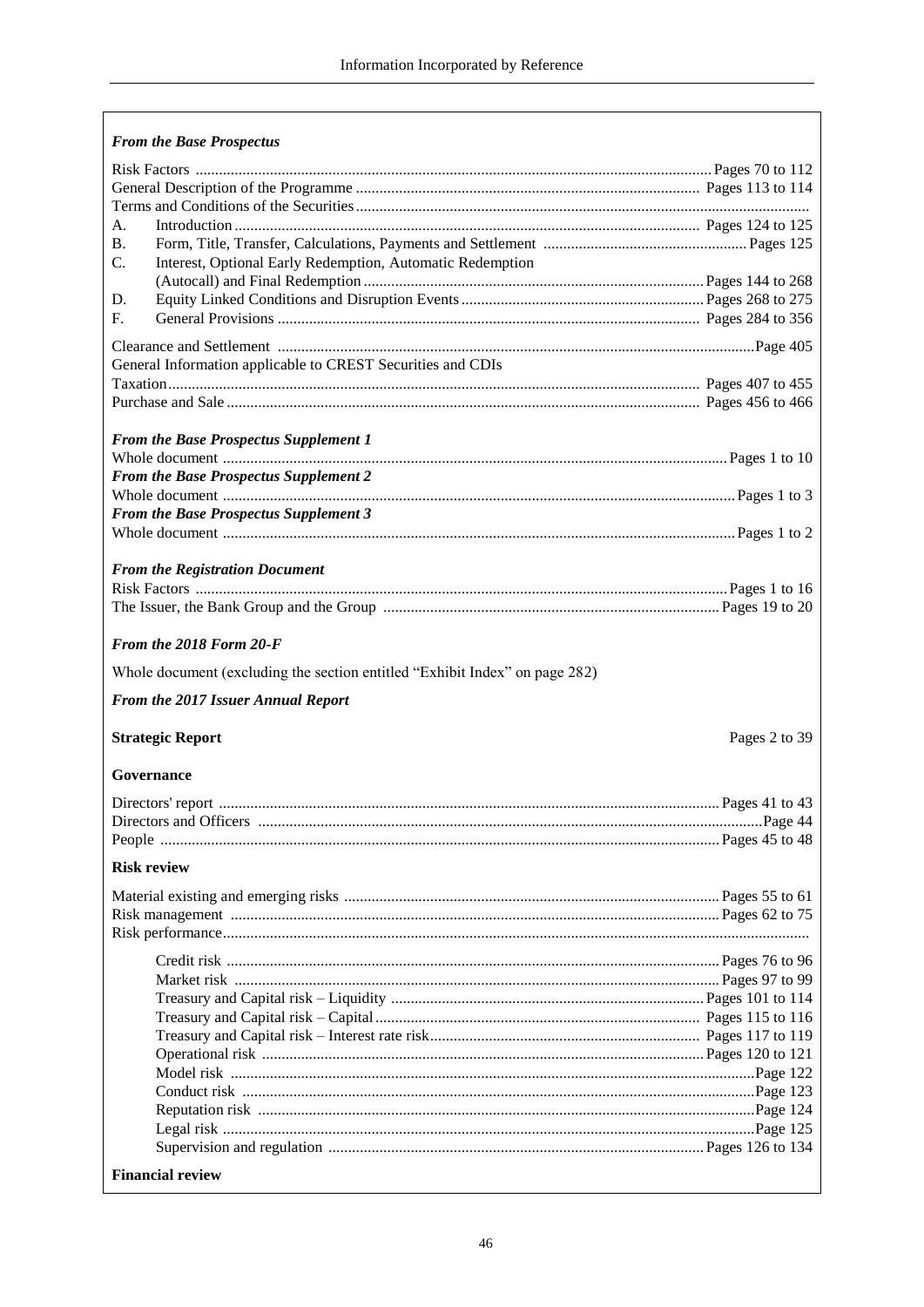*From the Base Prospectus*

| | |
|---|---|
| Risk Factors | Pages 70 to 112 |
| General Description of the Programme | Pages 113 to 114 |
| Terms and Conditions of the Securities | |
| A. Introduction | Pages 124 to 125 |
| B. Form, Title, Transfer, Calculations, Payments and Settlement | Pages 125 |
| C. Interest, Optional Early Redemption, Automatic Redemption (Autocall) and Final Redemption | Pages 144 to 268 |
| D. Equity Linked Conditions and Disruption Events | Pages 268 to 275 |
| F. General Provisions | Pages 284 to 356 |
| Clearance and Settlement | Page 405 |
| General Information applicable to CREST Securities and CDIs | |
| Taxation | Pages 407 to 455 |
| Purchase and Sale | Pages 456 to 466 |

*From the Base Prospectus Supplement 1*

| | |
|---|---|
| Whole document | Pages 1 to 10 |

*From the Base Prospectus Supplement 2*

| | |
|---|---|
| Whole document | Pages 1 to 3 |

*From the Base Prospectus Supplement 3*

| | |
|---|---|
| Whole document | Pages 1 to 2 |

*From the Registration Document*

| | |
|---|---|
| Risk Factors | Pages 1 to 16 |
| The Issuer, the Bank Group and the Group | Pages 19 to 20 |

*From the 2018 Form 20-F*

Whole document (excluding the section entitled "Exhibit Index" on page 282)

*From the 2017 Issuer Annual Report*

| | |
|---|---|
| **Strategic Report** | Pages 2 to 39 |

**Governance**

| | |
|---|---|
| Directors' report | Pages 41 to 43 |
| Directors and Officers | Page 44 |
| People | Pages 45 to 48 |

**Risk review**

| | |
|---|---|
| Material existing and emerging risks | Pages 55 to 61 |
| Risk management | Pages 62 to 75 |
| Risk performance | |
| Credit risk | Pages 76 to 96 |
| Market risk | Pages 97 to 99 |
| Treasury and Capital risk – Liquidity | Pages 101 to 114 |
| Treasury and Capital risk – Capital | Pages 115 to 116 |
| Treasury and Capital risk – Interest rate risk | Pages 117 to 119 |
| Operational risk | Pages 120 to 121 |
| Model risk | Page 122 |
| Conduct risk | Page 123 |
| Reputation risk | Page 124 |
| Legal risk | Page 125 |
| Supervision and regulation | Pages 126 to 134 |

**Financial review**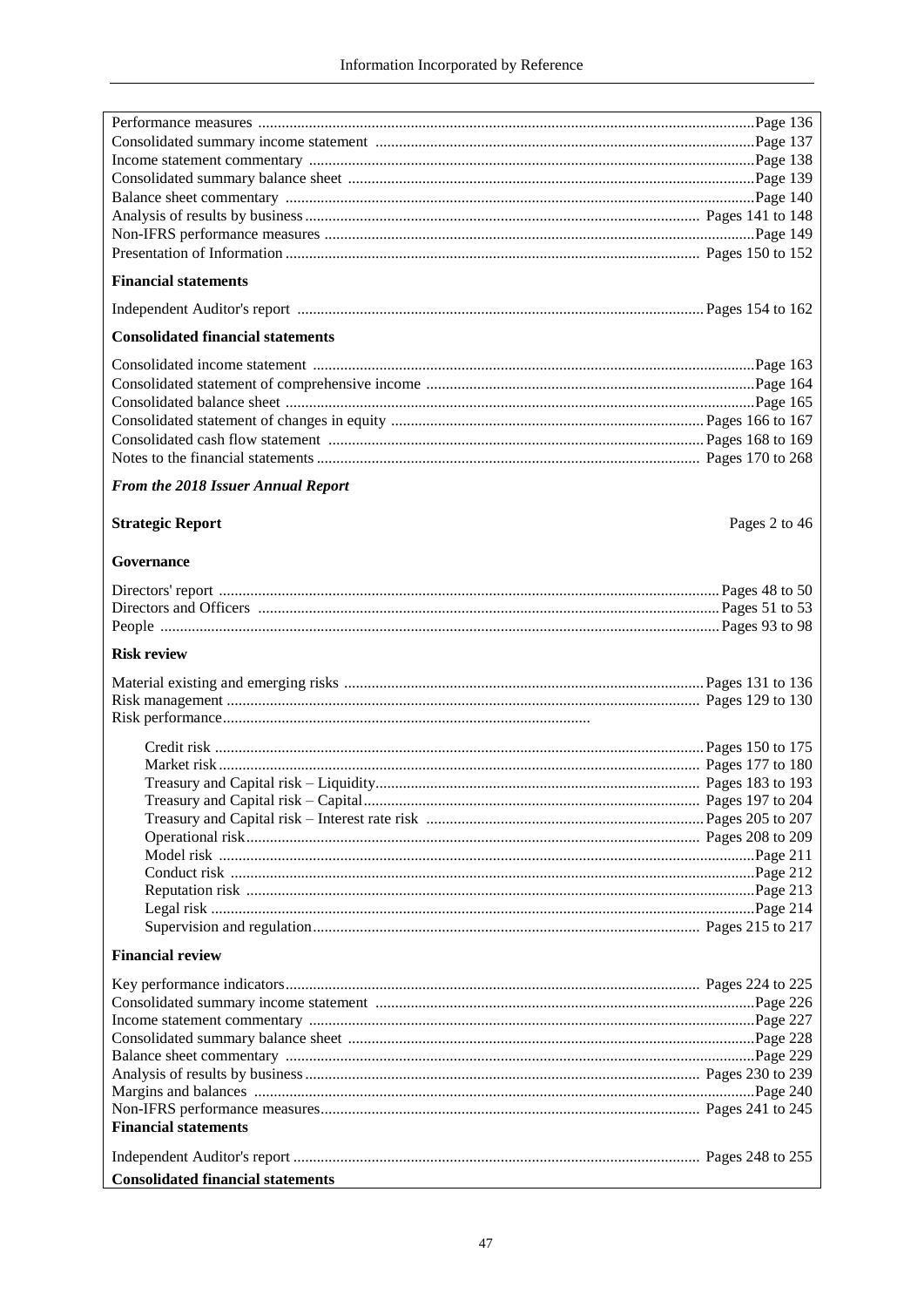| | |
|---|---|
| Performance measures | Page 136 |
| Consolidated summary income statement | Page 137 |
| Income statement commentary | Page 138 |
| Consolidated summary balance sheet | Page 139 |
| Balance sheet commentary | Page 140 |
| Analysis of results by business | Pages 141 to 148 |
| Non-IFRS performance measures | Page 149 |
| Presentation of Information | Pages 150 to 152 |
| **Financial statements** | |
| Independent Auditor's report | Pages 154 to 162 |
| **Consolidated financial statements** | |
| Consolidated income statement | Page 163 |
| Consolidated statement of comprehensive income | Page 164 |
| Consolidated balance sheet | Page 165 |
| Consolidated statement of changes in equity | Pages 166 to 167 |
| Consolidated cash flow statement | Pages 168 to 169 |
| Notes to the financial statements | Pages 170 to 268 |
| ***From the 2018 Issuer Annual Report*** | |
| **Strategic Report** | Pages 2 to 46 |
| **Governance** | |
| Directors' report | Pages 48 to 50 |
| Directors and Officers | Pages 51 to 53 |
| People | Pages 93 to 98 |
| **Risk review** | |
| Material existing and emerging risks | Pages 131 to 136 |
| Risk management | Pages 129 to 130 |
| Risk performance | |
| Credit risk | Pages 150 to 175 |
| Market risk | Pages 177 to 180 |
| Treasury and Capital risk – Liquidity | Pages 183 to 193 |
| Treasury and Capital risk – Capital | Pages 197 to 204 |
| Treasury and Capital risk – Interest rate risk | Pages 205 to 207 |
| Operational risk | Pages 208 to 209 |
| Model risk | Page 211 |
| Conduct risk | Page 212 |
| Reputation risk | Page 213 |
| Legal risk | Page 214 |
| Supervision and regulation | Pages 215 to 217 |
| **Financial review** | |
| Key performance indicators | Pages 224 to 225 |
| Consolidated summary income statement | Page 226 |
| Income statement commentary | Page 227 |
| Consolidated summary balance sheet | Page 228 |
| Balance sheet commentary | Page 229 |
| Analysis of results by business | Pages 230 to 239 |
| Margins and balances | Page 240 |
| Non-IFRS performance measures | Pages 241 to 245 |
| **Financial statements** | |
| Independent Auditor's report | Pages 248 to 255 |
| **Consolidated financial statements** | |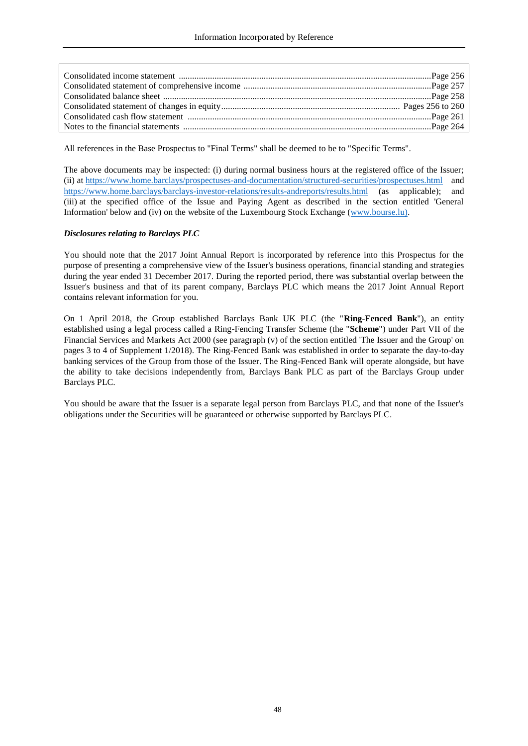| | |
|---|---|
| Consolidated income statement | Page 256 |
| Consolidated statement of comprehensive income | Page 257 |
| Consolidated balance sheet | Page 258 |
| Consolidated statement of changes in equity | Pages 256 to 260 |
| Consolidated cash flow statement | Page 261 |
| Notes to the financial statements | Page 264 |

All references in the Base Prospectus to "Final Terms" shall be deemed to be to "Specific Terms".

The above documents may be inspected: (i) during normal business hours at the registered office of the Issuer; (ii) at https://www.home.barclays/prospectuses-and-documentation/structured-securities/prospectuses.html and https://www.home.barclays/barclays-investor-relations/results-andreports/results.html (as applicable); and (iii) at the specified office of the Issue and Paying Agent as described in the section entitled 'General Information' below and (iv) on the website of the Luxembourg Stock Exchange (www.bourse.lu).

***Disclosures relating to Barclays PLC***

You should note that the 2017 Joint Annual Report is incorporated by reference into this Prospectus for the purpose of presenting a comprehensive view of the Issuer's business operations, financial standing and strategies during the year ended 31 December 2017. During the reported period, there was substantial overlap between the Issuer's business and that of its parent company, Barclays PLC which means the 2017 Joint Annual Report contains relevant information for you.

On 1 April 2018, the Group established Barclays Bank UK PLC (the "**Ring-Fenced Bank**"), an entity established using a legal process called a Ring-Fencing Transfer Scheme (the "**Scheme**") under Part VII of the Financial Services and Markets Act 2000 (see paragraph (v) of the section entitled 'The Issuer and the Group' on pages 3 to 4 of Supplement 1/2018). The Ring-Fenced Bank was established in order to separate the day-to-day banking services of the Group from those of the Issuer. The Ring-Fenced Bank will operate alongside, but have the ability to take decisions independently from, Barclays Bank PLC as part of the Barclays Group under Barclays PLC.

You should be aware that the Issuer is a separate legal person from Barclays PLC, and that none of the Issuer's obligations under the Securities will be guaranteed or otherwise supported by Barclays PLC.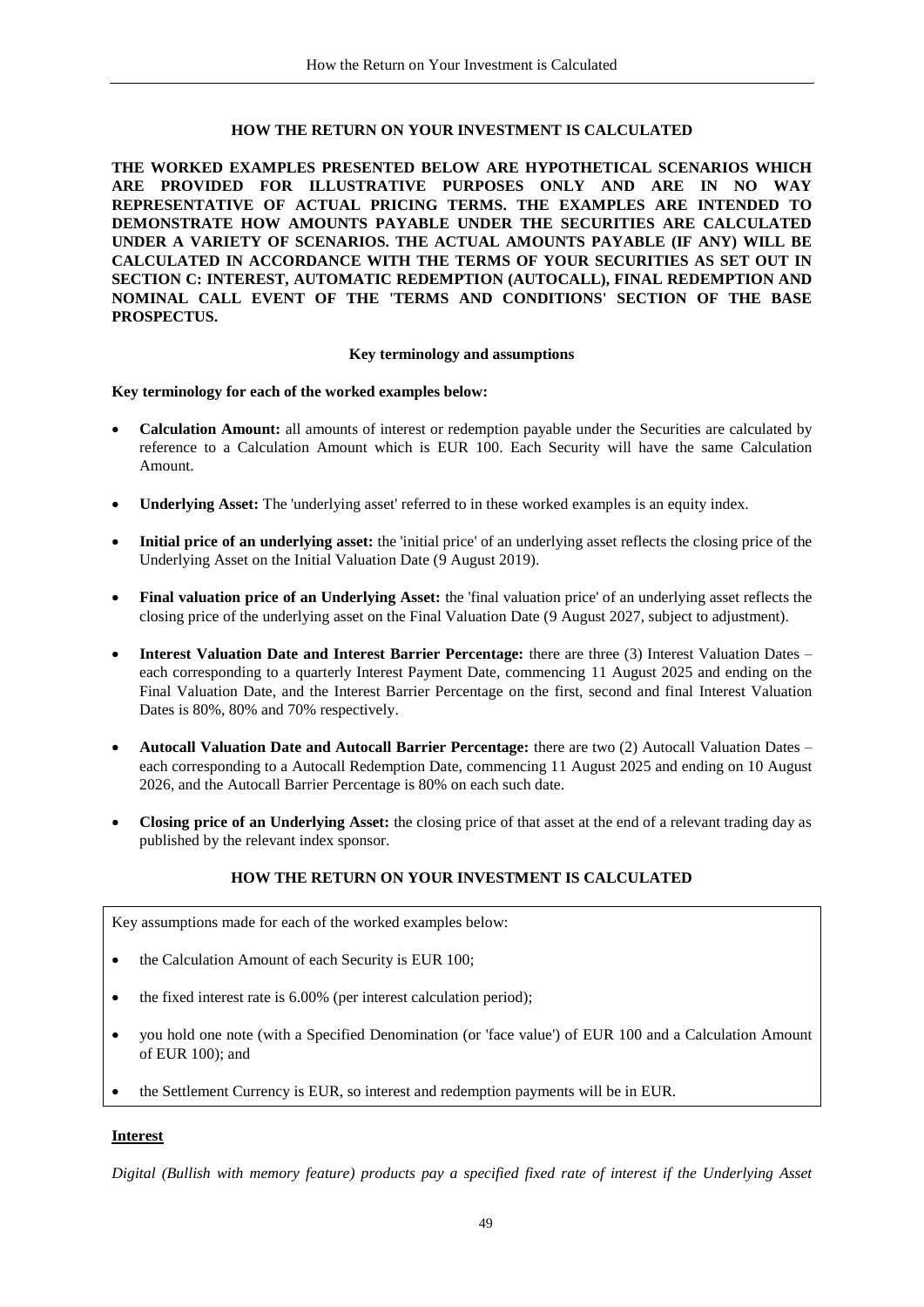## HOW THE RETURN ON YOUR INVESTMENT IS CALCULATED

**THE WORKED EXAMPLES PRESENTED BELOW ARE HYPOTHETICAL SCENARIOS WHICH ARE PROVIDED FOR ILLUSTRATIVE PURPOSES ONLY AND ARE IN NO WAY REPRESENTATIVE OF ACTUAL PRICING TERMS. THE EXAMPLES ARE INTENDED TO DEMONSTRATE HOW AMOUNTS PAYABLE UNDER THE SECURITIES ARE CALCULATED UNDER A VARIETY OF SCENARIOS. THE ACTUAL AMOUNTS PAYABLE (IF ANY) WILL BE CALCULATED IN ACCORDANCE WITH THE TERMS OF YOUR SECURITIES AS SET OUT IN SECTION C: INTEREST, AUTOMATIC REDEMPTION (AUTOCALL), FINAL REDEMPTION AND NOMINAL CALL EVENT OF THE 'TERMS AND CONDITIONS' SECTION OF THE BASE PROSPECTUS.**

### Key terminology and assumptions

**Key terminology for each of the worked examples below:**

- **Calculation Amount:** all amounts of interest or redemption payable under the Securities are calculated by reference to a Calculation Amount which is EUR 100. Each Security will have the same Calculation Amount.
- **Underlying Asset:** The 'underlying asset' referred to in these worked examples is an equity index.
- **Initial price of an underlying asset:** the 'initial price' of an underlying asset reflects the closing price of the Underlying Asset on the Initial Valuation Date (9 August 2019).
- **Final valuation price of an Underlying Asset:** the 'final valuation price' of an underlying asset reflects the closing price of the underlying asset on the Final Valuation Date (9 August 2027, subject to adjustment).
- **Interest Valuation Date and Interest Barrier Percentage:** there are three (3) Interest Valuation Dates – each corresponding to a quarterly Interest Payment Date, commencing 11 August 2025 and ending on the Final Valuation Date, and the Interest Barrier Percentage on the first, second and final Interest Valuation Dates is 80%, 80% and 70% respectively.
- **Autocall Valuation Date and Autocall Barrier Percentage:** there are two (2) Autocall Valuation Dates – each corresponding to a Autocall Redemption Date, commencing 11 August 2025 and ending on 10 August 2026, and the Autocall Barrier Percentage is 80% on each such date.
- **Closing price of an Underlying Asset:** the closing price of that asset at the end of a relevant trading day as published by the relevant index sponsor.

### HOW THE RETURN ON YOUR INVESTMENT IS CALCULATED

Key assumptions made for each of the worked examples below:

- the Calculation Amount of each Security is EUR 100;
- the fixed interest rate is 6.00% (per interest calculation period);
- you hold one note (with a Specified Denomination (or 'face value') of EUR 100 and a Calculation Amount of EUR 100); and
- the Settlement Currency is EUR, so interest and redemption payments will be in EUR.

**<u>Interest</u>**

*Digital (Bullish with memory feature) products pay a specified fixed rate of interest if the Underlying Asset*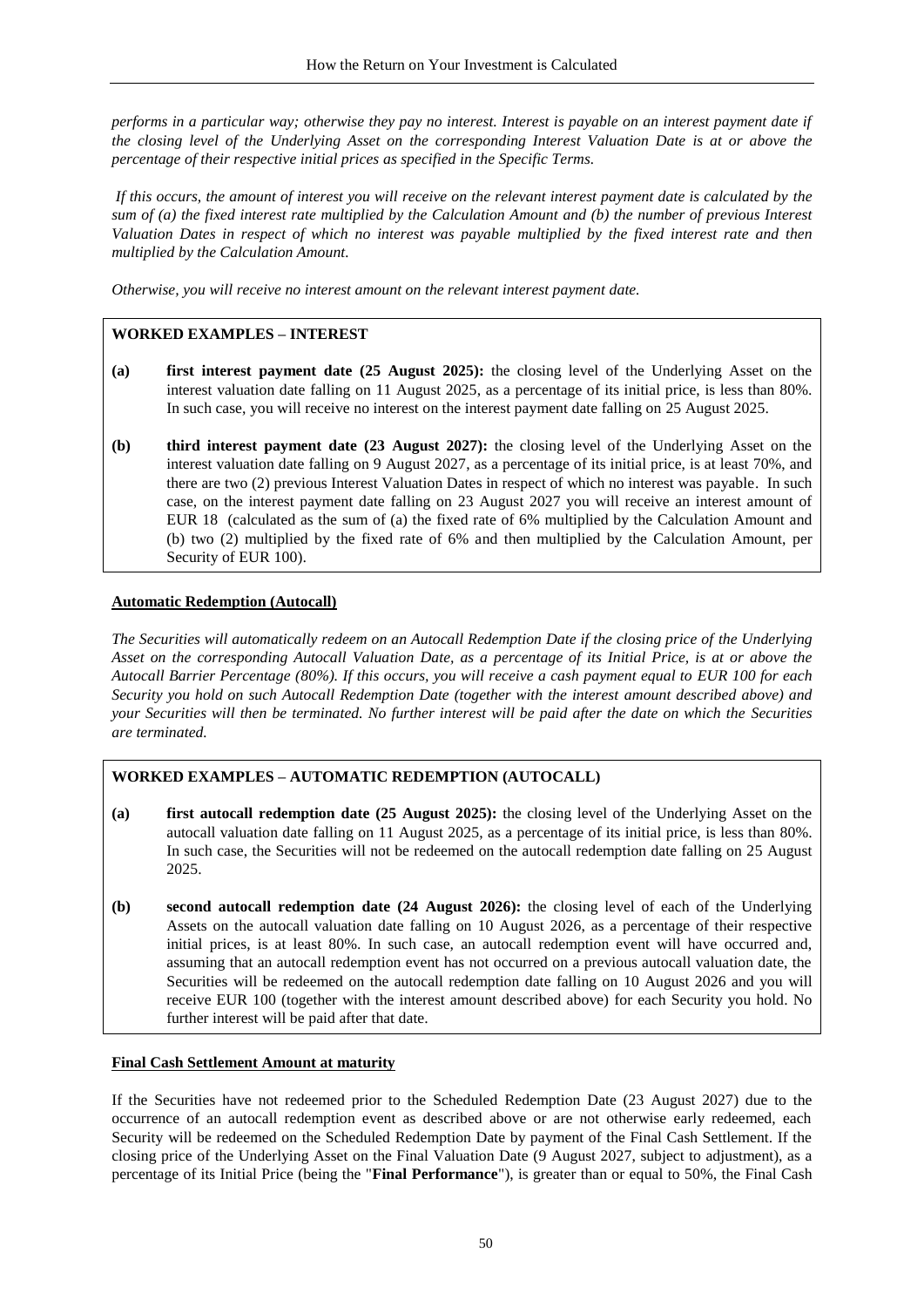*performs in a particular way; otherwise they pay no interest. Interest is payable on an interest payment date if the closing level of the Underlying Asset on the corresponding Interest Valuation Date is at or above the percentage of their respective initial prices as specified in the Specific Terms.*

*If this occurs, the amount of interest you will receive on the relevant interest payment date is calculated by the sum of (a) the fixed interest rate multiplied by the Calculation Amount and (b) the number of previous Interest Valuation Dates in respect of which no interest was payable multiplied by the fixed interest rate and then multiplied by the Calculation Amount.*

*Otherwise, you will receive no interest amount on the relevant interest payment date.*

**WORKED EXAMPLES – INTEREST**

**(a)** **first interest payment date (25 August 2025):** the closing level of the Underlying Asset on the interest valuation date falling on 11 August 2025, as a percentage of its initial price, is less than 80%. In such case, you will receive no interest on the interest payment date falling on 25 August 2025.

**(b)** **third interest payment date (23 August 2027):** the closing level of the Underlying Asset on the interest valuation date falling on 9 August 2027, as a percentage of its initial price, is at least 70%, and there are two (2) previous Interest Valuation Dates in respect of which no interest was payable. In such case, on the interest payment date falling on 23 August 2027 you will receive an interest amount of EUR 18 (calculated as the sum of (a) the fixed rate of 6% multiplied by the Calculation Amount and (b) two (2) multiplied by the fixed rate of 6% and then multiplied by the Calculation Amount, per Security of EUR 100).

**Automatic Redemption (Autocall)**

*The Securities will automatically redeem on an Autocall Redemption Date if the closing price of the Underlying Asset on the corresponding Autocall Valuation Date, as a percentage of its Initial Price, is at or above the Autocall Barrier Percentage (80%). If this occurs, you will receive a cash payment equal to EUR 100 for each Security you hold on such Autocall Redemption Date (together with the interest amount described above) and your Securities will then be terminated. No further interest will be paid after the date on which the Securities are terminated.*

**WORKED EXAMPLES – AUTOMATIC REDEMPTION (AUTOCALL)**

**(a)** **first autocall redemption date (25 August 2025):** the closing level of the Underlying Asset on the autocall valuation date falling on 11 August 2025, as a percentage of its initial price, is less than 80%. In such case, the Securities will not be redeemed on the autocall redemption date falling on 25 August 2025.

**(b)** **second autocall redemption date (24 August 2026):** the closing level of each of the Underlying Assets on the autocall valuation date falling on 10 August 2026, as a percentage of their respective initial prices, is at least 80%. In such case, an autocall redemption event will have occurred and, assuming that an autocall redemption event has not occurred on a previous autocall valuation date, the Securities will be redeemed on the autocall redemption date falling on 10 August 2026 and you will receive EUR 100 (together with the interest amount described above) for each Security you hold. No further interest will be paid after that date.

**Final Cash Settlement Amount at maturity**

If the Securities have not redeemed prior to the Scheduled Redemption Date (23 August 2027) due to the occurrence of an autocall redemption event as described above or are not otherwise early redeemed, each Security will be redeemed on the Scheduled Redemption Date by payment of the Final Cash Settlement. If the closing price of the Underlying Asset on the Final Valuation Date (9 August 2027, subject to adjustment), as a percentage of its Initial Price (being the "**Final Performance**"), is greater than or equal to 50%, the Final Cash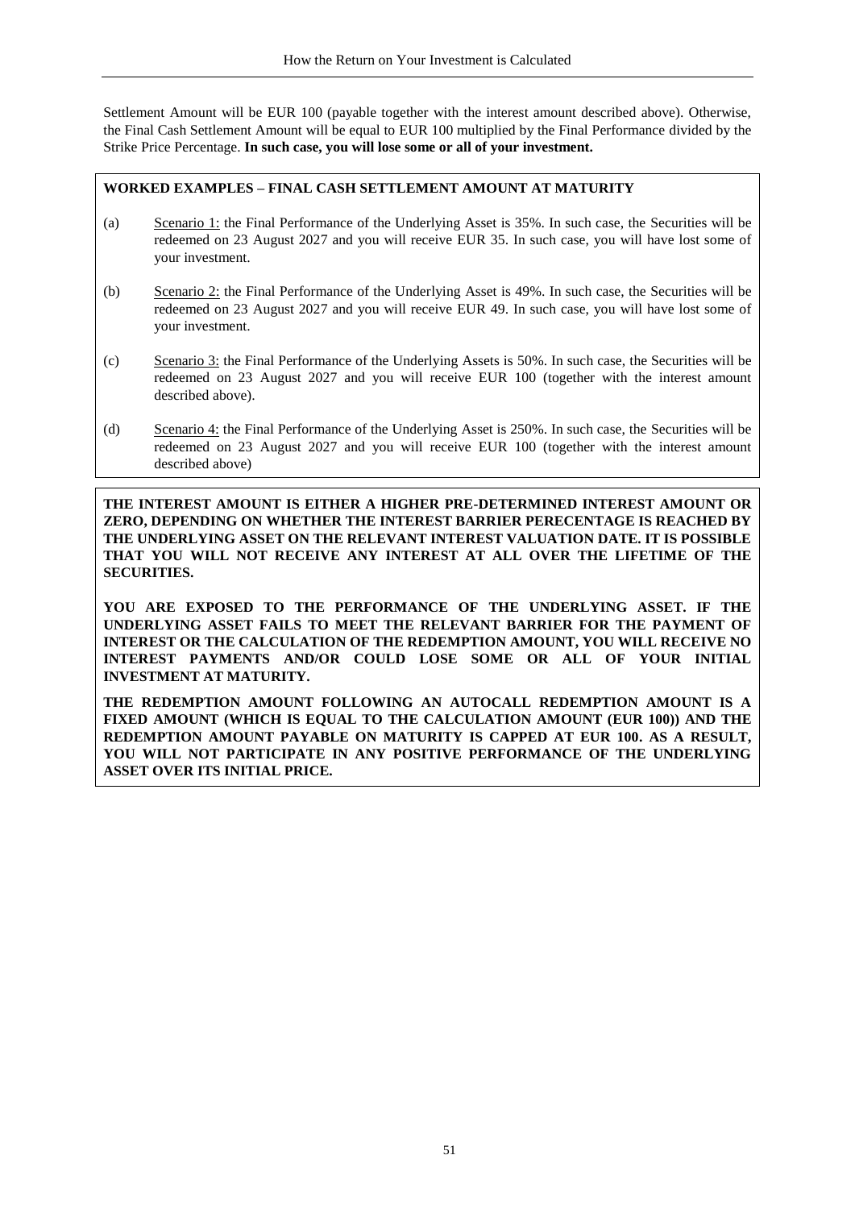Settlement Amount will be EUR 100 (payable together with the interest amount described above). Otherwise, the Final Cash Settlement Amount will be equal to EUR 100 multiplied by the Final Performance divided by the Strike Price Percentage. **In such case, you will lose some or all of your investment.**

**WORKED EXAMPLES – FINAL CASH SETTLEMENT AMOUNT AT MATURITY**

(a) Scenario 1: the Final Performance of the Underlying Asset is 35%. In such case, the Securities will be redeemed on 23 August 2027 and you will receive EUR 35. In such case, you will have lost some of your investment.

(b) Scenario 2: the Final Performance of the Underlying Asset is 49%. In such case, the Securities will be redeemed on 23 August 2027 and you will receive EUR 49. In such case, you will have lost some of your investment.

(c) Scenario 3: the Final Performance of the Underlying Assets is 50%. In such case, the Securities will be redeemed on 23 August 2027 and you will receive EUR 100 (together with the interest amount described above).

(d) Scenario 4: the Final Performance of the Underlying Asset is 250%. In such case, the Securities will be redeemed on 23 August 2027 and you will receive EUR 100 (together with the interest amount described above)

**THE INTEREST AMOUNT IS EITHER A HIGHER PRE-DETERMINED INTEREST AMOUNT OR ZERO, DEPENDING ON WHETHER THE INTEREST BARRIER PERECENTAGE IS REACHED BY THE UNDERLYING ASSET ON THE RELEVANT INTEREST VALUATION DATE. IT IS POSSIBLE THAT YOU WILL NOT RECEIVE ANY INTEREST AT ALL OVER THE LIFETIME OF THE SECURITIES.**

**YOU ARE EXPOSED TO THE PERFORMANCE OF THE UNDERLYING ASSET. IF THE UNDERLYING ASSET FAILS TO MEET THE RELEVANT BARRIER FOR THE PAYMENT OF INTEREST OR THE CALCULATION OF THE REDEMPTION AMOUNT, YOU WILL RECEIVE NO INTEREST PAYMENTS AND/OR COULD LOSE SOME OR ALL OF YOUR INITIAL INVESTMENT AT MATURITY.**

**THE REDEMPTION AMOUNT FOLLOWING AN AUTOCALL REDEMPTION AMOUNT IS A FIXED AMOUNT (WHICH IS EQUAL TO THE CALCULATION AMOUNT (EUR 100)) AND THE REDEMPTION AMOUNT PAYABLE ON MATURITY IS CAPPED AT EUR 100. AS A RESULT, YOU WILL NOT PARTICIPATE IN ANY POSITIVE PERFORMANCE OF THE UNDERLYING ASSET OVER ITS INITIAL PRICE.**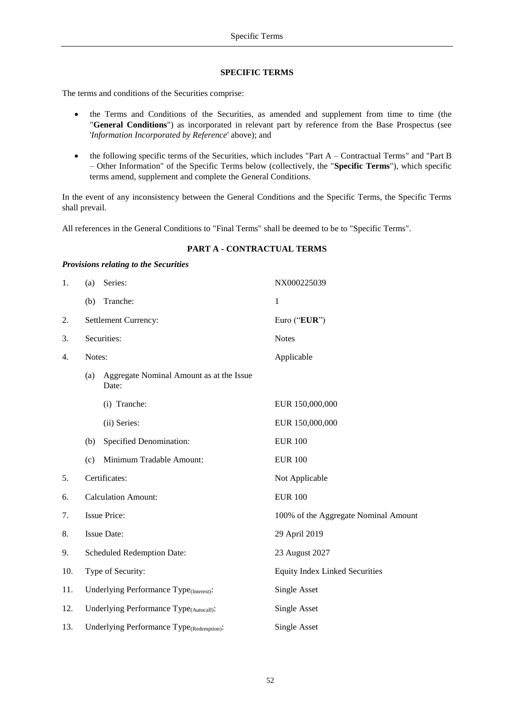## SPECIFIC TERMS

The terms and conditions of the Securities comprise:

- the Terms and Conditions of the Securities, as amended and supplement from time to time (the "**General Conditions**") as incorporated in relevant part by reference from the Base Prospectus (see '*Information Incorporated by Reference*' above); and
- the following specific terms of the Securities, which includes "Part A – Contractual Terms" and "Part B – Other Information" of the Specific Terms below (collectively, the "**Specific Terms**"), which specific terms amend, supplement and complete the General Conditions.

In the event of any inconsistency between the General Conditions and the Specific Terms, the Specific Terms shall prevail.

All references in the General Conditions to "Final Terms" shall be deemed to be to "Specific Terms".

## PART A - CONTRACTUAL TERMS

***Provisions relating to the Securities***

| | | |
|---|---|---|
| 1. | (a) Series: | NX000225039 |
| | (b) Tranche: | 1 |
| 2. | Settlement Currency: | Euro ("**EUR**") |
| 3. | Securities: | Notes |
| 4. | Notes: | Applicable |
| | (a) Aggregate Nominal Amount as at the Issue Date: | |
| | (i) Tranche: | EUR 150,000,000 |
| | (ii) Series: | EUR 150,000,000 |
| | (b) Specified Denomination: | EUR 100 |
| | (c) Minimum Tradable Amount: | EUR 100 |
| 5. | Certificates: | Not Applicable |
| 6. | Calculation Amount: | EUR 100 |
| 7. | Issue Price: | 100% of the Aggregate Nominal Amount |
| 8. | Issue Date: | 29 April 2019 |
| 9. | Scheduled Redemption Date: | 23 August 2027 |
| 10. | Type of Security: | Equity Index Linked Securities |
| 11. | Underlying Performance Type$_{(Interest)}$: | Single Asset |
| 12. | Underlying Performance Type$_{(Autocall)}$: | Single Asset |
| 13. | Underlying Performance Type$_{(Redemption)}$: | Single Asset |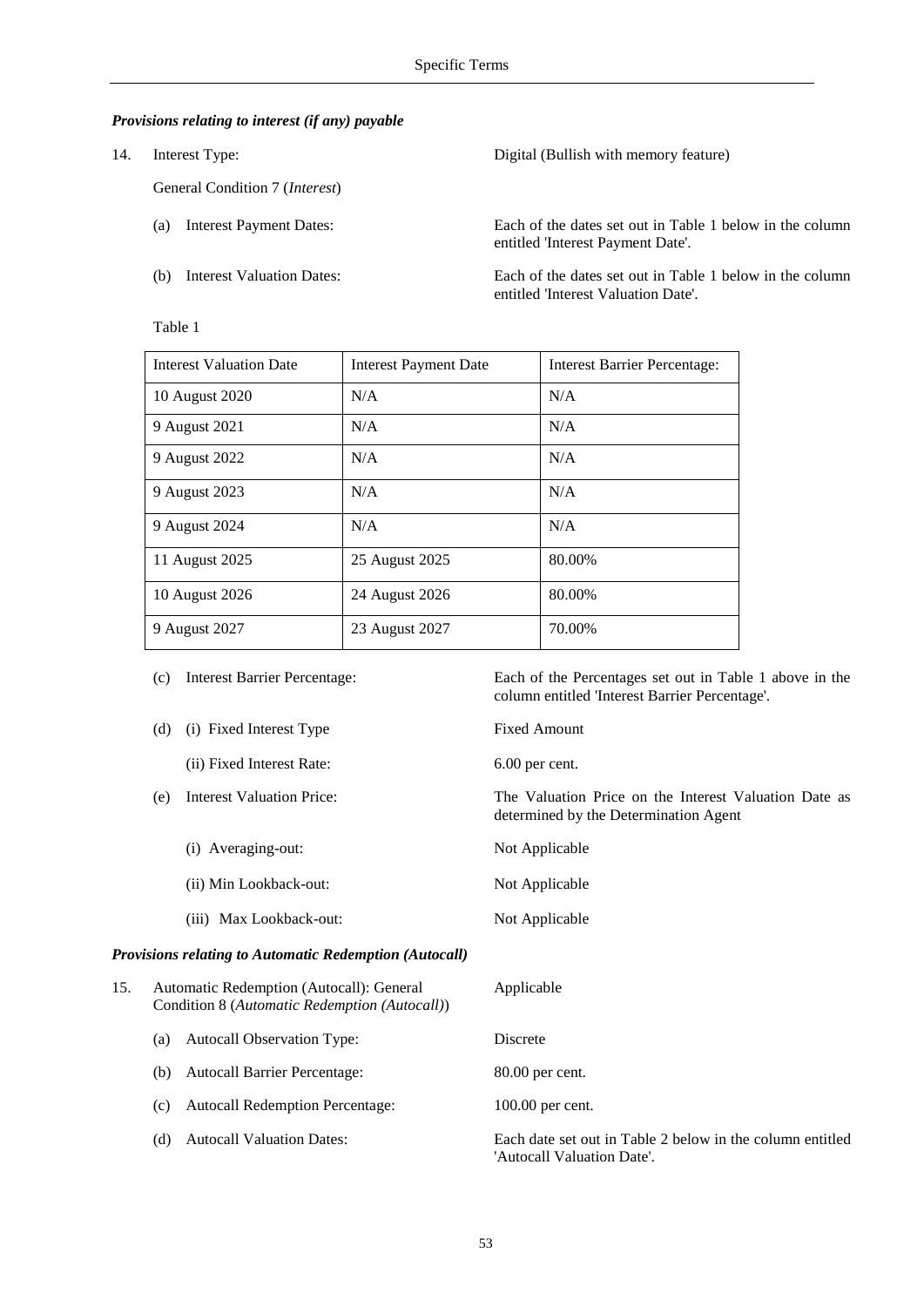*Provisions relating to interest (if any) payable*

14. Interest Type: Digital (Bullish with memory feature)

General Condition 7 (*Interest*)

(a) Interest Payment Dates: Each of the dates set out in Table 1 below in the column entitled 'Interest Payment Date'.

(b) Interest Valuation Dates: Each of the dates set out in Table 1 below in the column entitled 'Interest Valuation Date'.

Table 1

| Interest Valuation Date | Interest Payment Date | Interest Barrier Percentage: |
|---|---|---|
| 10 August 2020 | N/A | N/A |
| 9 August 2021 | N/A | N/A |
| 9 August 2022 | N/A | N/A |
| 9 August 2023 | N/A | N/A |
| 9 August 2024 | N/A | N/A |
| 11 August 2025 | 25 August 2025 | 80.00% |
| 10 August 2026 | 24 August 2026 | 80.00% |
| 9 August 2027 | 23 August 2027 | 70.00% |

(c) Interest Barrier Percentage: Each of the Percentages set out in Table 1 above in the column entitled 'Interest Barrier Percentage'.

(d) (i) Fixed Interest Type: Fixed Amount

(ii) Fixed Interest Rate: 6.00 per cent.

(e) Interest Valuation Price: The Valuation Price on the Interest Valuation Date as determined by the Determination Agent

(i) Averaging-out: Not Applicable

(ii) Min Lookback-out: Not Applicable

(iii) Max Lookback-out: Not Applicable

*Provisions relating to Automatic Redemption (Autocall)*

15. Automatic Redemption (Autocall): General Condition 8 (*Automatic Redemption (Autocall)*): Applicable

(a) Autocall Observation Type: Discrete

(b) Autocall Barrier Percentage: 80.00 per cent.

(c) Autocall Redemption Percentage: 100.00 per cent.

(d) Autocall Valuation Dates: Each date set out in Table 2 below in the column entitled 'Autocall Valuation Date'.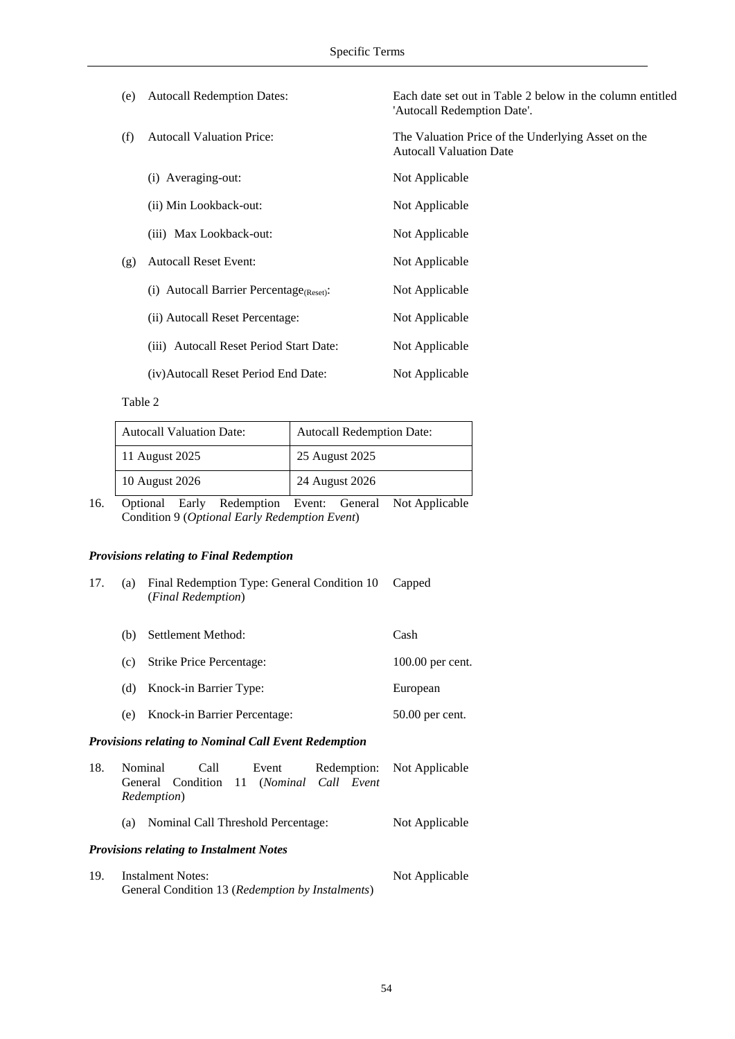(e) Autocall Redemption Dates: Each date set out in Table 2 below in the column entitled 'Autocall Redemption Date'.

(f) Autocall Valuation Price: The Valuation Price of the Underlying Asset on the Autocall Valuation Date

(i) Averaging-out: Not Applicable

(ii) Min Lookback-out: Not Applicable

(iii) Max Lookback-out: Not Applicable

(g) Autocall Reset Event: Not Applicable

(i) Autocall Barrier Percentage$_{(Reset)}$: Not Applicable

(ii) Autocall Reset Percentage: Not Applicable

(iii) Autocall Reset Period Start Date: Not Applicable

(iv) Autocall Reset Period End Date: Not Applicable

Table 2

| Autocall Valuation Date: | Autocall Redemption Date: |
|---|---|
| 11 August 2025 | 25 August 2025 |
| 10 August 2026 | 24 August 2026 |

16. Optional Early Redemption Event: General Condition 9 (*Optional Early Redemption Event*) Not Applicable

***Provisions relating to Final Redemption***

17. (a) Final Redemption Type: General Condition 10 (*Final Redemption*) Capped

(b) Settlement Method: Cash

(c) Strike Price Percentage: 100.00 per cent.

(d) Knock-in Barrier Type: European

(e) Knock-in Barrier Percentage: 50.00 per cent.

***Provisions relating to Nominal Call Event Redemption***

18. Nominal Call Event Redemption: General Condition 11 (*Nominal Call Event Redemption*) Not Applicable

(a) Nominal Call Threshold Percentage: Not Applicable

***Provisions relating to Instalment Notes***

19. Instalment Notes: General Condition 13 (*Redemption by Instalments*) Not Applicable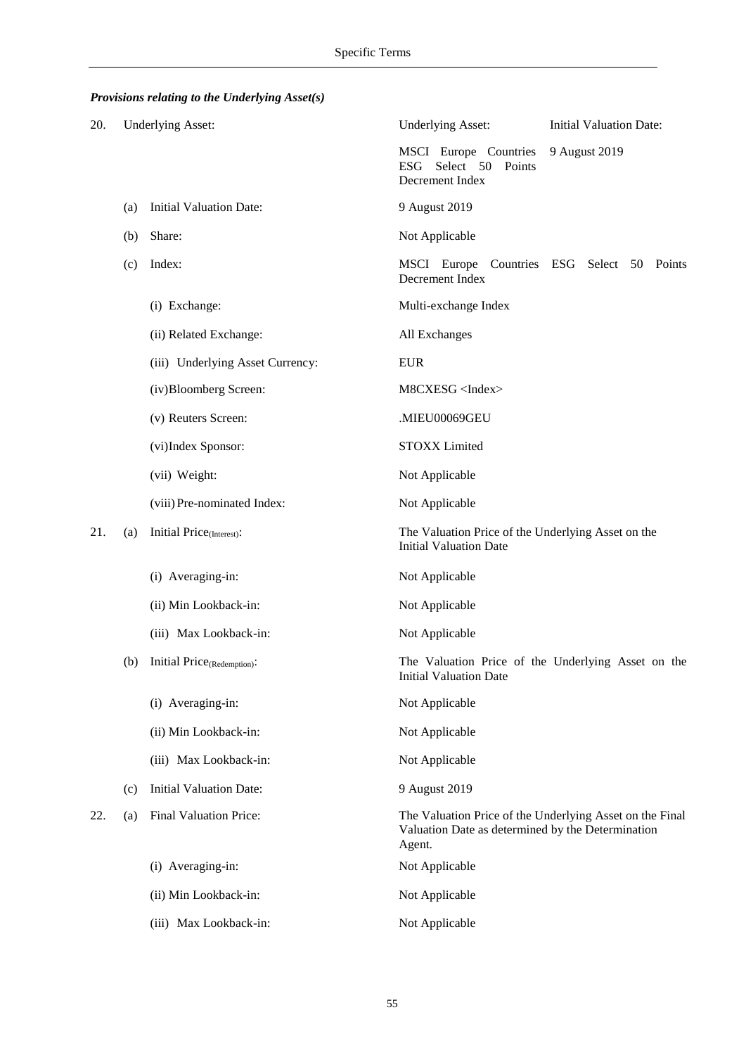*Provisions relating to the Underlying Asset(s)*

| | | | | |
|---|---|---|---|---|
| 20. | | Underlying Asset: | Underlying Asset: | Initial Valuation Date: |
| | | | MSCI Europe Countries ESG Select 50 Points Decrement Index | 9 August 2019 |
| | (a) | Initial Valuation Date: | 9 August 2019 | |
| | (b) | Share: | Not Applicable | |
| | (c) | Index: | MSCI Europe Countries ESG Select 50 Points Decrement Index | |
| | | (i) Exchange: | Multi-exchange Index | |
| | | (ii) Related Exchange: | All Exchanges | |
| | | (iii) Underlying Asset Currency: | EUR | |
| | | (iv) Bloomberg Screen: | M8CXESG <Index> | |
| | | (v) Reuters Screen: | .MIEU00069GEU | |
| | | (vi) Index Sponsor: | STOXX Limited | |
| | | (vii) Weight: | Not Applicable | |
| | | (viii) Pre-nominated Index: | Not Applicable | |
| 21. | (a) | Initial Price$_{(Interest)}$: | The Valuation Price of the Underlying Asset on the Initial Valuation Date | |
| | | (i) Averaging-in: | Not Applicable | |
| | | (ii) Min Lookback-in: | Not Applicable | |
| | | (iii) Max Lookback-in: | Not Applicable | |
| | (b) | Initial Price$_{(Redemption)}$: | The Valuation Price of the Underlying Asset on the Initial Valuation Date | |
| | | (i) Averaging-in: | Not Applicable | |
| | | (ii) Min Lookback-in: | Not Applicable | |
| | | (iii) Max Lookback-in: | Not Applicable | |
| | (c) | Initial Valuation Date: | 9 August 2019 | |
| 22. | (a) | Final Valuation Price: | The Valuation Price of the Underlying Asset on the Final Valuation Date as determined by the Determination Agent. | |
| | | (i) Averaging-in: | Not Applicable | |
| | | (ii) Min Lookback-in: | Not Applicable | |
| | | (iii) Max Lookback-in: | Not Applicable | |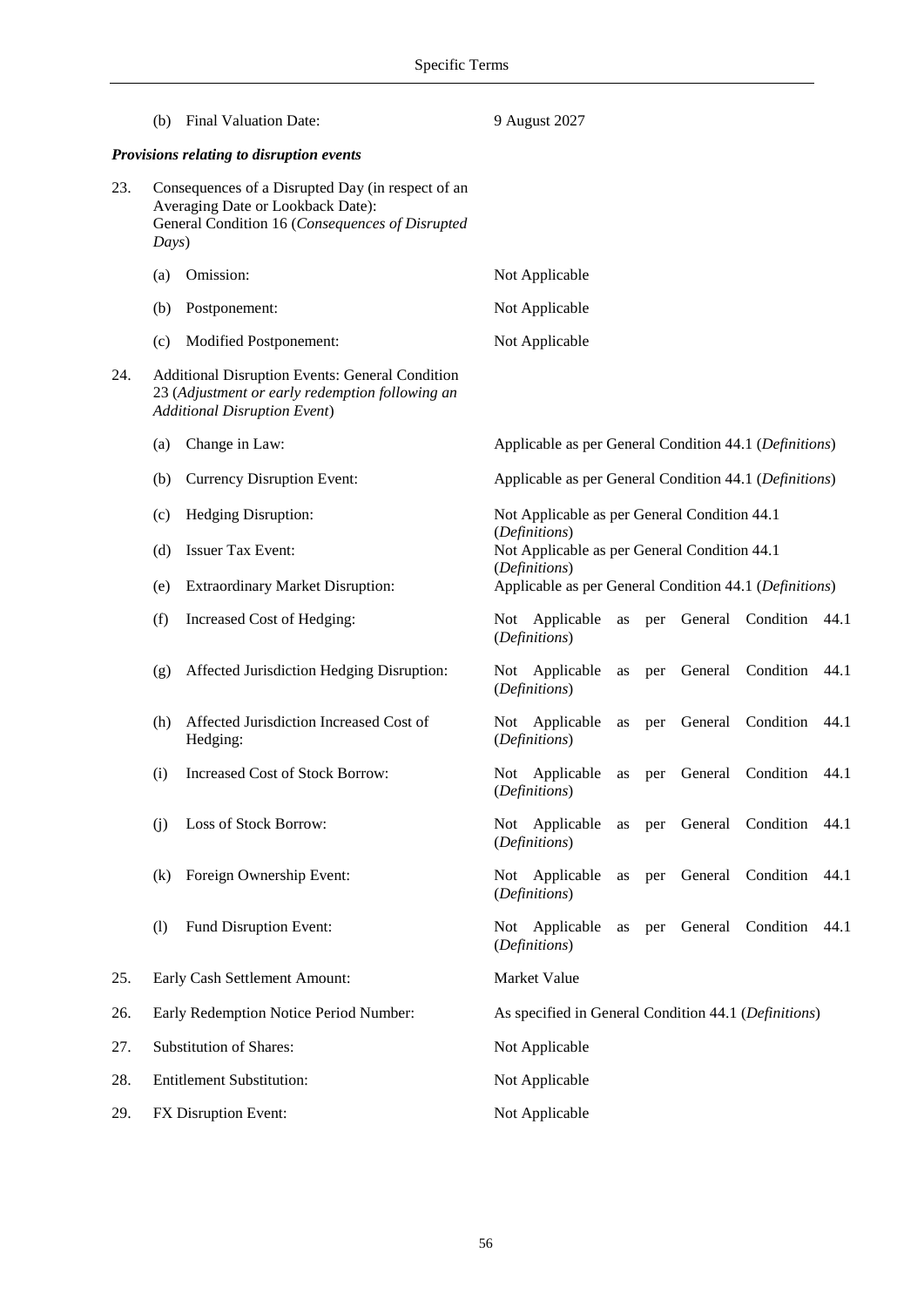| | | |
|---|---|---|
| | (b) Final Valuation Date: | 9 August 2027 |

***Provisions relating to disruption events***

| | | |
|---|---|---|
| 23. | Consequences of a Disrupted Day (in respect of an Averaging Date or Lookback Date): General Condition 16 (*Consequences of Disrupted Days*) | |
| | (a) Omission: | Not Applicable |
| | (b) Postponement: | Not Applicable |
| | (c) Modified Postponement: | Not Applicable |
| 24. | Additional Disruption Events: General Condition 23 (*Adjustment or early redemption following an Additional Disruption Event*) | |
| | (a) Change in Law: | Applicable as per General Condition 44.1 (*Definitions*) |
| | (b) Currency Disruption Event: | Applicable as per General Condition 44.1 (*Definitions*) |
| | (c) Hedging Disruption: | Not Applicable as per General Condition 44.1 (*Definitions*) |
| | (d) Issuer Tax Event: | Not Applicable as per General Condition 44.1 (*Definitions*) |
| | (e) Extraordinary Market Disruption: | Applicable as per General Condition 44.1 (*Definitions*) |
| | (f) Increased Cost of Hedging: | Not Applicable as per General Condition 44.1 (*Definitions*) |
| | (g) Affected Jurisdiction Hedging Disruption: | Not Applicable as per General Condition 44.1 (*Definitions*) |
| | (h) Affected Jurisdiction Increased Cost of Hedging: | Not Applicable as per General Condition 44.1 (*Definitions*) |
| | (i) Increased Cost of Stock Borrow: | Not Applicable as per General Condition 44.1 (*Definitions*) |
| | (j) Loss of Stock Borrow: | Not Applicable as per General Condition 44.1 (*Definitions*) |
| | (k) Foreign Ownership Event: | Not Applicable as per General Condition 44.1 (*Definitions*) |
| | (l) Fund Disruption Event: | Not Applicable as per General Condition 44.1 (*Definitions*) |
| 25. | Early Cash Settlement Amount: | Market Value |
| 26. | Early Redemption Notice Period Number: | As specified in General Condition 44.1 (*Definitions*) |
| 27. | Substitution of Shares: | Not Applicable |
| 28. | Entitlement Substitution: | Not Applicable |
| 29. | FX Disruption Event: | Not Applicable |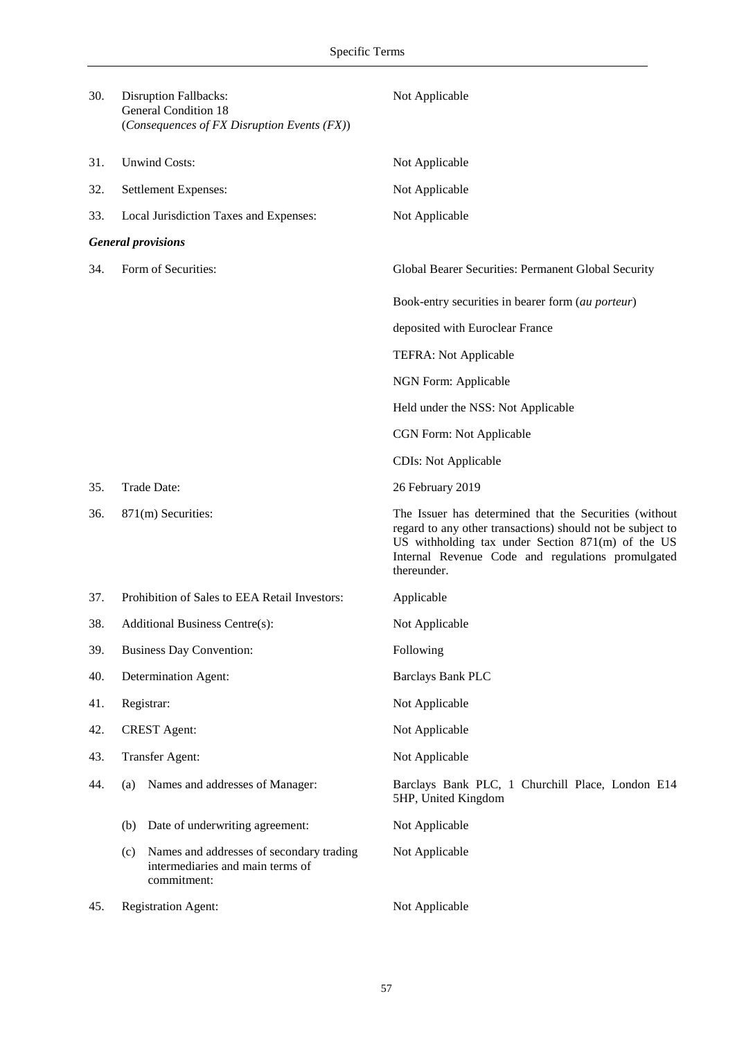| | | |
|---|---|---|
| 30. | Disruption Fallbacks: General Condition 18 (*Consequences of FX Disruption Events (FX)*) | Not Applicable |
| 31. | Unwind Costs: | Not Applicable |
| 32. | Settlement Expenses: | Not Applicable |
| 33. | Local Jurisdiction Taxes and Expenses: | Not Applicable |

***General provisions***

| | | |
|---|---|---|
| 34. | Form of Securities: | Global Bearer Securities: Permanent Global Security<br><br>Book-entry securities in bearer form (*au porteur*)<br><br>deposited with Euroclear France<br><br>TEFRA: Not Applicable<br><br>NGN Form: Applicable<br><br>Held under the NSS: Not Applicable<br><br>CGN Form: Not Applicable<br><br>CDIs: Not Applicable |
| 35. | Trade Date: | 26 February 2019 |
| 36. | 871(m) Securities: | The Issuer has determined that the Securities (without regard to any other transactions) should not be subject to US withholding tax under Section 871(m) of the US Internal Revenue Code and regulations promulgated thereunder. |
| 37. | Prohibition of Sales to EEA Retail Investors: | Applicable |
| 38. | Additional Business Centre(s): | Not Applicable |
| 39. | Business Day Convention: | Following |
| 40. | Determination Agent: | Barclays Bank PLC |
| 41. | Registrar: | Not Applicable |
| 42. | CREST Agent: | Not Applicable |
| 43. | Transfer Agent: | Not Applicable |
| 44. | (a) Names and addresses of Manager: | Barclays Bank PLC, 1 Churchill Place, London E14 5HP, United Kingdom |
| | (b) Date of underwriting agreement: | Not Applicable |
| | (c) Names and addresses of secondary trading intermediaries and main terms of commitment: | Not Applicable |
| 45. | Registration Agent: | Not Applicable |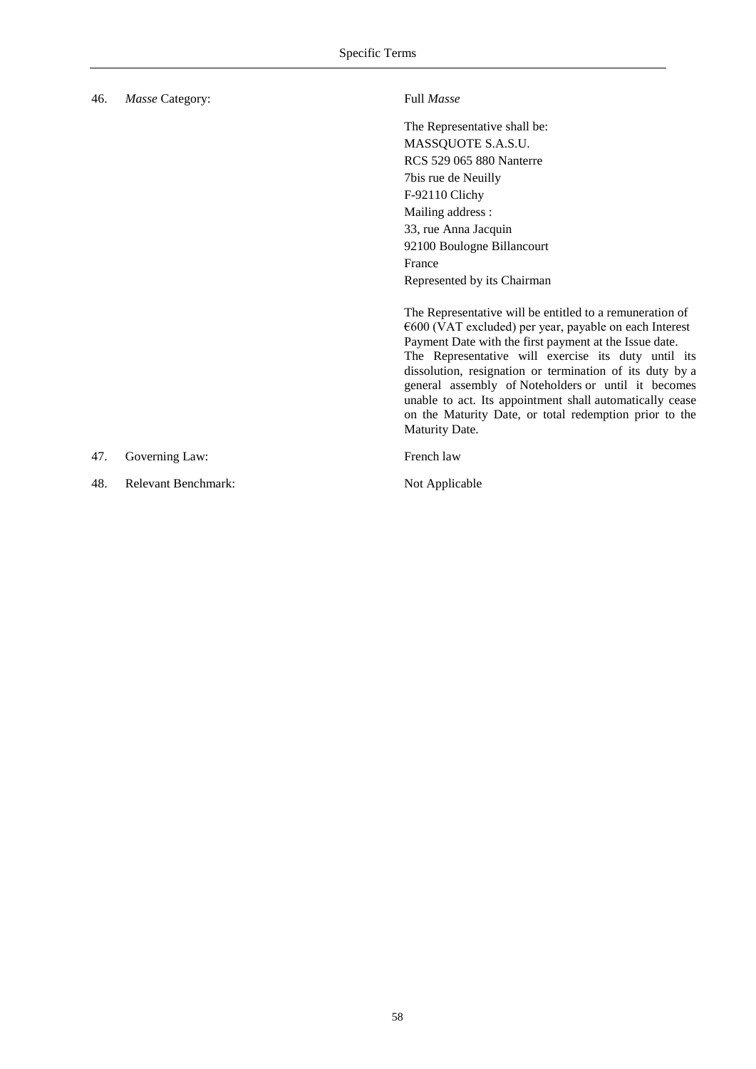| | | |
|---|---|---|
| 46. | *Masse* Category: | Full *Masse*<br><br>The Representative shall be:<br>MASSQUOTE S.A.S.U.<br>RCS 529 065 880 Nanterre<br>7bis rue de Neuilly<br>F-92110 Clichy<br>Mailing address :<br>33, rue Anna Jacquin<br>92100 Boulogne Billancourt<br>France<br>Represented by its Chairman<br><br>The Representative will be entitled to a remuneration of €600 (VAT excluded) per year, payable on each Interest Payment Date with the first payment at the Issue date.<br>The Representative will exercise its duty until its dissolution, resignation or termination of its duty by a general assembly of Noteholders or until it becomes unable to act. Its appointment shall automatically cease on the Maturity Date, or total redemption prior to the Maturity Date. |
| 47. | Governing Law: | French law |
| 48. | Relevant Benchmark: | Not Applicable |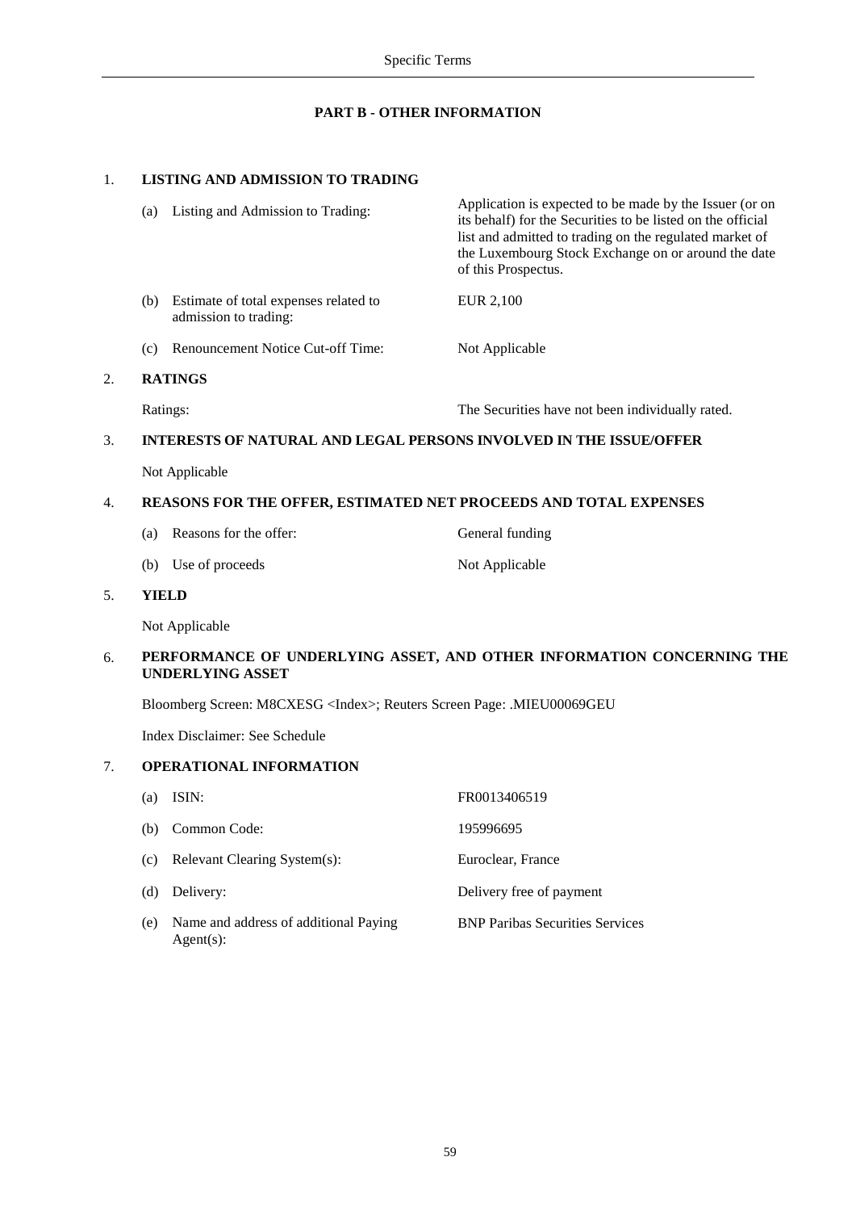**PART B - OTHER INFORMATION**

1. **LISTING AND ADMISSION TO TRADING**

| | |
|---|---|
| (a) Listing and Admission to Trading: | Application is expected to be made by the Issuer (or on its behalf) for the Securities to be listed on the official list and admitted to trading on the regulated market of the Luxembourg Stock Exchange on or around the date of this Prospectus. |
| (b) Estimate of total expenses related to admission to trading: | EUR 2,100 |
| (c) Renouncement Notice Cut-off Time: | Not Applicable |

2. **RATINGS**

| | |
|---|---|
| Ratings: | The Securities have not been individually rated. |

3. **INTERESTS OF NATURAL AND LEGAL PERSONS INVOLVED IN THE ISSUE/OFFER**

   Not Applicable

4. **REASONS FOR THE OFFER, ESTIMATED NET PROCEEDS AND TOTAL EXPENSES**

| | |
|---|---|
| (a) Reasons for the offer: | General funding |
| (b) Use of proceeds | Not Applicable |

5. **YIELD**

   Not Applicable

6. **PERFORMANCE OF UNDERLYING ASSET, AND OTHER INFORMATION CONCERNING THE UNDERLYING ASSET**

   Bloomberg Screen: M8CXESG <Index>; Reuters Screen Page: .MIEU00069GEU

   Index Disclaimer: See Schedule

7. **OPERATIONAL INFORMATION**

| | |
|---|---|
| (a) ISIN: | FR0013406519 |
| (b) Common Code: | 195996695 |
| (c) Relevant Clearing System(s): | Euroclear, France |
| (d) Delivery: | Delivery free of payment |
| (e) Name and address of additional Paying Agent(s): | BNP Paribas Securities Services |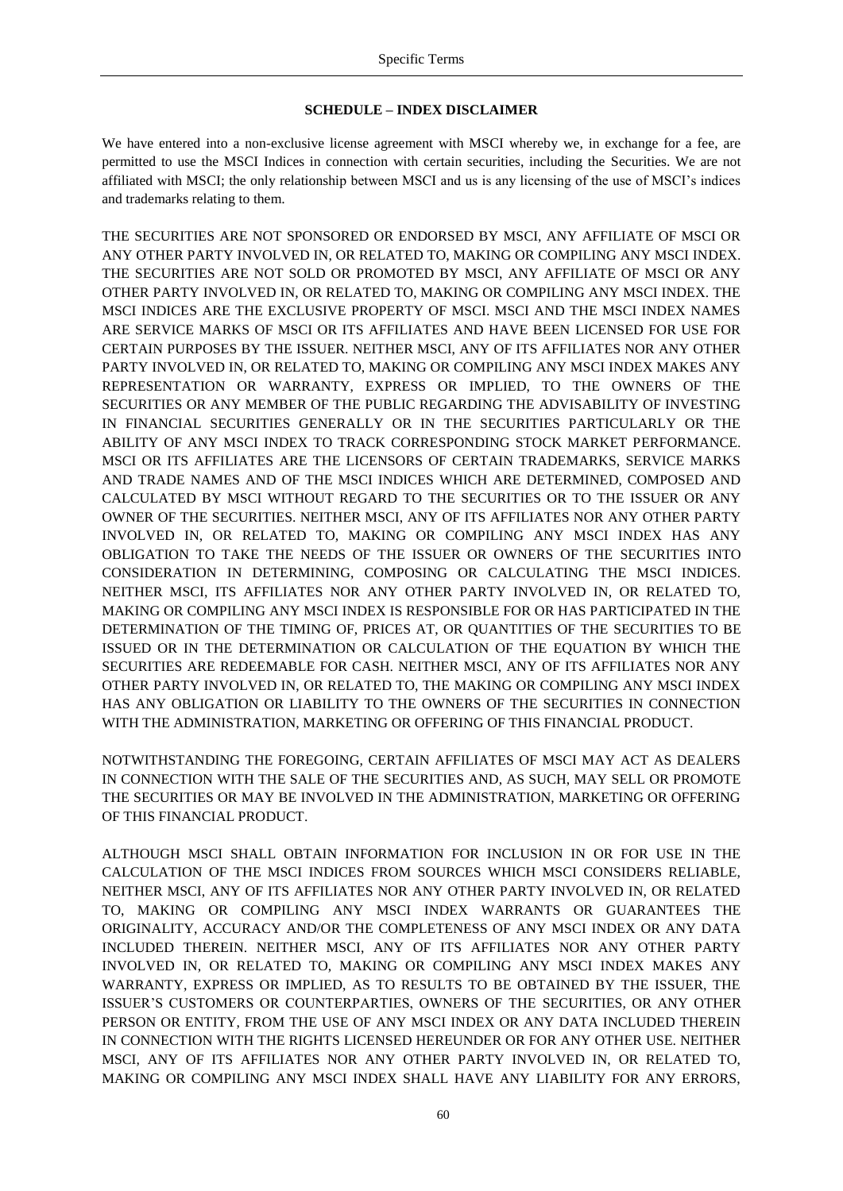**SCHEDULE – INDEX DISCLAIMER**

We have entered into a non-exclusive license agreement with MSCI whereby we, in exchange for a fee, are permitted to use the MSCI Indices in connection with certain securities, including the Securities. We are not affiliated with MSCI; the only relationship between MSCI and us is any licensing of the use of MSCI's indices and trademarks relating to them.

THE SECURITIES ARE NOT SPONSORED OR ENDORSED BY MSCI, ANY AFFILIATE OF MSCI OR ANY OTHER PARTY INVOLVED IN, OR RELATED TO, MAKING OR COMPILING ANY MSCI INDEX. THE SECURITIES ARE NOT SOLD OR PROMOTED BY MSCI, ANY AFFILIATE OF MSCI OR ANY OTHER PARTY INVOLVED IN, OR RELATED TO, MAKING OR COMPILING ANY MSCI INDEX. THE MSCI INDICES ARE THE EXCLUSIVE PROPERTY OF MSCI. MSCI AND THE MSCI INDEX NAMES ARE SERVICE MARKS OF MSCI OR ITS AFFILIATES AND HAVE BEEN LICENSED FOR USE FOR CERTAIN PURPOSES BY THE ISSUER. NEITHER MSCI, ANY OF ITS AFFILIATES NOR ANY OTHER PARTY INVOLVED IN, OR RELATED TO, MAKING OR COMPILING ANY MSCI INDEX MAKES ANY REPRESENTATION OR WARRANTY, EXPRESS OR IMPLIED, TO THE OWNERS OF THE SECURITIES OR ANY MEMBER OF THE PUBLIC REGARDING THE ADVISABILITY OF INVESTING IN FINANCIAL SECURITIES GENERALLY OR IN THE SECURITIES PARTICULARLY OR THE ABILITY OF ANY MSCI INDEX TO TRACK CORRESPONDING STOCK MARKET PERFORMANCE. MSCI OR ITS AFFILIATES ARE THE LICENSORS OF CERTAIN TRADEMARKS, SERVICE MARKS AND TRADE NAMES AND OF THE MSCI INDICES WHICH ARE DETERMINED, COMPOSED AND CALCULATED BY MSCI WITHOUT REGARD TO THE SECURITIES OR TO THE ISSUER OR ANY OWNER OF THE SECURITIES. NEITHER MSCI, ANY OF ITS AFFILIATES NOR ANY OTHER PARTY INVOLVED IN, OR RELATED TO, MAKING OR COMPILING ANY MSCI INDEX HAS ANY OBLIGATION TO TAKE THE NEEDS OF THE ISSUER OR OWNERS OF THE SECURITIES INTO CONSIDERATION IN DETERMINING, COMPOSING OR CALCULATING THE MSCI INDICES. NEITHER MSCI, ITS AFFILIATES NOR ANY OTHER PARTY INVOLVED IN, OR RELATED TO, MAKING OR COMPILING ANY MSCI INDEX IS RESPONSIBLE FOR OR HAS PARTICIPATED IN THE DETERMINATION OF THE TIMING OF, PRICES AT, OR QUANTITIES OF THE SECURITIES TO BE ISSUED OR IN THE DETERMINATION OR CALCULATION OF THE EQUATION BY WHICH THE SECURITIES ARE REDEEMABLE FOR CASH. NEITHER MSCI, ANY OF ITS AFFILIATES NOR ANY OTHER PARTY INVOLVED IN, OR RELATED TO, THE MAKING OR COMPILING ANY MSCI INDEX HAS ANY OBLIGATION OR LIABILITY TO THE OWNERS OF THE SECURITIES IN CONNECTION WITH THE ADMINISTRATION, MARKETING OR OFFERING OF THIS FINANCIAL PRODUCT.

NOTWITHSTANDING THE FOREGOING, CERTAIN AFFILIATES OF MSCI MAY ACT AS DEALERS IN CONNECTION WITH THE SALE OF THE SECURITIES AND, AS SUCH, MAY SELL OR PROMOTE THE SECURITIES OR MAY BE INVOLVED IN THE ADMINISTRATION, MARKETING OR OFFERING OF THIS FINANCIAL PRODUCT.

ALTHOUGH MSCI SHALL OBTAIN INFORMATION FOR INCLUSION IN OR FOR USE IN THE CALCULATION OF THE MSCI INDICES FROM SOURCES WHICH MSCI CONSIDERS RELIABLE, NEITHER MSCI, ANY OF ITS AFFILIATES NOR ANY OTHER PARTY INVOLVED IN, OR RELATED TO, MAKING OR COMPILING ANY MSCI INDEX WARRANTS OR GUARANTEES THE ORIGINALITY, ACCURACY AND/OR THE COMPLETENESS OF ANY MSCI INDEX OR ANY DATA INCLUDED THEREIN. NEITHER MSCI, ANY OF ITS AFFILIATES NOR ANY OTHER PARTY INVOLVED IN, OR RELATED TO, MAKING OR COMPILING ANY MSCI INDEX MAKES ANY WARRANTY, EXPRESS OR IMPLIED, AS TO RESULTS TO BE OBTAINED BY THE ISSUER, THE ISSUER'S CUSTOMERS OR COUNTERPARTIES, OWNERS OF THE SECURITIES, OR ANY OTHER PERSON OR ENTITY, FROM THE USE OF ANY MSCI INDEX OR ANY DATA INCLUDED THEREIN IN CONNECTION WITH THE RIGHTS LICENSED HEREUNDER OR FOR ANY OTHER USE. NEITHER MSCI, ANY OF ITS AFFILIATES NOR ANY OTHER PARTY INVOLVED IN, OR RELATED TO, MAKING OR COMPILING ANY MSCI INDEX SHALL HAVE ANY LIABILITY FOR ANY ERRORS,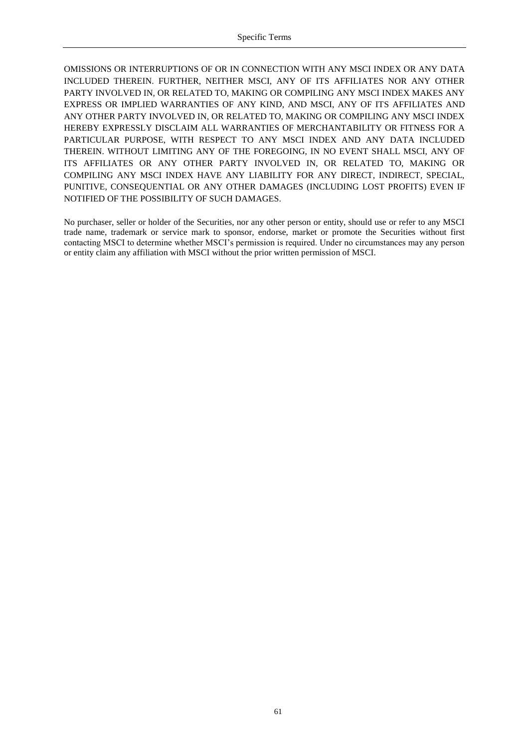OMISSIONS OR INTERRUPTIONS OF OR IN CONNECTION WITH ANY MSCI INDEX OR ANY DATA INCLUDED THEREIN. FURTHER, NEITHER MSCI, ANY OF ITS AFFILIATES NOR ANY OTHER PARTY INVOLVED IN, OR RELATED TO, MAKING OR COMPILING ANY MSCI INDEX MAKES ANY EXPRESS OR IMPLIED WARRANTIES OF ANY KIND, AND MSCI, ANY OF ITS AFFILIATES AND ANY OTHER PARTY INVOLVED IN, OR RELATED TO, MAKING OR COMPILING ANY MSCI INDEX HEREBY EXPRESSLY DISCLAIM ALL WARRANTIES OF MERCHANTABILITY OR FITNESS FOR A PARTICULAR PURPOSE, WITH RESPECT TO ANY MSCI INDEX AND ANY DATA INCLUDED THEREIN. WITHOUT LIMITING ANY OF THE FOREGOING, IN NO EVENT SHALL MSCI, ANY OF ITS AFFILIATES OR ANY OTHER PARTY INVOLVED IN, OR RELATED TO, MAKING OR COMPILING ANY MSCI INDEX HAVE ANY LIABILITY FOR ANY DIRECT, INDIRECT, SPECIAL, PUNITIVE, CONSEQUENTIAL OR ANY OTHER DAMAGES (INCLUDING LOST PROFITS) EVEN IF NOTIFIED OF THE POSSIBILITY OF SUCH DAMAGES.

No purchaser, seller or holder of the Securities, nor any other person or entity, should use or refer to any MSCI trade name, trademark or service mark to sponsor, endorse, market or promote the Securities without first contacting MSCI to determine whether MSCI's permission is required. Under no circumstances may any person or entity claim any affiliation with MSCI without the prior written permission of MSCI.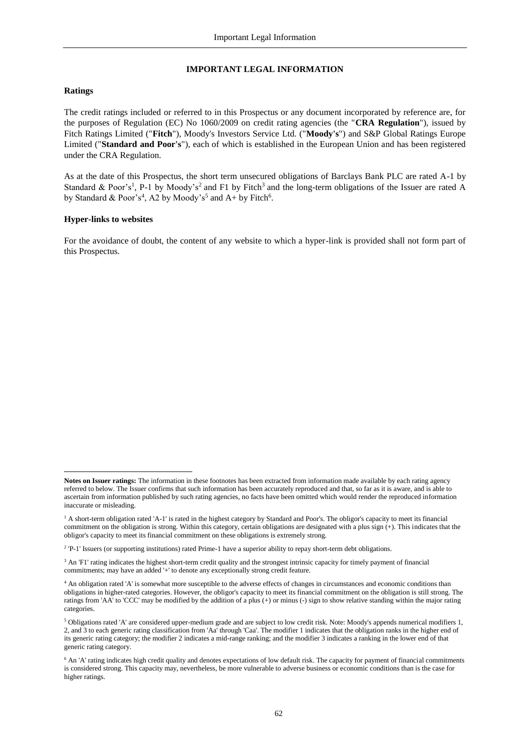# IMPORTANT LEGAL INFORMATION

## Ratings

The credit ratings included or referred to in this Prospectus or any document incorporated by reference are, for the purposes of Regulation (EC) No 1060/2009 on credit rating agencies (the "**CRA Regulation**"), issued by Fitch Ratings Limited ("**Fitch**"), Moody's Investors Service Ltd. ("**Moody's**") and S&P Global Ratings Europe Limited ("**Standard and Poor's**"), each of which is established in the European Union and has been registered under the CRA Regulation.

As at the date of this Prospectus, the short term unsecured obligations of Barclays Bank PLC are rated A-1 by Standard & Poor's[1], P-1 by Moody's[2] and F1 by Fitch[3] and the long-term obligations of the Issuer are rated A by Standard & Poor's[4], A2 by Moody's[5] and A+ by Fitch[6].

## Hyper-links to websites

For the avoidance of doubt, the content of any website to which a hyper-link is provided shall not form part of this Prospectus.

---

**Notes on Issuer ratings:** The information in these footnotes has been extracted from information made available by each rating agency referred to below. The Issuer confirms that such information has been accurately reproduced and that, so far as it is aware, and is able to ascertain from information published by such rating agencies, no facts have been omitted which would render the reproduced information inaccurate or misleading.

[1] A short-term obligation rated 'A-1' is rated in the highest category by Standard and Poor's. The obligor's capacity to meet its financial commitment on the obligation is strong. Within this category, certain obligations are designated with a plus sign (+). This indicates that the obligor's capacity to meet its financial commitment on these obligations is extremely strong.

[2] 'P-1' Issuers (or supporting institutions) rated Prime-1 have a superior ability to repay short-term debt obligations.

[3] An 'F1' rating indicates the highest short-term credit quality and the strongest intrinsic capacity for timely payment of financial commitments; may have an added '+' to denote any exceptionally strong credit feature.

[4] An obligation rated 'A' is somewhat more susceptible to the adverse effects of changes in circumstances and economic conditions than obligations in higher-rated categories. However, the obligor's capacity to meet its financial commitment on the obligation is still strong. The ratings from 'AA' to 'CCC' may be modified by the addition of a plus (+) or minus (-) sign to show relative standing within the major rating categories.

[5] Obligations rated 'A' are considered upper-medium grade and are subject to low credit risk. Note: Moody's appends numerical modifiers 1, 2, and 3 to each generic rating classification from 'Aa' through 'Caa'. The modifier 1 indicates that the obligation ranks in the higher end of its generic rating category; the modifier 2 indicates a mid-range ranking; and the modifier 3 indicates a ranking in the lower end of that generic rating category.

[6] An 'A' rating indicates high credit quality and denotes expectations of low default risk. The capacity for payment of financial commitments is considered strong. This capacity may, nevertheless, be more vulnerable to adverse business or economic conditions than is the case for higher ratings.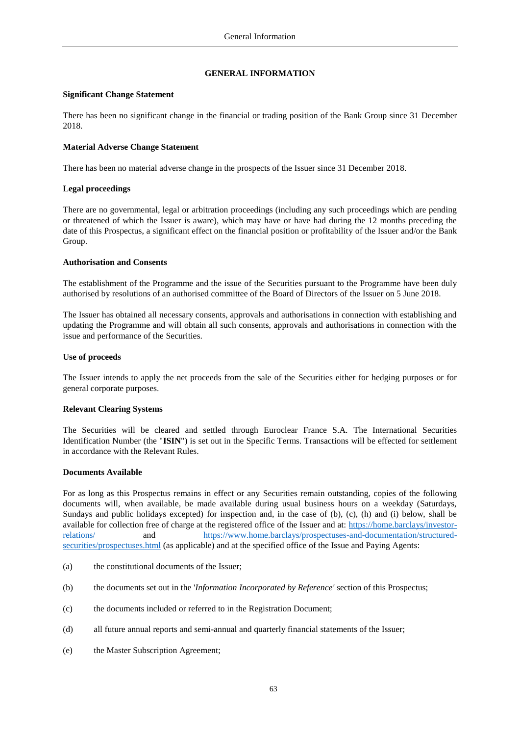# GENERAL INFORMATION

**Significant Change Statement**

There has been no significant change in the financial or trading position of the Bank Group since 31 December 2018.

**Material Adverse Change Statement**

There has been no material adverse change in the prospects of the Issuer since 31 December 2018.

**Legal proceedings**

There are no governmental, legal or arbitration proceedings (including any such proceedings which are pending or threatened of which the Issuer is aware), which may have or have had during the 12 months preceding the date of this Prospectus, a significant effect on the financial position or profitability of the Issuer and/or the Bank Group.

**Authorisation and Consents**

The establishment of the Programme and the issue of the Securities pursuant to the Programme have been duly authorised by resolutions of an authorised committee of the Board of Directors of the Issuer on 5 June 2018.

The Issuer has obtained all necessary consents, approvals and authorisations in connection with establishing and updating the Programme and will obtain all such consents, approvals and authorisations in connection with the issue and performance of the Securities.

**Use of proceeds**

The Issuer intends to apply the net proceeds from the sale of the Securities either for hedging purposes or for general corporate purposes.

**Relevant Clearing Systems**

The Securities will be cleared and settled through Euroclear France S.A. The International Securities Identification Number (the "**ISIN**") is set out in the Specific Terms. Transactions will be effected for settlement in accordance with the Relevant Rules.

**Documents Available**

For as long as this Prospectus remains in effect or any Securities remain outstanding, copies of the following documents will, when available, be made available during usual business hours on a weekday (Saturdays, Sundays and public holidays excepted) for inspection and, in the case of (b), (c), (h) and (i) below, shall be available for collection free of charge at the registered office of the Issuer and at: https://home.barclays/investor-relations/ and https://www.home.barclays/prospectuses-and-documentation/structured-securities/prospectuses.html (as applicable) and at the specified office of the Issue and Paying Agents:

(a) the constitutional documents of the Issuer;

(b) the documents set out in the '*Information Incorporated by Reference'* section of this Prospectus;

(c) the documents included or referred to in the Registration Document;

(d) all future annual reports and semi-annual and quarterly financial statements of the Issuer;

(e) the Master Subscription Agreement;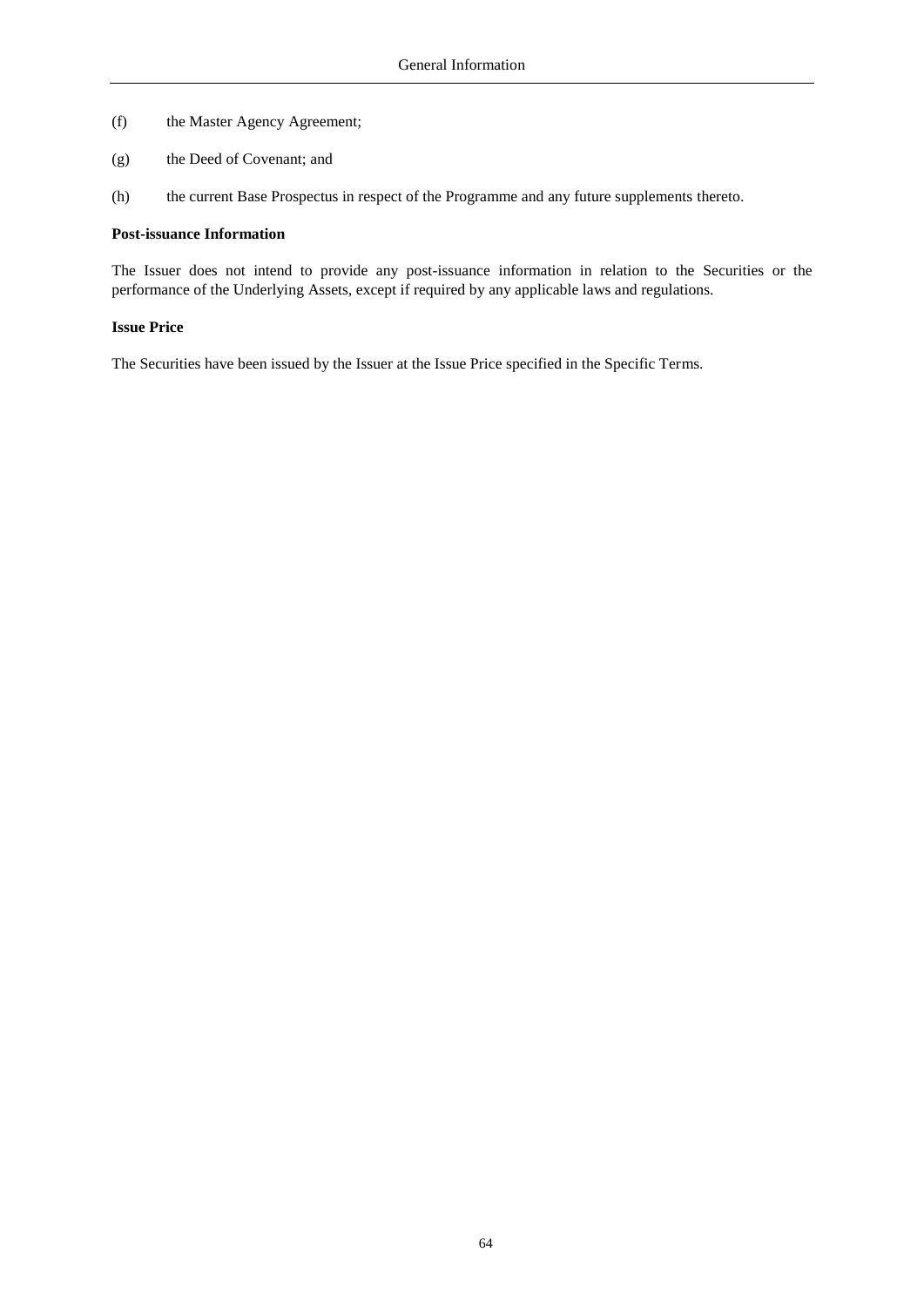(f) the Master Agency Agreement;

(g) the Deed of Covenant; and

(h) the current Base Prospectus in respect of the Programme and any future supplements thereto.

**Post-issuance Information**

The Issuer does not intend to provide any post-issuance information in relation to the Securities or the performance of the Underlying Assets, except if required by any applicable laws and regulations.

**Issue Price**

The Securities have been issued by the Issuer at the Issue Price specified in the Specific Terms.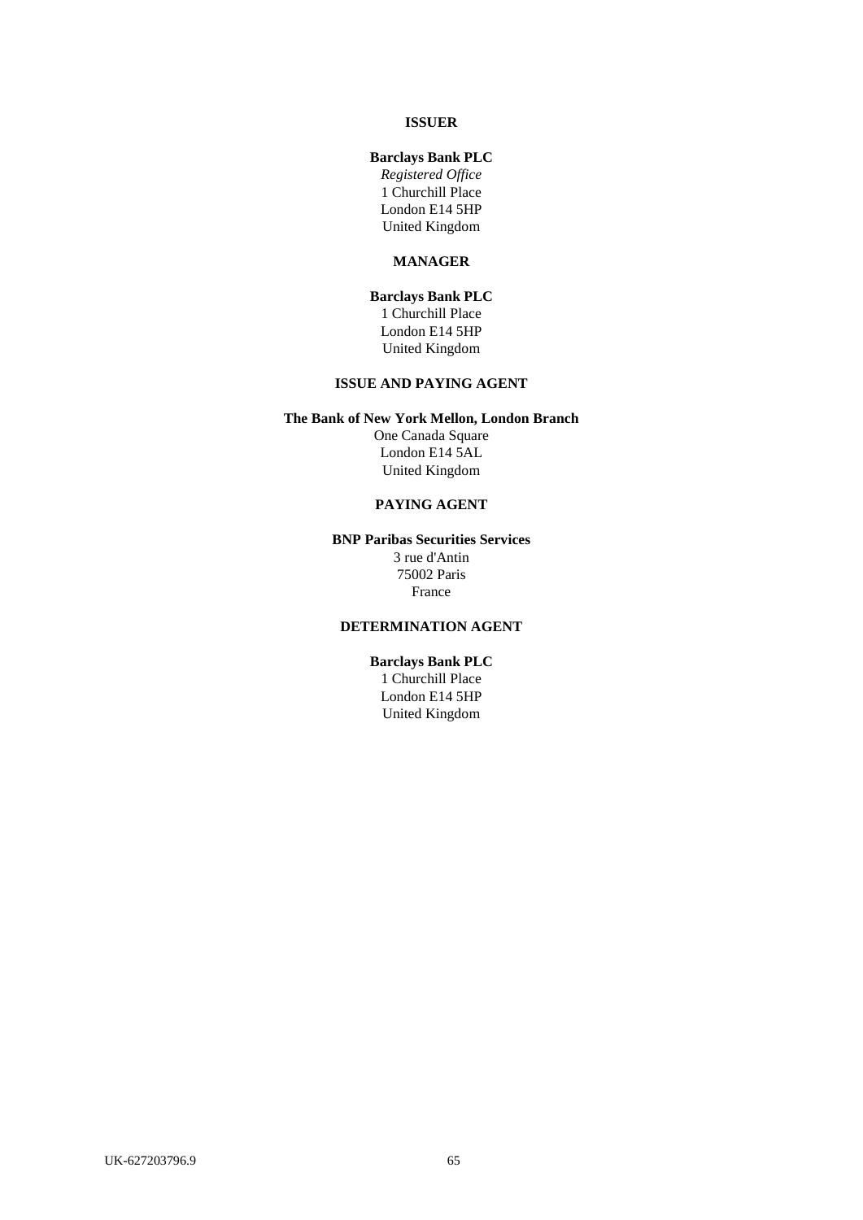**ISSUER**

**Barclays Bank PLC**
*Registered Office*
1 Churchill Place
London E14 5HP
United Kingdom

**MANAGER**

**Barclays Bank PLC**
1 Churchill Place
London E14 5HP
United Kingdom

**ISSUE AND PAYING AGENT**

**The Bank of New York Mellon, London Branch**
One Canada Square
London E14 5AL
United Kingdom

**PAYING AGENT**

**BNP Paribas Securities Services**
3 rue d'Antin
75002 Paris
France

**DETERMINATION AGENT**

**Barclays Bank PLC**
1 Churchill Place
London E14 5HP
United Kingdom

UK-627203796.9